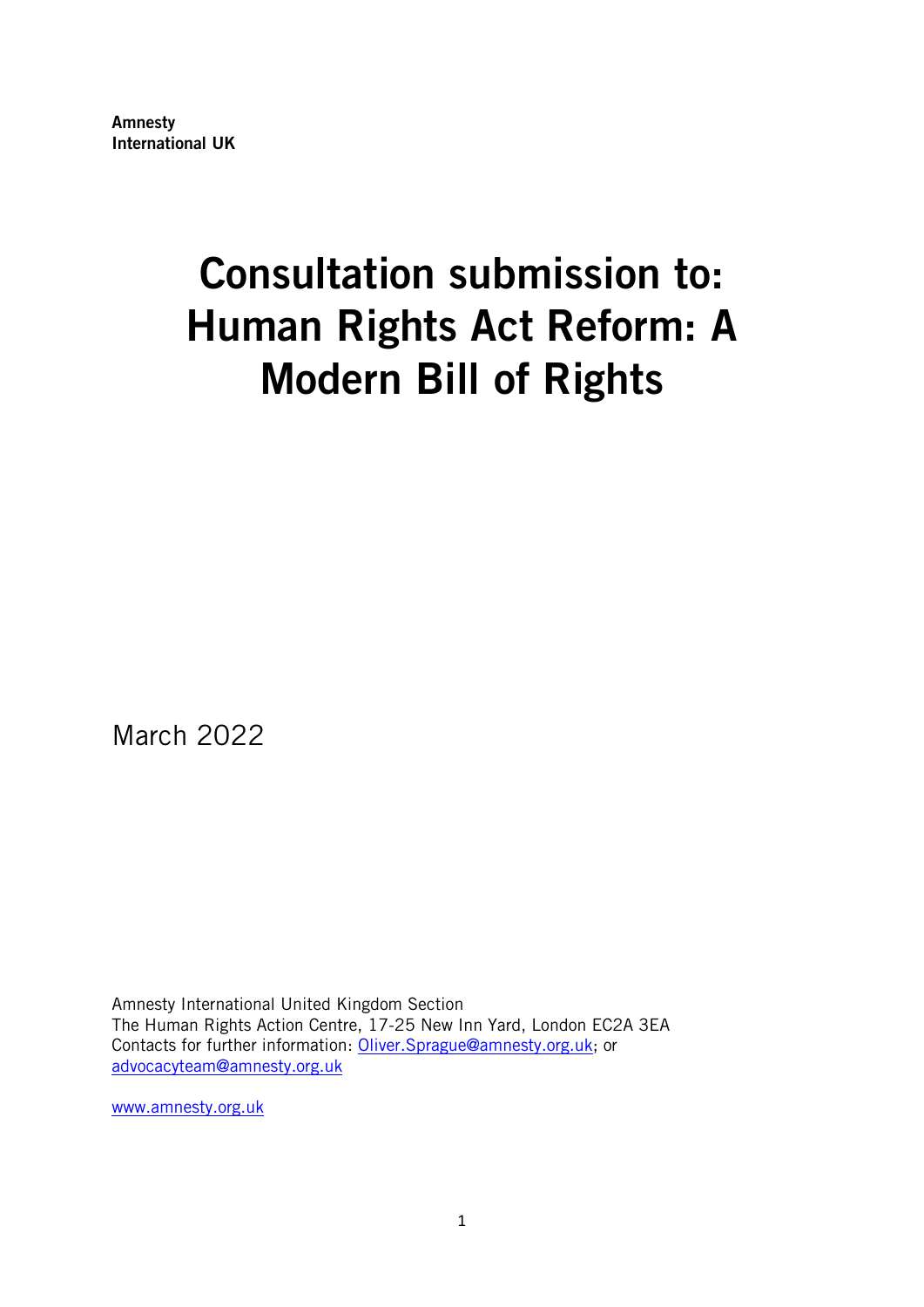**Amnesty International UK**

# Consultation submission to: Human Rights Act Reform: A Modern Bill of Rights

March 2022

Amnesty International United Kingdom Section
The Human Rights Action Centre, 17-25 New Inn Yard, London EC2A 3EA
Contacts for further information: [Oliver.Sprague@amnesty.org.uk](mailto:Oliver.Sprague@amnesty.org.uk); or [advocacyteam@amnesty.org.uk](mailto:advocacyteam@amnesty.org.uk)

[www.amnesty.org.uk](http://www.amnesty.org.uk)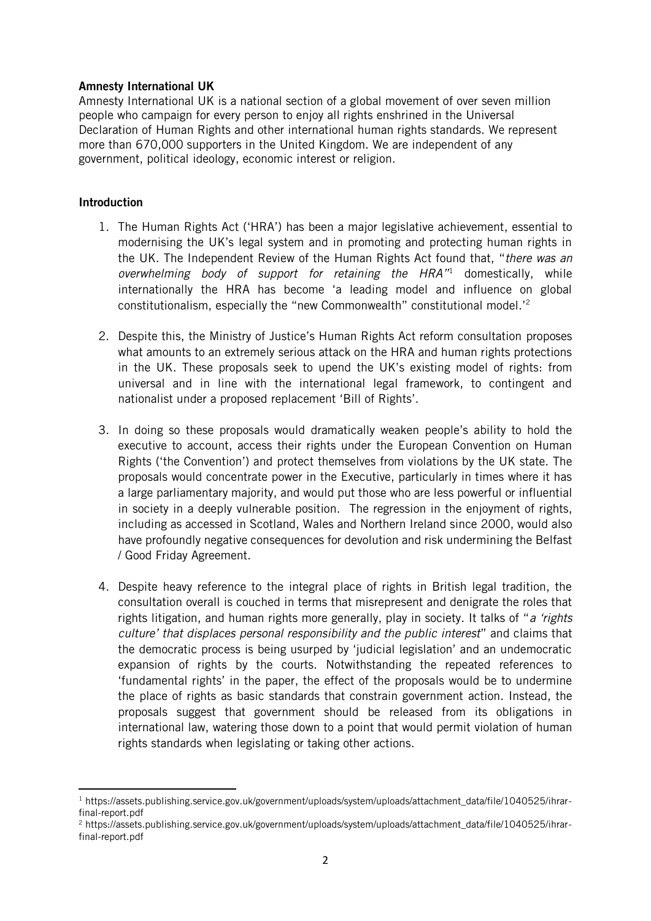**Amnesty International UK**

Amnesty International UK is a national section of a global movement of over seven million people who campaign for every person to enjoy all rights enshrined in the Universal Declaration of Human Rights and other international human rights standards. We represent more than 670,000 supporters in the United Kingdom. We are independent of any government, political ideology, economic interest or religion.

**Introduction**

1. The Human Rights Act ('HRA') has been a major legislative achievement, essential to modernising the UK's legal system and in promoting and protecting human rights in the UK. The Independent Review of the Human Rights Act found that, "*there was an overwhelming body of support for retaining the HRA*"[1] domestically, while internationally the HRA has become 'a leading model and influence on global constitutionalism, especially the "new Commonwealth" constitutional model.'[2]

2. Despite this, the Ministry of Justice's Human Rights Act reform consultation proposes what amounts to an extremely serious attack on the HRA and human rights protections in the UK. These proposals seek to upend the UK's existing model of rights: from universal and in line with the international legal framework, to contingent and nationalist under a proposed replacement 'Bill of Rights'.

3. In doing so these proposals would dramatically weaken people's ability to hold the executive to account, access their rights under the European Convention on Human Rights ('the Convention') and protect themselves from violations by the UK state. The proposals would concentrate power in the Executive, particularly in times where it has a large parliamentary majority, and would put those who are less powerful or influential in society in a deeply vulnerable position. The regression in the enjoyment of rights, including as accessed in Scotland, Wales and Northern Ireland since 2000, would also have profoundly negative consequences for devolution and risk undermining the Belfast / Good Friday Agreement.

4. Despite heavy reference to the integral place of rights in British legal tradition, the consultation overall is couched in terms that misrepresent and denigrate the roles that rights litigation, and human rights more generally, play in society. It talks of "*a 'rights culture' that displaces personal responsibility and the public interest*" and claims that the democratic process is being usurped by 'judicial legislation' and an undemocratic expansion of rights by the courts. Notwithstanding the repeated references to 'fundamental rights' in the paper, the effect of the proposals would be to undermine the place of rights as basic standards that constrain government action. Instead, the proposals suggest that government should be released from its obligations in international law, watering those down to a point that would permit violation of human rights standards when legislating or taking other actions.

---

[1] https://assets.publishing.service.gov.uk/government/uploads/system/uploads/attachment_data/file/1040525/ihrar-final-report.pdf

[2] https://assets.publishing.service.gov.uk/government/uploads/system/uploads/attachment_data/file/1040525/ihrar-final-report.pdf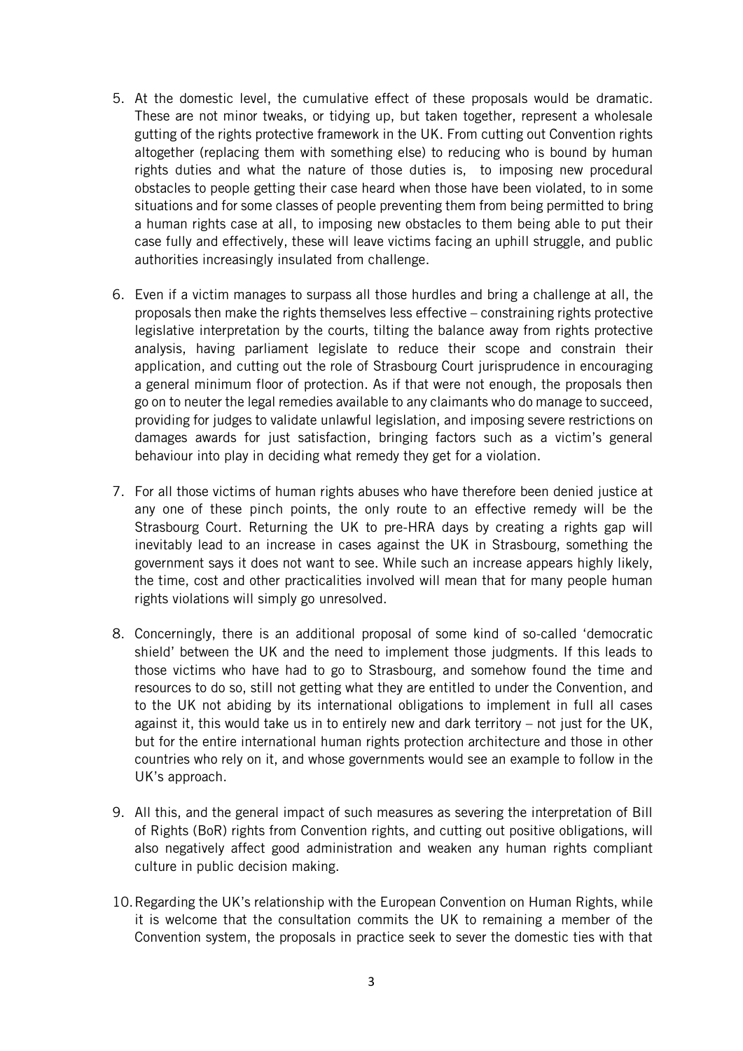5. At the domestic level, the cumulative effect of these proposals would be dramatic. These are not minor tweaks, or tidying up, but taken together, represent a wholesale gutting of the rights protective framework in the UK. From cutting out Convention rights altogether (replacing them with something else) to reducing who is bound by human rights duties and what the nature of those duties is, to imposing new procedural obstacles to people getting their case heard when those have been violated, to in some situations and for some classes of people preventing them from being permitted to bring a human rights case at all, to imposing new obstacles to them being able to put their case fully and effectively, these will leave victims facing an uphill struggle, and public authorities increasingly insulated from challenge.

6. Even if a victim manages to surpass all those hurdles and bring a challenge at all, the proposals then make the rights themselves less effective – constraining rights protective legislative interpretation by the courts, tilting the balance away from rights protective analysis, having parliament legislate to reduce their scope and constrain their application, and cutting out the role of Strasbourg Court jurisprudence in encouraging a general minimum floor of protection. As if that were not enough, the proposals then go on to neuter the legal remedies available to any claimants who do manage to succeed, providing for judges to validate unlawful legislation, and imposing severe restrictions on damages awards for just satisfaction, bringing factors such as a victim's general behaviour into play in deciding what remedy they get for a violation.

7. For all those victims of human rights abuses who have therefore been denied justice at any one of these pinch points, the only route to an effective remedy will be the Strasbourg Court. Returning the UK to pre-HRA days by creating a rights gap will inevitably lead to an increase in cases against the UK in Strasbourg, something the government says it does not want to see. While such an increase appears highly likely, the time, cost and other practicalities involved will mean that for many people human rights violations will simply go unresolved.

8. Concerningly, there is an additional proposal of some kind of so-called 'democratic shield' between the UK and the need to implement those judgments. If this leads to those victims who have had to go to Strasbourg, and somehow found the time and resources to do so, still not getting what they are entitled to under the Convention, and to the UK not abiding by its international obligations to implement in full all cases against it, this would take us in to entirely new and dark territory – not just for the UK, but for the entire international human rights protection architecture and those in other countries who rely on it, and whose governments would see an example to follow in the UK's approach.

9. All this, and the general impact of such measures as severing the interpretation of Bill of Rights (BoR) rights from Convention rights, and cutting out positive obligations, will also negatively affect good administration and weaken any human rights compliant culture in public decision making.

10. Regarding the UK's relationship with the European Convention on Human Rights, while it is welcome that the consultation commits the UK to remaining a member of the Convention system, the proposals in practice seek to sever the domestic ties with that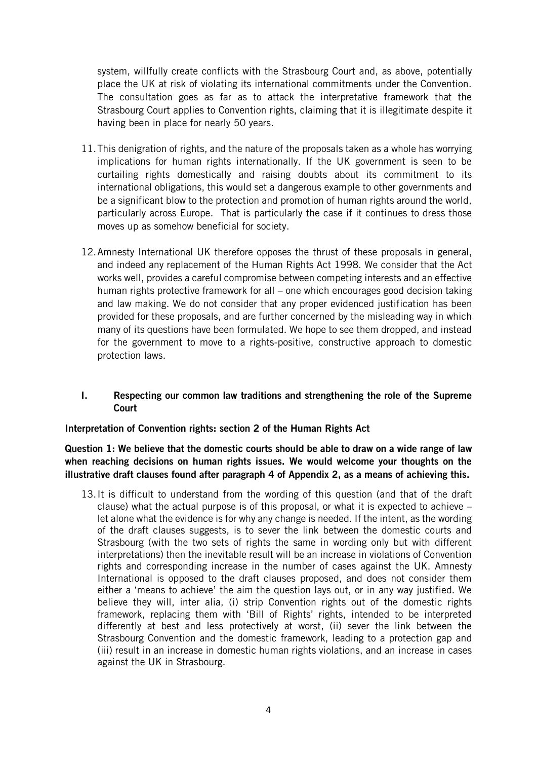system, willfully create conflicts with the Strasbourg Court and, as above, potentially place the UK at risk of violating its international commitments under the Convention. The consultation goes as far as to attack the interpretative framework that the Strasbourg Court applies to Convention rights, claiming that it is illegitimate despite it having been in place for nearly 50 years.

11. This denigration of rights, and the nature of the proposals taken as a whole has worrying implications for human rights internationally. If the UK government is seen to be curtailing rights domestically and raising doubts about its commitment to its international obligations, this would set a dangerous example to other governments and be a significant blow to the protection and promotion of human rights around the world, particularly across Europe. That is particularly the case if it continues to dress those moves up as somehow beneficial for society.

12. Amnesty International UK therefore opposes the thrust of these proposals in general, and indeed any replacement of the Human Rights Act 1998. We consider that the Act works well, provides a careful compromise between competing interests and an effective human rights protective framework for all – one which encourages good decision taking and law making. We do not consider that any proper evidenced justification has been provided for these proposals, and are further concerned by the misleading way in which many of its questions have been formulated. We hope to see them dropped, and instead for the government to move to a rights-positive, constructive approach to domestic protection laws.

## I. Respecting our common law traditions and strengthening the role of the Supreme Court

**Interpretation of Convention rights: section 2 of the Human Rights Act**

**Question 1: We believe that the domestic courts should be able to draw on a wide range of law when reaching decisions on human rights issues. We would welcome your thoughts on the illustrative draft clauses found after paragraph 4 of Appendix 2, as a means of achieving this.**

13. It is difficult to understand from the wording of this question (and that of the draft clause) what the actual purpose is of this proposal, or what it is expected to achieve – let alone what the evidence is for why any change is needed. If the intent, as the wording of the draft clauses suggests, is to sever the link between the domestic courts and Strasbourg (with the two sets of rights the same in wording only but with different interpretations) then the inevitable result will be an increase in violations of Convention rights and corresponding increase in the number of cases against the UK. Amnesty International is opposed to the draft clauses proposed, and does not consider them either a 'means to achieve' the aim the question lays out, or in any way justified. We believe they will, inter alia, (i) strip Convention rights out of the domestic rights framework, replacing them with 'Bill of Rights' rights, intended to be interpreted differently at best and less protectively at worst, (ii) sever the link between the Strasbourg Convention and the domestic framework, leading to a protection gap and (iii) result in an increase in domestic human rights violations, and an increase in cases against the UK in Strasbourg.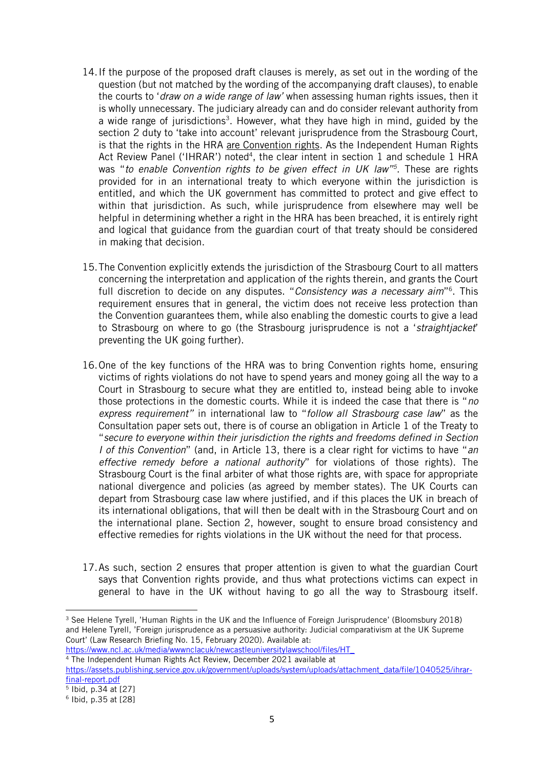14. If the purpose of the proposed draft clauses is merely, as set out in the wording of the question (but not matched by the wording of the accompanying draft clauses), to enable the courts to '*draw on a wide range of law*' when assessing human rights issues, then it is wholly unnecessary. The judiciary already can and do consider relevant authority from a wide range of jurisdictions[3]. However, what they have high in mind, guided by the section 2 duty to 'take into account' relevant jurisprudence from the Strasbourg Court, is that the rights in the HRA are Convention rights. As the Independent Human Rights Act Review Panel ('IHRAR') noted[4], the clear intent in section 1 and schedule 1 HRA was "*to enable Convention rights to be given effect in UK law*"[5]. These are rights provided for in an international treaty to which everyone within the jurisdiction is entitled, and which the UK government has committed to protect and give effect to within that jurisdiction. As such, while jurisprudence from elsewhere may well be helpful in determining whether a right in the HRA has been breached, it is entirely right and logical that guidance from the guardian court of that treaty should be considered in making that decision.

15. The Convention explicitly extends the jurisdiction of the Strasbourg Court to all matters concerning the interpretation and application of the rights therein, and grants the Court full discretion to decide on any disputes. "*Consistency was a necessary aim*"[6]. This requirement ensures that in general, the victim does not receive less protection than the Convention guarantees them, while also enabling the domestic courts to give a lead to Strasbourg on where to go (the Strasbourg jurisprudence is not a '*straightjacket*' preventing the UK going further).

16. One of the key functions of the HRA was to bring Convention rights home, ensuring victims of rights violations do not have to spend years and money going all the way to a Court in Strasbourg to secure what they are entitled to, instead being able to invoke those protections in the domestic courts. While it is indeed the case that there is "*no express requirement*" in international law to "*follow all Strasbourg case law*" as the Consultation paper sets out, there is of course an obligation in Article 1 of the Treaty to "*secure to everyone within their jurisdiction the rights and freedoms defined in Section I of this Convention*" (and, in Article 13, there is a clear right for victims to have "*an effective remedy before a national authority*" for violations of those rights). The Strasbourg Court is the final arbiter of what those rights are, with space for appropriate national divergence and policies (as agreed by member states). The UK Courts can depart from Strasbourg case law where justified, and if this places the UK in breach of its international obligations, that will then be dealt with in the Strasbourg Court and on the international plane. Section 2, however, sought to ensure broad consistency and effective remedies for rights violations in the UK without the need for that process.

17. As such, section 2 ensures that proper attention is given to what the guardian Court says that Convention rights provide, and thus what protections victims can expect in general to have in the UK without having to go all the way to Strasbourg itself.

---

[3] See Helene Tyrell, 'Human Rights in the UK and the Influence of Foreign Jurisprudence' (Bloomsbury 2018) and Helene Tyrell, 'Foreign jurisprudence as a persuasive authority: Judicial comparativism at the UK Supreme Court' (Law Research Briefing No. 15, February 2020). Available at: https://www.ncl.ac.uk/media/wwwnclacuk/newcastleuniversitylawschool/files/HT_

[4] The Independent Human Rights Act Review, December 2021 available at https://assets.publishing.service.gov.uk/government/uploads/system/uploads/attachment_data/file/1040525/ihrar-final-report.pdf

[5] Ibid, p.34 at [27]

[6] Ibid, p.35 at [28]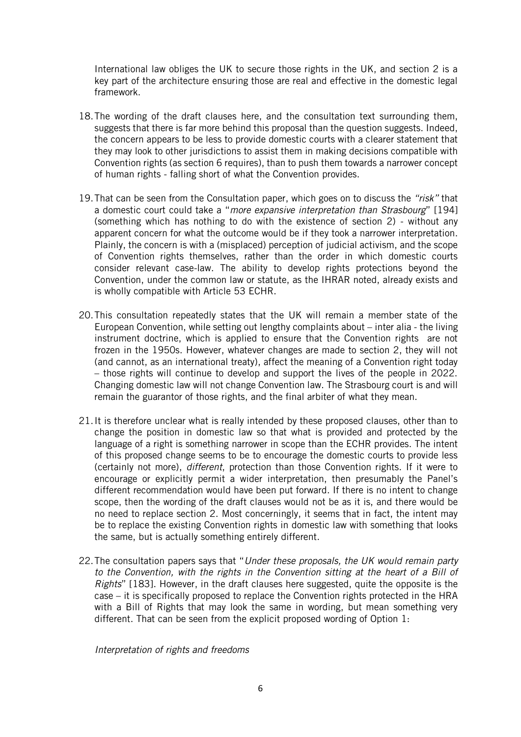International law obliges the UK to secure those rights in the UK, and section 2 is a key part of the architecture ensuring those are real and effective in the domestic legal framework.

18. The wording of the draft clauses here, and the consultation text surrounding them, suggests that there is far more behind this proposal than the question suggests. Indeed, the concern appears to be less to provide domestic courts with a clearer statement that they may look to other jurisdictions to assist them in making decisions compatible with Convention rights (as section 6 requires), than to push them towards a narrower concept of human rights - falling short of what the Convention provides.

19. That can be seen from the Consultation paper, which goes on to discuss the *"risk"* that a domestic court could take a "*more expansive interpretation than Strasbourg*" [194] (something which has nothing to do with the existence of section 2) - without any apparent concern for what the outcome would be if they took a narrower interpretation. Plainly, the concern is with a (misplaced) perception of judicial activism, and the scope of Convention rights themselves, rather than the order in which domestic courts consider relevant case-law. The ability to develop rights protections beyond the Convention, under the common law or statute, as the IHRAR noted, already exists and is wholly compatible with Article 53 ECHR.

20. This consultation repeatedly states that the UK will remain a member state of the European Convention, while setting out lengthy complaints about – inter alia - the living instrument doctrine, which is applied to ensure that the Convention rights are not frozen in the 1950s. However, whatever changes are made to section 2, they will not (and cannot, as an international treaty), affect the meaning of a Convention right today – those rights will continue to develop and support the lives of the people in 2022. Changing domestic law will not change Convention law. The Strasbourg court is and will remain the guarantor of those rights, and the final arbiter of what they mean.

21. It is therefore unclear what is really intended by these proposed clauses, other than to change the position in domestic law so that what is provided and protected by the language of a right is something narrower in scope than the ECHR provides. The intent of this proposed change seems to be to encourage the domestic courts to provide less (certainly not more), *different*, protection than those Convention rights. If it were to encourage or explicitly permit a wider interpretation, then presumably the Panel's different recommendation would have been put forward. If there is no intent to change scope, then the wording of the draft clauses would not be as it is, and there would be no need to replace section 2. Most concerningly, it seems that in fact, the intent may be to replace the existing Convention rights in domestic law with something that looks the same, but is actually something entirely different.

22. The consultation papers says that "*Under these proposals, the UK would remain party to the Convention, with the rights in the Convention sitting at the heart of a Bill of Rights*" [183]. However, in the draft clauses here suggested, quite the opposite is the case – it is specifically proposed to replace the Convention rights protected in the HRA with a Bill of Rights that may look the same in wording, but mean something very different. That can be seen from the explicit proposed wording of Option 1:

*Interpretation of rights and freedoms*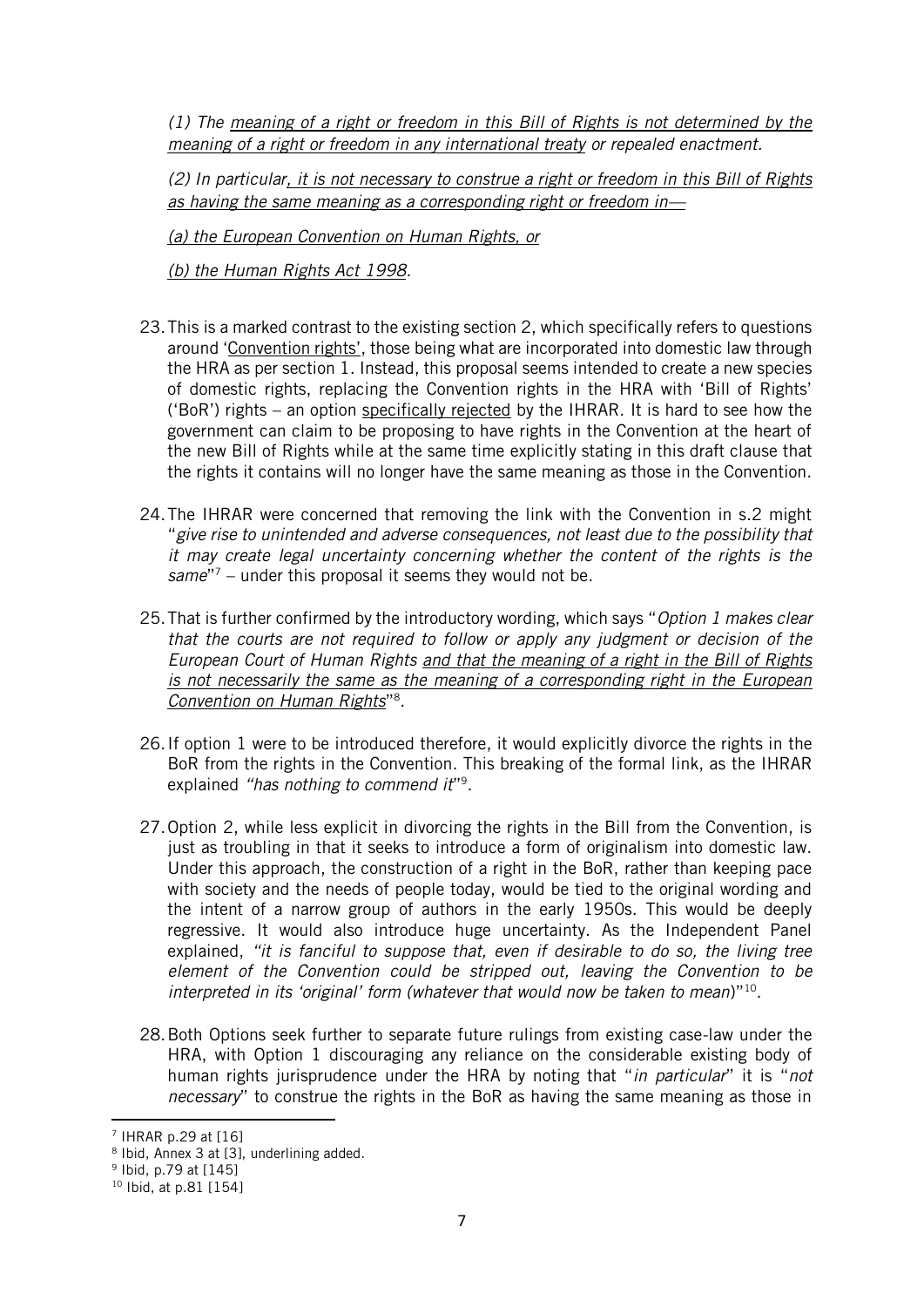*(1) The <u>meaning of a right or freedom in this Bill of Rights is not determined by the meaning of a right or freedom in any international treaty</u> or repealed enactment.*

*(2) In particular<u>, it is not necessary to construe a right or freedom in this Bill of Rights as having the same meaning as a corresponding right or freedom in—</u>*

*<u>(a) the European Convention on Human Rights, or</u>*

*<u>(b) the Human Rights Act 1998</u>.*

23. This is a marked contrast to the existing section 2, which specifically refers to questions around '<u>Convention rights</u>', those being what are incorporated into domestic law through the HRA as per section 1. Instead, this proposal seems intended to create a new species of domestic rights, replacing the Convention rights in the HRA with 'Bill of Rights' ('BoR') rights – an option <u>specifically rejected</u> by the IHRAR. It is hard to see how the government can claim to be proposing to have rights in the Convention at the heart of the new Bill of Rights while at the same time explicitly stating in this draft clause that the rights it contains will no longer have the same meaning as those in the Convention.

24. The IHRAR were concerned that removing the link with the Convention in s.2 might "*give rise to unintended and adverse consequences, not least due to the possibility that it may create legal uncertainty concerning whether the content of the rights is the same*"[7] – under this proposal it seems they would not be.

25. That is further confirmed by the introductory wording, which says "*Option 1 makes clear that the courts are not required to follow or apply any judgment or decision of the European Court of Human Rights <u>and that the meaning of a right in the Bill of Rights is not necessarily the same as the meaning of a corresponding right in the European Convention on Human Rights</u>*"[8].

26. If option 1 were to be introduced therefore, it would explicitly divorce the rights in the BoR from the rights in the Convention. This breaking of the formal link, as the IHRAR explained *"has nothing to commend it*"[9].

27. Option 2, while less explicit in divorcing the rights in the Bill from the Convention, is just as troubling in that it seeks to introduce a form of originalism into domestic law. Under this approach, the construction of a right in the BoR, rather than keeping pace with society and the needs of people today, would be tied to the original wording and the intent of a narrow group of authors in the early 1950s. This would be deeply regressive. It would also introduce huge uncertainty. As the Independent Panel explained, *"it is fanciful to suppose that, even if desirable to do so, the living tree element of the Convention could be stripped out, leaving the Convention to be interpreted in its 'original' form (whatever that would now be taken to mean*)"[10].

28. Both Options seek further to separate future rulings from existing case-law under the HRA, with Option 1 discouraging any reliance on the considerable existing body of human rights jurisprudence under the HRA by noting that "*in particular*" it is "*not necessary*" to construe the rights in the BoR as having the same meaning as those in

---

[7] IHRAR p.29 at [16]

[8] Ibid, Annex 3 at [3], underlining added.

[9] Ibid, p.79 at [145]

[10] Ibid, at p.81 [154]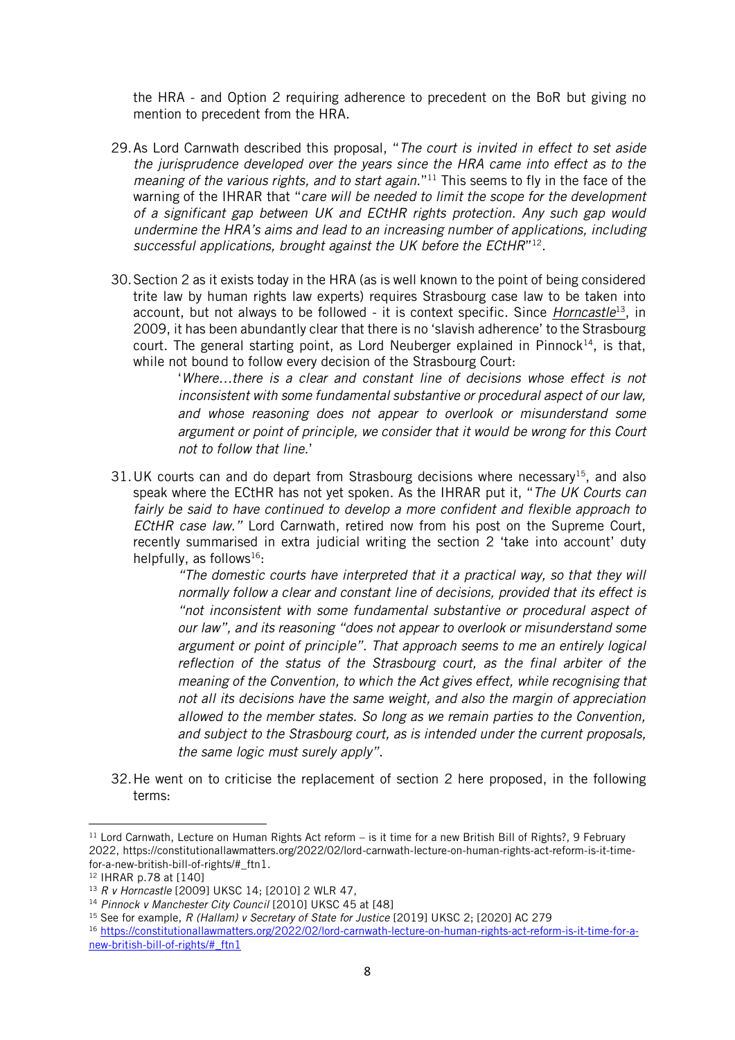the HRA - and Option 2 requiring adherence to precedent on the BoR but giving no mention to precedent from the HRA.

29. As Lord Carnwath described this proposal, "*The court is invited in effect to set aside the jurisprudence developed over the years since the HRA came into effect as to the meaning of the various rights, and to start again.*"[11] This seems to fly in the face of the warning of the IHRAR that "*care will be needed to limit the scope for the development of a significant gap between UK and ECtHR rights protection. Any such gap would undermine the HRA's aims and lead to an increasing number of applications, including successful applications, brought against the UK before the ECtHR*"[12].

30. Section 2 as it exists today in the HRA (as is well known to the point of being considered trite law by human rights law experts) requires Strasbourg case law to be taken into account, but not always to be followed - it is context specific. Since ***Horncastle***[13], in 2009, it has been abundantly clear that there is no 'slavish adherence' to the Strasbourg court. The general starting point, as Lord Neuberger explained in Pinnock[14], is that, while not bound to follow every decision of the Strasbourg Court:

> '*Where…there is a clear and constant line of decisions whose effect is not inconsistent with some fundamental substantive or procedural aspect of our law, and whose reasoning does not appear to overlook or misunderstand some argument or point of principle, we consider that it would be wrong for this Court not to follow that line.*'

31. UK courts can and do depart from Strasbourg decisions where necessary[15], and also speak where the ECtHR has not yet spoken. As the IHRAR put it, "*The UK Courts can fairly be said to have continued to develop a more confident and flexible approach to ECtHR case law.*" Lord Carnwath, retired now from his post on the Supreme Court, recently summarised in extra judicial writing the section 2 'take into account' duty helpfully, as follows[16]:

> *"The domestic courts have interpreted that it a practical way, so that they will normally follow a clear and constant line of decisions, provided that its effect is "not inconsistent with some fundamental substantive or procedural aspect of our law", and its reasoning "does not appear to overlook or misunderstand some argument or point of principle". That approach seems to me an entirely logical reflection of the status of the Strasbourg court, as the final arbiter of the meaning of the Convention, to which the Act gives effect, while recognising that not all its decisions have the same weight, and also the margin of appreciation allowed to the member states. So long as we remain parties to the Convention, and subject to the Strasbourg court, as is intended under the current proposals, the same logic must surely apply"*.

32. He went on to criticise the replacement of section 2 here proposed, in the following terms:

---

[11] Lord Carnwath, Lecture on Human Rights Act reform – is it time for a new British Bill of Rights?, 9 February 2022, https://constitutionallawmatters.org/2022/02/lord-carnwath-lecture-on-human-rights-act-reform-is-it-time-for-a-new-british-bill-of-rights/#_ftn1.

[12] IHRAR p.78 at [140]

[13] *R v Horncastle* [2009] UKSC 14; [2010] 2 WLR 47,

[14] *Pinnock v Manchester City Council* [2010] UKSC 45 at [48]

[15] See for example, *R (Hallam) v Secretary of State for Justice* [2019] UKSC 2; [2020] AC 279

[16] https://constitutionallawmatters.org/2022/02/lord-carnwath-lecture-on-human-rights-act-reform-is-it-time-for-a-new-british-bill-of-rights/#_ftn1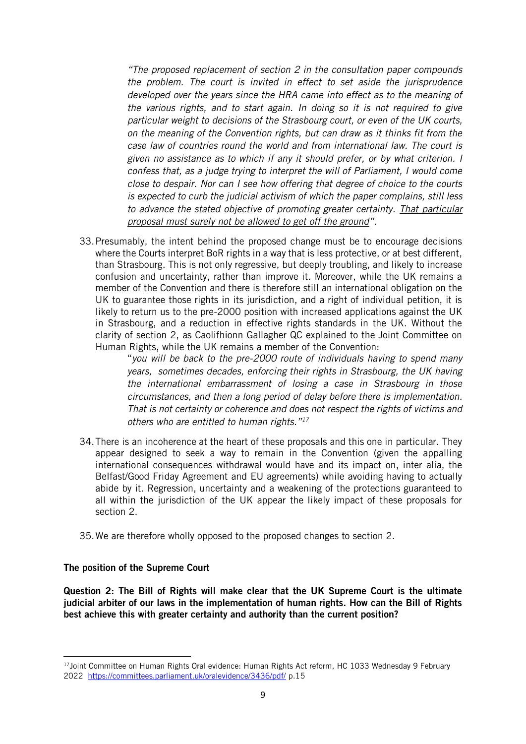> *"The proposed replacement of section 2 in the consultation paper compounds the problem. The court is invited in effect to set aside the jurisprudence developed over the years since the HRA came into effect as to the meaning of the various rights, and to start again. In doing so it is not required to give particular weight to decisions of the Strasbourg court, or even of the UK courts, on the meaning of the Convention rights, but can draw as it thinks fit from the case law of countries round the world and from international law. The court is given no assistance as to which if any it should prefer, or by what criterion. I confess that, as a judge trying to interpret the will of Parliament, I would come close to despair. Nor can I see how offering that degree of choice to the courts is expected to curb the judicial activism of which the paper complains, still less to advance the stated objective of promoting greater certainty. <u>That particular proposal must surely not be allowed to get off the ground</u>".*

33. Presumably, the intent behind the proposed change must be to encourage decisions where the Courts interpret BoR rights in a way that is less protective, or at best different, than Strasbourg. This is not only regressive, but deeply troubling, and likely to increase confusion and uncertainty, rather than improve it. Moreover, while the UK remains a member of the Convention and there is therefore still an international obligation on the UK to guarantee those rights in its jurisdiction, and a right of individual petition, it is likely to return us to the pre-2000 position with increased applications against the UK in Strasbourg, and a reduction in effective rights standards in the UK. Without the clarity of section 2, as Caolifhionn Gallagher QC explained to the Joint Committee on Human Rights, while the UK remains a member of the Convention:

    > "*you will be back to the pre-2000 route of individuals having to spend many years, sometimes decades, enforcing their rights in Strasbourg, the UK having the international embarrassment of losing a case in Strasbourg in those circumstances, and then a long period of delay before there is implementation. That is not certainty or coherence and does not respect the rights of victims and others who are entitled to human rights."*[17]

34. There is an incoherence at the heart of these proposals and this one in particular. They appear designed to seek a way to remain in the Convention (given the appalling international consequences withdrawal would have and its impact on, inter alia, the Belfast/Good Friday Agreement and EU agreements) while avoiding having to actually abide by it. Regression, uncertainty and a weakening of the protections guaranteed to all within the jurisdiction of the UK appear the likely impact of these proposals for section 2.

35. We are therefore wholly opposed to the proposed changes to section 2.

**The position of the Supreme Court**

**Question 2: The Bill of Rights will make clear that the UK Supreme Court is the ultimate judicial arbiter of our laws in the implementation of human rights. How can the Bill of Rights best achieve this with greater certainty and authority than the current position?**

---

[17] Joint Committee on Human Rights Oral evidence: Human Rights Act reform, HC 1033 Wednesday 9 February 2022 https://committees.parliament.uk/oralevidence/3436/pdf/ p.15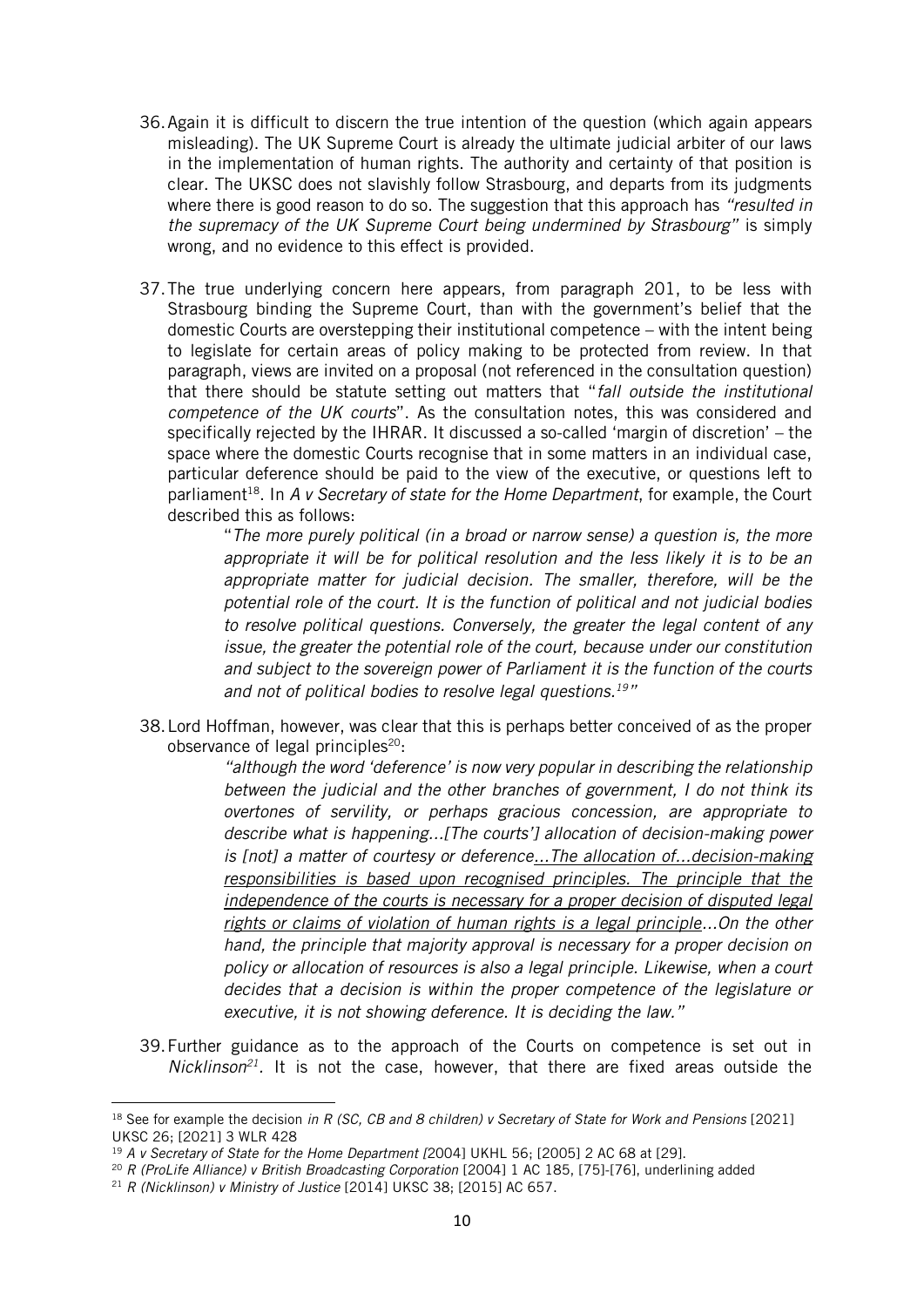36. Again it is difficult to discern the true intention of the question (which again appears misleading). The UK Supreme Court is already the ultimate judicial arbiter of our laws in the implementation of human rights. The authority and certainty of that position is clear. The UKSC does not slavishly follow Strasbourg, and departs from its judgments where there is good reason to do so. The suggestion that this approach has *"resulted in the supremacy of the UK Supreme Court being undermined by Strasbourg"* is simply wrong, and no evidence to this effect is provided.

37. The true underlying concern here appears, from paragraph 201, to be less with Strasbourg binding the Supreme Court, than with the government's belief that the domestic Courts are overstepping their institutional competence – with the intent being to legislate for certain areas of policy making to be protected from review. In that paragraph, views are invited on a proposal (not referenced in the consultation question) that there should be statute setting out matters that "*fall outside the institutional competence of the UK courts*". As the consultation notes, this was considered and specifically rejected by the IHRAR. It discussed a so-called 'margin of discretion' – the space where the domestic Courts recognise that in some matters in an individual case, particular deference should be paid to the view of the executive, or questions left to parliament[18]. In *A v Secretary of state for the Home Department*, for example, the Court described this as follows:

> "*The more purely political (in a broad or narrow sense) a question is, the more appropriate it will be for political resolution and the less likely it is to be an appropriate matter for judicial decision. The smaller, therefore, will be the potential role of the court. It is the function of political and not judicial bodies to resolve political questions. Conversely, the greater the legal content of any issue, the greater the potential role of the court, because under our constitution and subject to the sovereign power of Parliament it is the function of the courts and not of political bodies to resolve legal questions.*[19]"

38. Lord Hoffman, however, was clear that this is perhaps better conceived of as the proper observance of legal principles[20]:

> *"although the word 'deference' is now very popular in describing the relationship between the judicial and the other branches of government, I do not think its overtones of servility, or perhaps gracious concession, are appropriate to describe what is happening...[The courts'] allocation of decision-making power is [not] a matter of courtesy or deference<u>...The allocation of...decision-making responsibilities is based upon recognised principles. The principle that the independence of the courts is necessary for a proper decision of disputed legal rights or claims of violation of human rights is a legal principle</u>...On the other hand, the principle that majority approval is necessary for a proper decision on policy or allocation of resources is also a legal principle. Likewise, when a court decides that a decision is within the proper competence of the legislature or executive, it is not showing deference. It is deciding the law."*

39. Further guidance as to the approach of the Courts on competence is set out in *Nicklinson*[21]. It is not the case, however, that there are fixed areas outside the

---

[18] See for example the decision *in R (SC, CB and 8 children) v Secretary of State for Work and Pensions* [2021] UKSC 26; [2021] 3 WLR 428

[19] *A v Secretary of State for the Home Department [*2004] UKHL 56; [2005] 2 AC 68 at [29].

[20] *R (ProLife Alliance) v British Broadcasting Corporation* [2004] 1 AC 185, [75]-[76], underlining added

[21] *R (Nicklinson) v Ministry of Justice* [2014] UKSC 38; [2015] AC 657.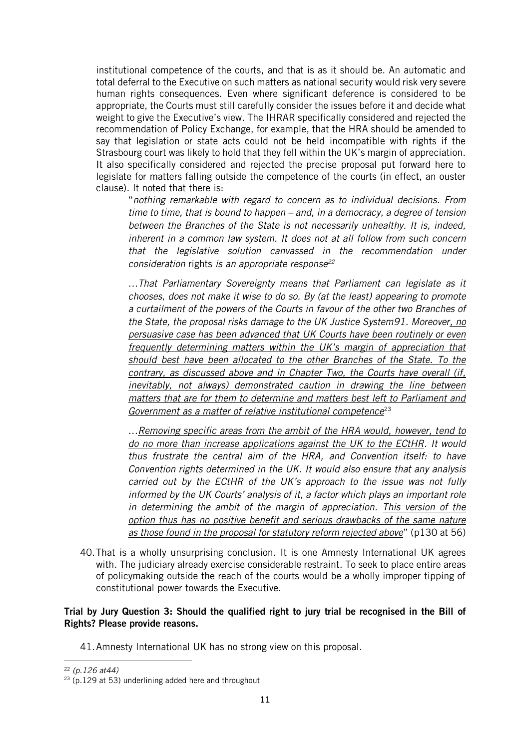institutional competence of the courts, and that is as it should be. An automatic and total deferral to the Executive on such matters as national security would risk very severe human rights consequences. Even where significant deference is considered to be appropriate, the Courts must still carefully consider the issues before it and decide what weight to give the Executive's view. The IHRAR specifically considered and rejected the recommendation of Policy Exchange, for example, that the HRA should be amended to say that legislation or state acts could not be held incompatible with rights if the Strasbourg court was likely to hold that they fell within the UK's margin of appreciation. It also specifically considered and rejected the precise proposal put forward here to legislate for matters falling outside the competence of the courts (in effect, an ouster clause). It noted that there is:

> "*nothing remarkable with regard to concern as to individual decisions. From time to time, that is bound to happen – and, in a democracy, a degree of tension between the Branches of the State is not necessarily unhealthy. It is, indeed, inherent in a common law system. It does not at all follow from such concern that the legislative solution canvassed in the recommendation under consideration* rights *is an appropriate response*[22]
>
> *…That Parliamentary Sovereignty means that Parliament can legislate as it chooses, does not make it wise to do so. By (at the least) appearing to promote a curtailment of the powers of the Courts in favour of the other two Branches of the State, the proposal risks damage to the UK Justice System91. Moreover, <u>no persuasive case has been advanced that UK Courts have been routinely or even frequently determining matters within the UK's margin of appreciation that should best have been allocated to the other Branches of the State. To the contrary, as discussed above and in Chapter Two, the Courts have overall (if, inevitably, not always) demonstrated caution in drawing the line between matters that are for them to determine and matters best left to Parliament and Government as a matter of relative institutional competence</u>*[23]
>
> *…<u>Removing specific areas from the ambit of the HRA would, however, tend to do no more than increase applications against the UK to the ECtHR</u>. It would thus frustrate the central aim of the HRA, and Convention itself: to have Convention rights determined in the UK. It would also ensure that any analysis carried out by the ECtHR of the UK's approach to the issue was not fully informed by the UK Courts' analysis of it, a factor which plays an important role in determining the ambit of the margin of appreciation. <u>This version of the option thus has no positive benefit and serious drawbacks of the same nature as those found in the proposal for statutory reform rejected above</u>*" (p130 at 56)

40. That is a wholly unsurprising conclusion. It is one Amnesty International UK agrees with. The judiciary already exercise considerable restraint. To seek to place entire areas of policymaking outside the reach of the courts would be a wholly improper tipping of constitutional power towards the Executive.

**Trial by Jury Question 3: Should the qualified right to jury trial be recognised in the Bill of Rights? Please provide reasons.**

41. Amnesty International UK has no strong view on this proposal.

---

[22] *(p.126 at44)*

[23] (p.129 at 53) underlining added here and throughout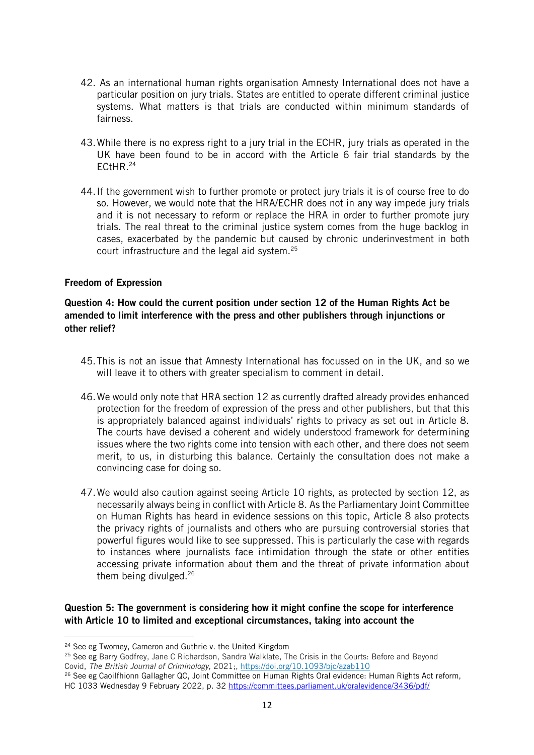42. As an international human rights organisation Amnesty International does not have a particular position on jury trials. States are entitled to operate different criminal justice systems. What matters is that trials are conducted within minimum standards of fairness.

43. While there is no express right to a jury trial in the ECHR, jury trials as operated in the UK have been found to be in accord with the Article 6 fair trial standards by the ECtHR.[24]

44. If the government wish to further promote or protect jury trials it is of course free to do so. However, we would note that the HRA/ECHR does not in any way impede jury trials and it is not necessary to reform or replace the HRA in order to further promote jury trials. The real threat to the criminal justice system comes from the huge backlog in cases, exacerbated by the pandemic but caused by chronic underinvestment in both court infrastructure and the legal aid system.[25]

### Freedom of Expression

**Question 4: How could the current position under section 12 of the Human Rights Act be amended to limit interference with the press and other publishers through injunctions or other relief?**

45. This is not an issue that Amnesty International has focussed on in the UK, and so we will leave it to others with greater specialism to comment in detail.

46. We would only note that HRA section 12 as currently drafted already provides enhanced protection for the freedom of expression of the press and other publishers, but that this is appropriately balanced against individuals' rights to privacy as set out in Article 8. The courts have devised a coherent and widely understood framework for determining issues where the two rights come into tension with each other, and there does not seem merit, to us, in disturbing this balance. Certainly the consultation does not make a convincing case for doing so.

47. We would also caution against seeing Article 10 rights, as protected by section 12, as necessarily always being in conflict with Article 8. As the Parliamentary Joint Committee on Human Rights has heard in evidence sessions on this topic, Article 8 also protects the privacy rights of journalists and others who are pursuing controversial stories that powerful figures would like to see suppressed. This is particularly the case with regards to instances where journalists face intimidation through the state or other entities accessing private information about them and the threat of private information about them being divulged.[26]

**Question 5: The government is considering how it might confine the scope for interference with Article 10 to limited and exceptional circumstances, taking into account the**

---

[24] See eg Twomey, Cameron and Guthrie v. the United Kingdom

[25] See eg Barry Godfrey, Jane C Richardson, Sandra Walklate, The Crisis in the Courts: Before and Beyond Covid, *The British Journal of Criminology*, 2021;, https://doi.org/10.1093/bjc/azab110

[26] See eg Caoilfhionn Gallagher QC, Joint Committee on Human Rights Oral evidence: Human Rights Act reform, HC 1033 Wednesday 9 February 2022, p. 32 https://committees.parliament.uk/oralevidence/3436/pdf/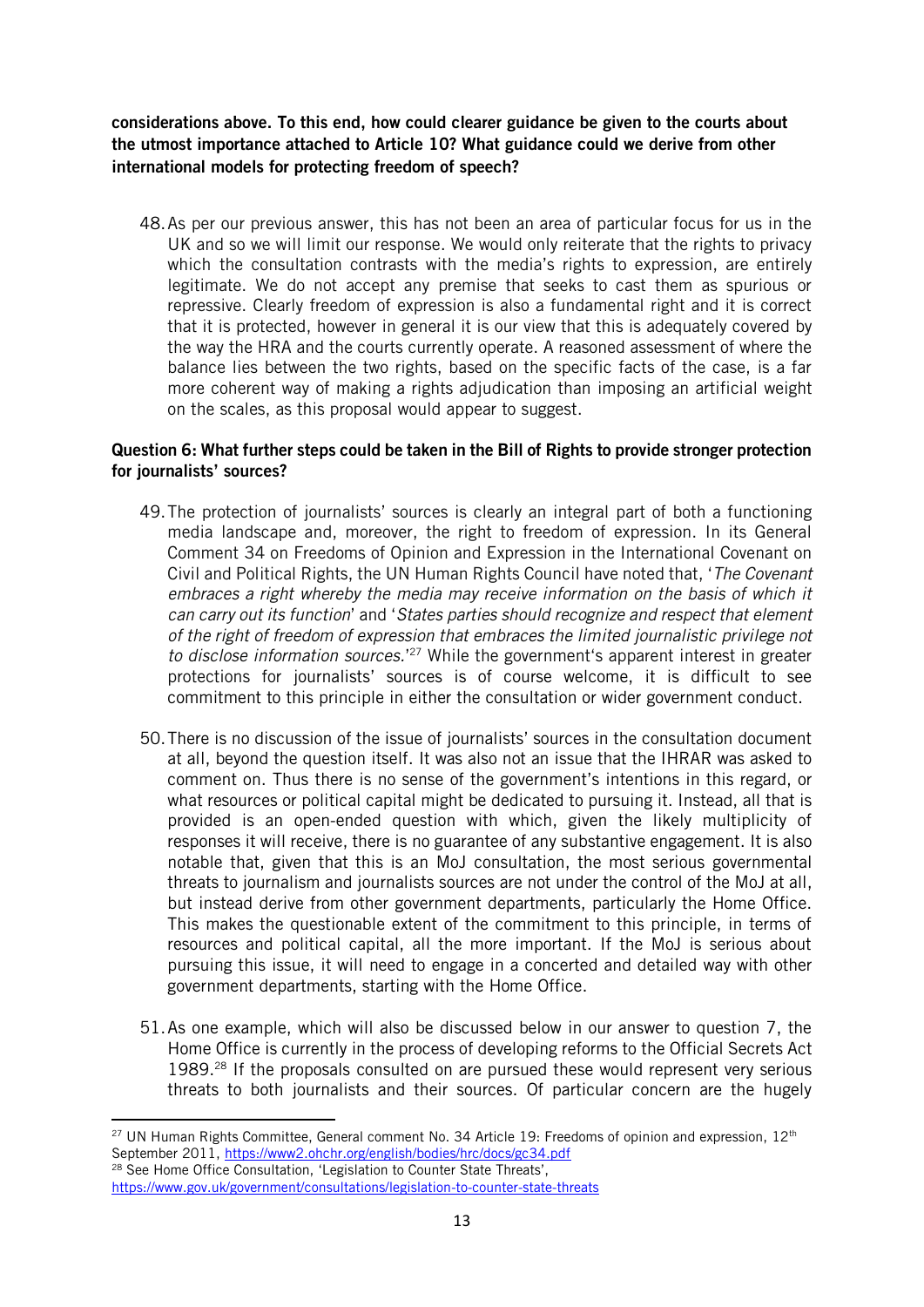**considerations above. To this end, how could clearer guidance be given to the courts about the utmost importance attached to Article 10? What guidance could we derive from other international models for protecting freedom of speech?**

48. As per our previous answer, this has not been an area of particular focus for us in the UK and so we will limit our response. We would only reiterate that the rights to privacy which the consultation contrasts with the media's rights to expression, are entirely legitimate. We do not accept any premise that seeks to cast them as spurious or repressive. Clearly freedom of expression is also a fundamental right and it is correct that it is protected, however in general it is our view that this is adequately covered by the way the HRA and the courts currently operate. A reasoned assessment of where the balance lies between the two rights, based on the specific facts of the case, is a far more coherent way of making a rights adjudication than imposing an artificial weight on the scales, as this proposal would appear to suggest.

**Question 6: What further steps could be taken in the Bill of Rights to provide stronger protection for journalists' sources?**

49. The protection of journalists' sources is clearly an integral part of both a functioning media landscape and, moreover, the right to freedom of expression. In its General Comment 34 on Freedoms of Opinion and Expression in the International Covenant on Civil and Political Rights, the UN Human Rights Council have noted that, '*The Covenant embraces a right whereby the media may receive information on the basis of which it can carry out its function*' and '*States parties should recognize and respect that element of the right of freedom of expression that embraces the limited journalistic privilege not to disclose information sources.*'[27] While the government's apparent interest in greater protections for journalists' sources is of course welcome, it is difficult to see commitment to this principle in either the consultation or wider government conduct.

50. There is no discussion of the issue of journalists' sources in the consultation document at all, beyond the question itself. It was also not an issue that the IHRAR was asked to comment on. Thus there is no sense of the government's intentions in this regard, or what resources or political capital might be dedicated to pursuing it. Instead, all that is provided is an open-ended question with which, given the likely multiplicity of responses it will receive, there is no guarantee of any substantive engagement. It is also notable that, given that this is an MoJ consultation, the most serious governmental threats to journalism and journalists sources are not under the control of the MoJ at all, but instead derive from other government departments, particularly the Home Office. This makes the questionable extent of the commitment to this principle, in terms of resources and political capital, all the more important. If the MoJ is serious about pursuing this issue, it will need to engage in a concerted and detailed way with other government departments, starting with the Home Office.

51. As one example, which will also be discussed below in our answer to question 7, the Home Office is currently in the process of developing reforms to the Official Secrets Act 1989.[28] If the proposals consulted on are pursued these would represent very serious threats to both journalists and their sources. Of particular concern are the hugely

---

[27] UN Human Rights Committee, General comment No. 34 Article 19: Freedoms of opinion and expression, 12th September 2011, https://www2.ohchr.org/english/bodies/hrc/docs/gc34.pdf

[28] See Home Office Consultation, 'Legislation to Counter State Threats', https://www.gov.uk/government/consultations/legislation-to-counter-state-threats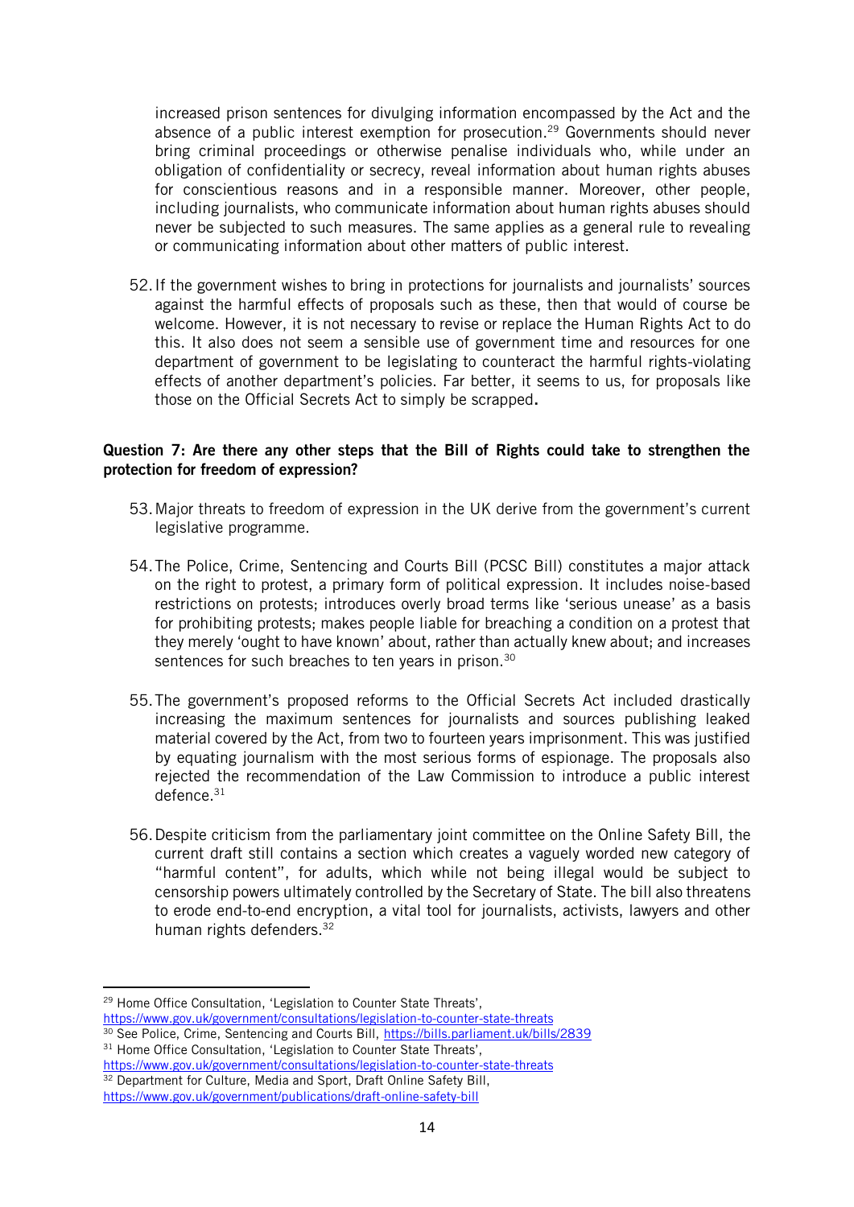increased prison sentences for divulging information encompassed by the Act and the absence of a public interest exemption for prosecution.[29] Governments should never bring criminal proceedings or otherwise penalise individuals who, while under an obligation of confidentiality or secrecy, reveal information about human rights abuses for conscientious reasons and in a responsible manner. Moreover, other people, including journalists, who communicate information about human rights abuses should never be subjected to such measures. The same applies as a general rule to revealing or communicating information about other matters of public interest.

52. If the government wishes to bring in protections for journalists and journalists' sources against the harmful effects of proposals such as these, then that would of course be welcome. However, it is not necessary to revise or replace the Human Rights Act to do this. It also does not seem a sensible use of government time and resources for one department of government to be legislating to counteract the harmful rights-violating effects of another department's policies. Far better, it seems to us, for proposals like those on the Official Secrets Act to simply be scrapped.

**Question 7: Are there any other steps that the Bill of Rights could take to strengthen the protection for freedom of expression?**

53. Major threats to freedom of expression in the UK derive from the government's current legislative programme.

54. The Police, Crime, Sentencing and Courts Bill (PCSC Bill) constitutes a major attack on the right to protest, a primary form of political expression. It includes noise-based restrictions on protests; introduces overly broad terms like 'serious unease' as a basis for prohibiting protests; makes people liable for breaching a condition on a protest that they merely 'ought to have known' about, rather than actually knew about; and increases sentences for such breaches to ten years in prison.[30]

55. The government's proposed reforms to the Official Secrets Act included drastically increasing the maximum sentences for journalists and sources publishing leaked material covered by the Act, from two to fourteen years imprisonment. This was justified by equating journalism with the most serious forms of espionage. The proposals also rejected the recommendation of the Law Commission to introduce a public interest defence.[31]

56. Despite criticism from the parliamentary joint committee on the Online Safety Bill, the current draft still contains a section which creates a vaguely worded new category of "harmful content", for adults, which while not being illegal would be subject to censorship powers ultimately controlled by the Secretary of State. The bill also threatens to erode end-to-end encryption, a vital tool for journalists, activists, lawyers and other human rights defenders.[32]

---

[29] Home Office Consultation, 'Legislation to Counter State Threats', https://www.gov.uk/government/consultations/legislation-to-counter-state-threats

[30] See Police, Crime, Sentencing and Courts Bill, https://bills.parliament.uk/bills/2839

[31] Home Office Consultation, 'Legislation to Counter State Threats', https://www.gov.uk/government/consultations/legislation-to-counter-state-threats

[32] Department for Culture, Media and Sport, Draft Online Safety Bill, https://www.gov.uk/government/publications/draft-online-safety-bill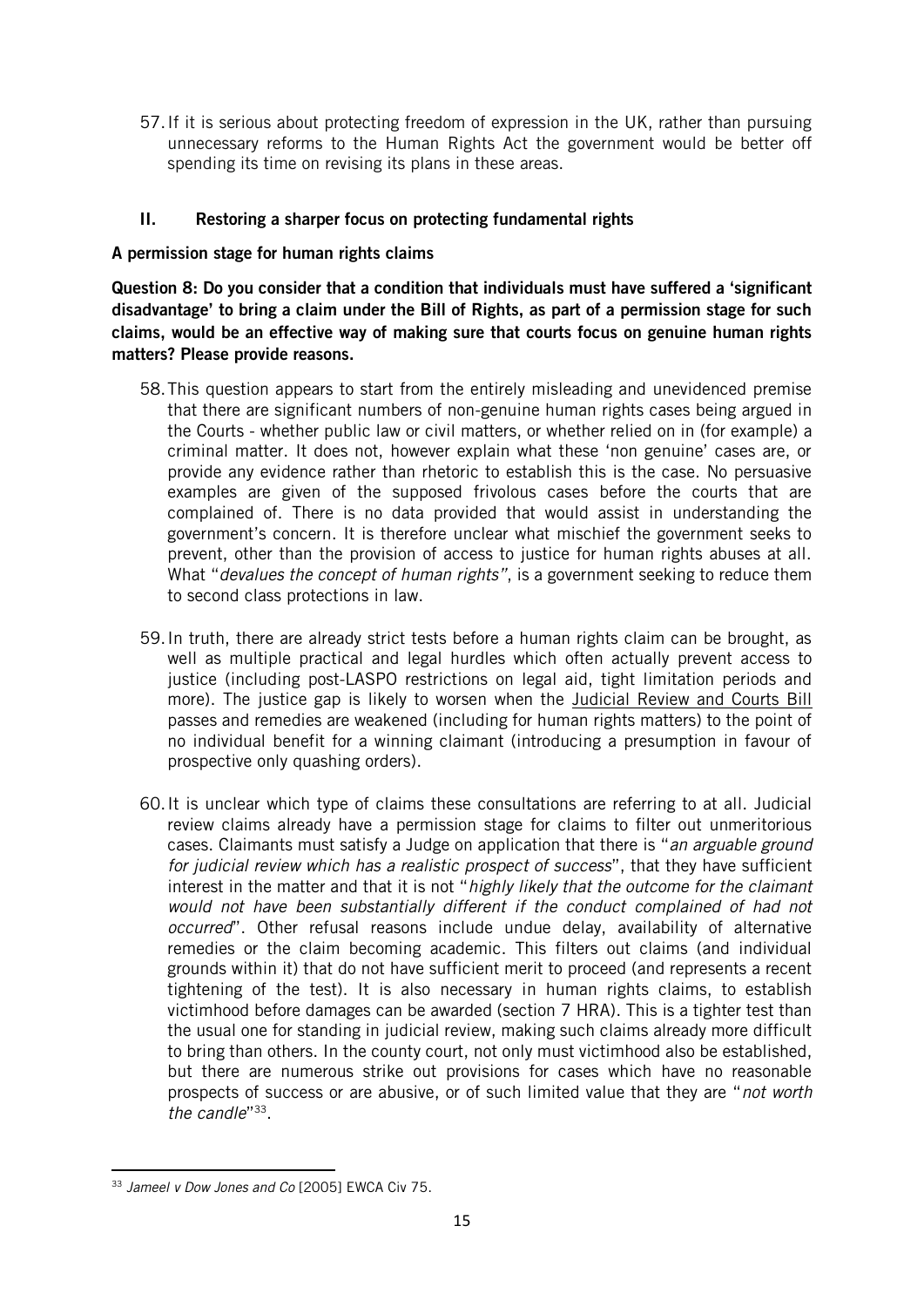57. If it is serious about protecting freedom of expression in the UK, rather than pursuing unnecessary reforms to the Human Rights Act the government would be better off spending its time on revising its plans in these areas.

## II. Restoring a sharper focus on protecting fundamental rights

### A permission stage for human rights claims

**Question 8: Do you consider that a condition that individuals must have suffered a 'significant disadvantage' to bring a claim under the Bill of Rights, as part of a permission stage for such claims, would be an effective way of making sure that courts focus on genuine human rights matters? Please provide reasons.**

58. This question appears to start from the entirely misleading and unevidenced premise that there are significant numbers of non-genuine human rights cases being argued in the Courts - whether public law or civil matters, or whether relied on in (for example) a criminal matter. It does not, however explain what these 'non genuine' cases are, or provide any evidence rather than rhetoric to establish this is the case. No persuasive examples are given of the supposed frivolous cases before the courts that are complained of. There is no data provided that would assist in understanding the government's concern. It is therefore unclear what mischief the government seeks to prevent, other than the provision of access to justice for human rights abuses at all. What "*devalues the concept of human rights*", is a government seeking to reduce them to second class protections in law.

59. In truth, there are already strict tests before a human rights claim can be brought, as well as multiple practical and legal hurdles which often actually prevent access to justice (including post-LASPO restrictions on legal aid, tight limitation periods and more). The justice gap is likely to worsen when the Judicial Review and Courts Bill passes and remedies are weakened (including for human rights matters) to the point of no individual benefit for a winning claimant (introducing a presumption in favour of prospective only quashing orders).

60. It is unclear which type of claims these consultations are referring to at all. Judicial review claims already have a permission stage for claims to filter out unmeritorious cases. Claimants must satisfy a Judge on application that there is "*an arguable ground for judicial review which has a realistic prospect of success*", that they have sufficient interest in the matter and that it is not "*highly likely that the outcome for the claimant would not have been substantially different if the conduct complained of had not occurred*". Other refusal reasons include undue delay, availability of alternative remedies or the claim becoming academic. This filters out claims (and individual grounds within it) that do not have sufficient merit to proceed (and represents a recent tightening of the test). It is also necessary in human rights claims, to establish victimhood before damages can be awarded (section 7 HRA). This is a tighter test than the usual one for standing in judicial review, making such claims already more difficult to bring than others. In the county court, not only must victimhood also be established, but there are numerous strike out provisions for cases which have no reasonable prospects of success or are abusive, or of such limited value that they are "*not worth the candle*"[33].

---

[33] *Jameel v Dow Jones and Co* [2005] EWCA Civ 75.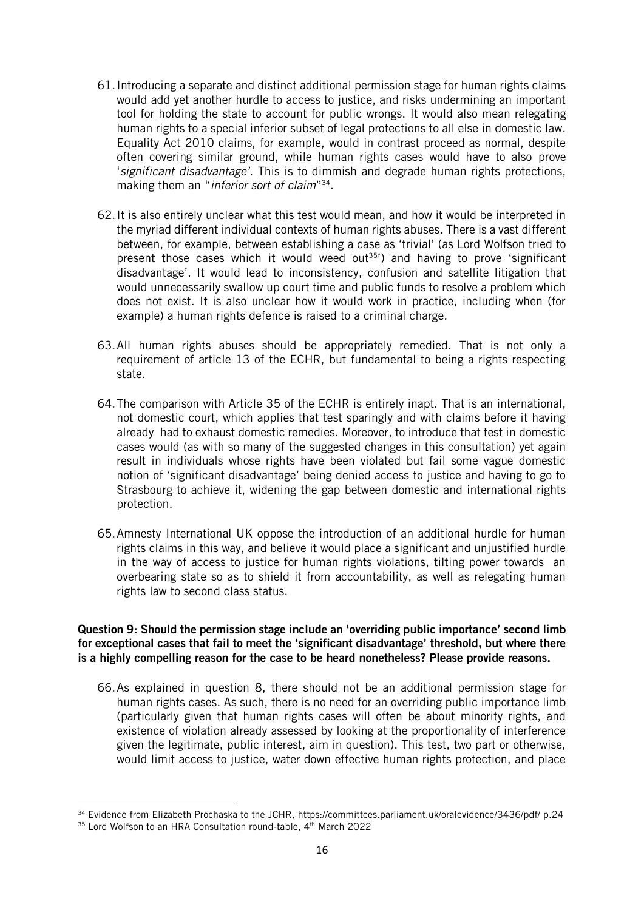61. Introducing a separate and distinct additional permission stage for human rights claims would add yet another hurdle to access to justice, and risks undermining an important tool for holding the state to account for public wrongs. It would also mean relegating human rights to a special inferior subset of legal protections to all else in domestic law. Equality Act 2010 claims, for example, would in contrast proceed as normal, despite often covering similar ground, while human rights cases would have to also prove '*significant disadvantage'*. This is to dimmish and degrade human rights protections, making them an "*inferior sort of claim*"[34].

62. It is also entirely unclear what this test would mean, and how it would be interpreted in the myriad different individual contexts of human rights abuses. There is a vast different between, for example, between establishing a case as 'trivial' (as Lord Wolfson tried to present those cases which it would weed out[35]') and having to prove 'significant disadvantage'. It would lead to inconsistency, confusion and satellite litigation that would unnecessarily swallow up court time and public funds to resolve a problem which does not exist. It is also unclear how it would work in practice, including when (for example) a human rights defence is raised to a criminal charge.

63. All human rights abuses should be appropriately remedied. That is not only a requirement of article 13 of the ECHR, but fundamental to being a rights respecting state.

64. The comparison with Article 35 of the ECHR is entirely inapt. That is an international, not domestic court, which applies that test sparingly and with claims before it having already had to exhaust domestic remedies. Moreover, to introduce that test in domestic cases would (as with so many of the suggested changes in this consultation) yet again result in individuals whose rights have been violated but fail some vague domestic notion of 'significant disadvantage' being denied access to justice and having to go to Strasbourg to achieve it, widening the gap between domestic and international rights protection.

65. Amnesty International UK oppose the introduction of an additional hurdle for human rights claims in this way, and believe it would place a significant and unjustified hurdle in the way of access to justice for human rights violations, tilting power towards an overbearing state so as to shield it from accountability, as well as relegating human rights law to second class status.

**Question 9: Should the permission stage include an 'overriding public importance' second limb for exceptional cases that fail to meet the 'significant disadvantage' threshold, but where there is a highly compelling reason for the case to be heard nonetheless? Please provide reasons.**

66. As explained in question 8, there should not be an additional permission stage for human rights cases. As such, there is no need for an overriding public importance limb (particularly given that human rights cases will often be about minority rights, and existence of violation already assessed by looking at the proportionality of interference given the legitimate, public interest, aim in question). This test, two part or otherwise, would limit access to justice, water down effective human rights protection, and place

---

[34] Evidence from Elizabeth Prochaska to the JCHR, https://committees.parliament.uk/oralevidence/3436/pdf/ p.24

[35] Lord Wolfson to an HRA Consultation round-table, 4th March 2022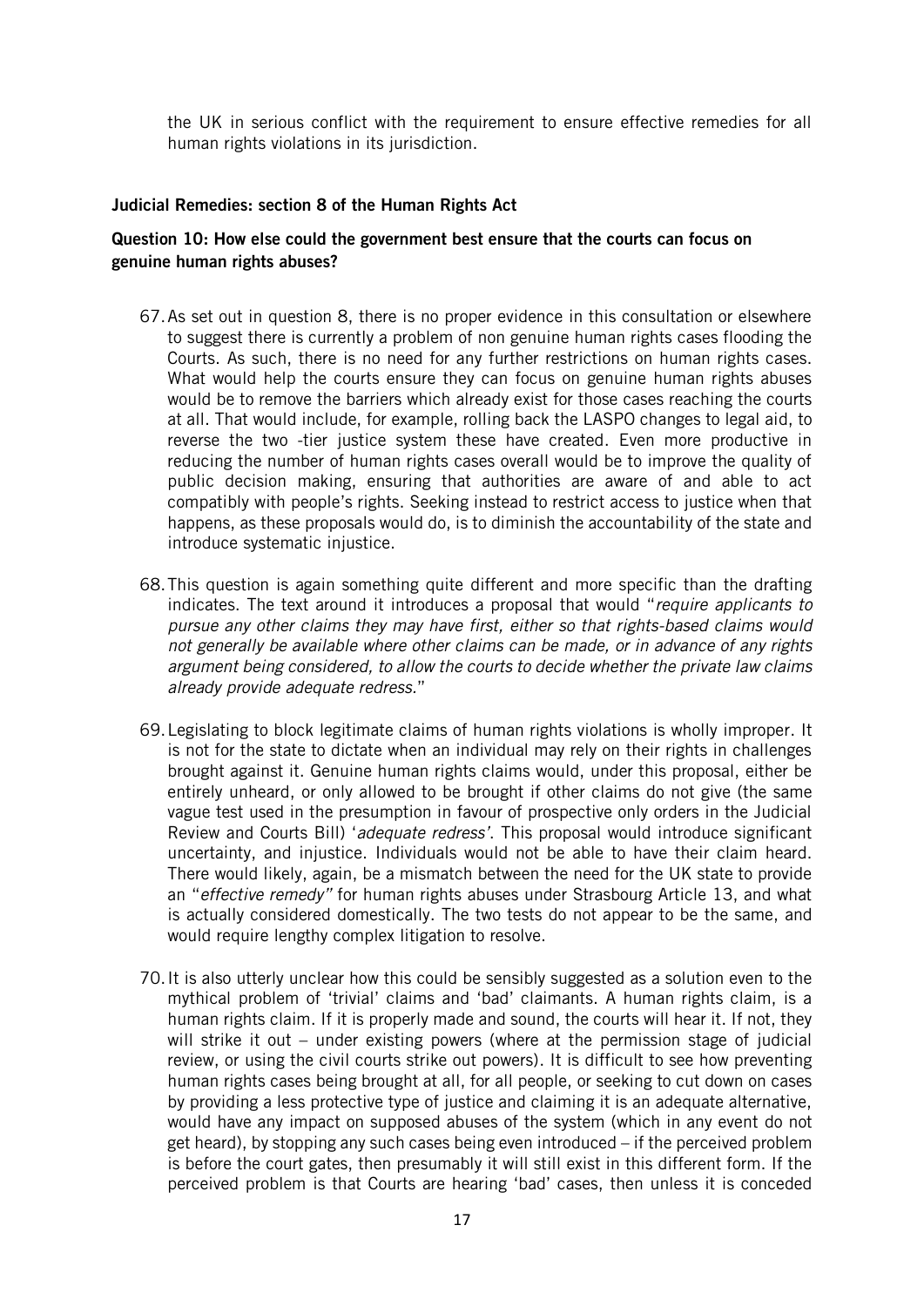the UK in serious conflict with the requirement to ensure effective remedies for all human rights violations in its jurisdiction.

**Judicial Remedies: section 8 of the Human Rights Act**

**Question 10: How else could the government best ensure that the courts can focus on genuine human rights abuses?**

67. As set out in question 8, there is no proper evidence in this consultation or elsewhere to suggest there is currently a problem of non genuine human rights cases flooding the Courts. As such, there is no need for any further restrictions on human rights cases. What would help the courts ensure they can focus on genuine human rights abuses would be to remove the barriers which already exist for those cases reaching the courts at all. That would include, for example, rolling back the LASPO changes to legal aid, to reverse the two -tier justice system these have created. Even more productive in reducing the number of human rights cases overall would be to improve the quality of public decision making, ensuring that authorities are aware of and able to act compatibly with people's rights. Seeking instead to restrict access to justice when that happens, as these proposals would do, is to diminish the accountability of the state and introduce systematic injustice.

68. This question is again something quite different and more specific than the drafting indicates. The text around it introduces a proposal that would "*require applicants to pursue any other claims they may have first, either so that rights-based claims would not generally be available where other claims can be made, or in advance of any rights argument being considered, to allow the courts to decide whether the private law claims already provide adequate redress.*"

69. Legislating to block legitimate claims of human rights violations is wholly improper. It is not for the state to dictate when an individual may rely on their rights in challenges brought against it. Genuine human rights claims would, under this proposal, either be entirely unheard, or only allowed to be brought if other claims do not give (the same vague test used in the presumption in favour of prospective only orders in the Judicial Review and Courts Bill) '*adequate redress'*. This proposal would introduce significant uncertainty, and injustice. Individuals would not be able to have their claim heard. There would likely, again, be a mismatch between the need for the UK state to provide an "*effective remedy"* for human rights abuses under Strasbourg Article 13, and what is actually considered domestically. The two tests do not appear to be the same, and would require lengthy complex litigation to resolve.

70. It is also utterly unclear how this could be sensibly suggested as a solution even to the mythical problem of 'trivial' claims and 'bad' claimants. A human rights claim, is a human rights claim. If it is properly made and sound, the courts will hear it. If not, they will strike it out – under existing powers (where at the permission stage of judicial review, or using the civil courts strike out powers). It is difficult to see how preventing human rights cases being brought at all, for all people, or seeking to cut down on cases by providing a less protective type of justice and claiming it is an adequate alternative, would have any impact on supposed abuses of the system (which in any event do not get heard), by stopping any such cases being even introduced – if the perceived problem is before the court gates, then presumably it will still exist in this different form. If the perceived problem is that Courts are hearing 'bad' cases, then unless it is conceded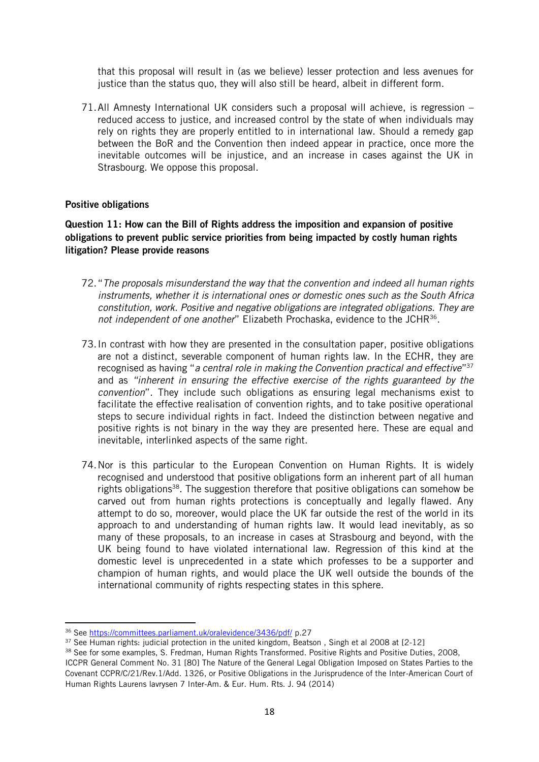that this proposal will result in (as we believe) lesser protection and less avenues for justice than the status quo, they will also still be heard, albeit in different form.

71. All Amnesty International UK considers such a proposal will achieve, is regression – reduced access to justice, and increased control by the state of when individuals may rely on rights they are properly entitled to in international law. Should a remedy gap between the BoR and the Convention then indeed appear in practice, once more the inevitable outcomes will be injustice, and an increase in cases against the UK in Strasbourg. We oppose this proposal.

**Positive obligations**

**Question 11: How can the Bill of Rights address the imposition and expansion of positive obligations to prevent public service priorities from being impacted by costly human rights litigation? Please provide reasons**

72. "*The proposals misunderstand the way that the convention and indeed all human rights instruments, whether it is international ones or domestic ones such as the South Africa constitution, work. Positive and negative obligations are integrated obligations. They are not independent of one another*" Elizabeth Prochaska, evidence to the JCHR[36].

73. In contrast with how they are presented in the consultation paper, positive obligations are not a distinct, severable component of human rights law. In the ECHR, they are recognised as having "*a central role in making the Convention practical and effective*"[37] and as *"inherent in ensuring the effective exercise of the rights guaranteed by the convention*". They include such obligations as ensuring legal mechanisms exist to facilitate the effective realisation of convention rights, and to take positive operational steps to secure individual rights in fact. Indeed the distinction between negative and positive rights is not binary in the way they are presented here. These are equal and inevitable, interlinked aspects of the same right.

74. Nor is this particular to the European Convention on Human Rights. It is widely recognised and understood that positive obligations form an inherent part of all human rights obligations[38]. The suggestion therefore that positive obligations can somehow be carved out from human rights protections is conceptually and legally flawed. Any attempt to do so, moreover, would place the UK far outside the rest of the world in its approach to and understanding of human rights law. It would lead inevitably, as so many of these proposals, to an increase in cases at Strasbourg and beyond, with the UK being found to have violated international law. Regression of this kind at the domestic level is unprecedented in a state which professes to be a supporter and champion of human rights, and would place the UK well outside the bounds of the international community of rights respecting states in this sphere.

---

[36] See https://committees.parliament.uk/oralevidence/3436/pdf/ p.27

[37] See Human rights: judicial protection in the united kingdom, Beatson , Singh et al 2008 at [2-12]

[38] See for some examples, S. Fredman, Human Rights Transformed. Positive Rights and Positive Duties, 2008, ICCPR General Comment No. 31 [80] The Nature of the General Legal Obligation Imposed on States Parties to the Covenant CCPR/C/21/Rev.1/Add. 1326, or Positive Obligations in the Jurisprudence of the Inter-American Court of Human Rights Laurens lavrysen 7 Inter-Am. & Eur. Hum. Rts. J. 94 (2014)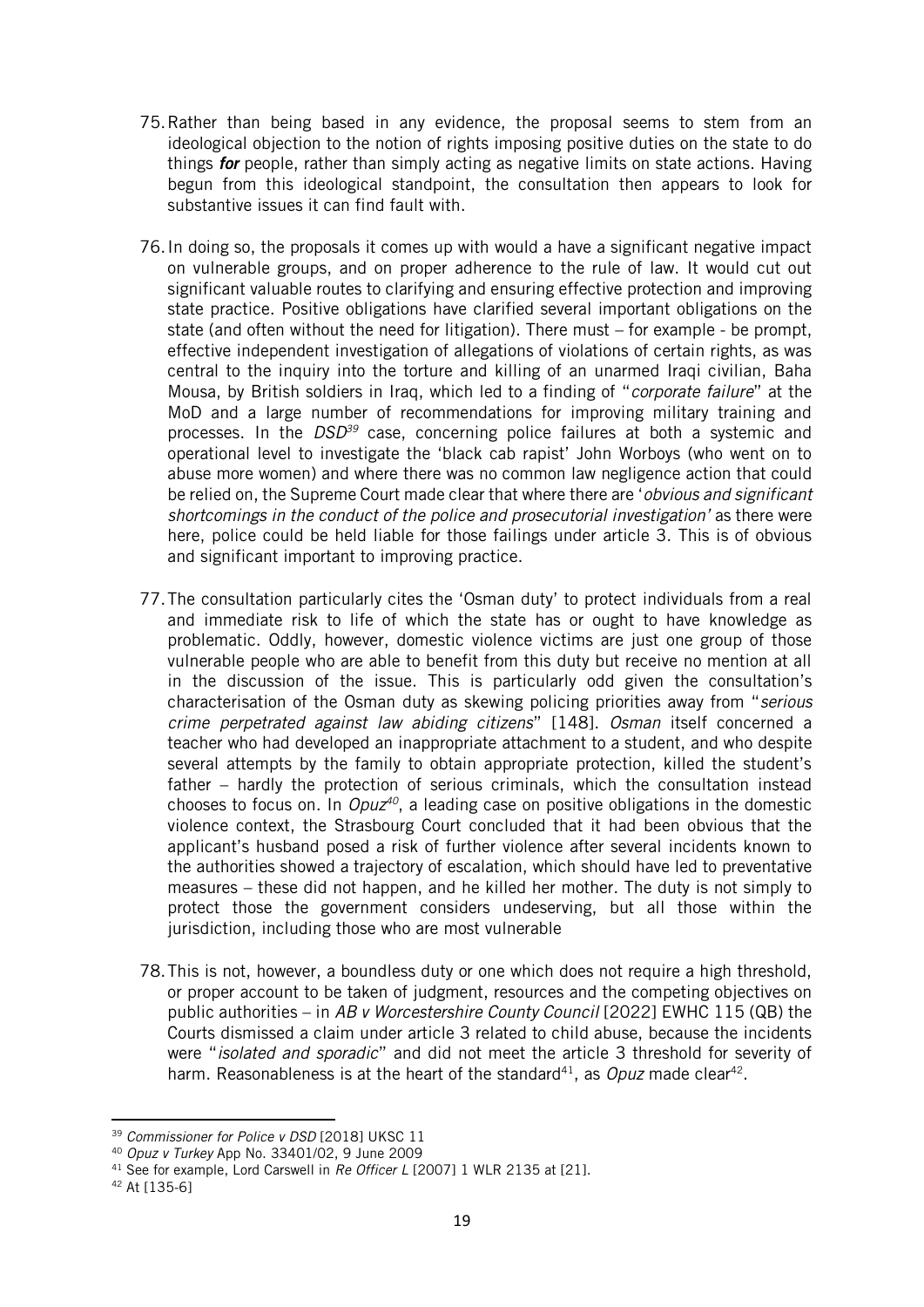75. Rather than being based in any evidence, the proposal seems to stem from an ideological objection to the notion of rights imposing positive duties on the state to do things ***for*** people, rather than simply acting as negative limits on state actions. Having begun from this ideological standpoint, the consultation then appears to look for substantive issues it can find fault with.

76. In doing so, the proposals it comes up with would a have a significant negative impact on vulnerable groups, and on proper adherence to the rule of law. It would cut out significant valuable routes to clarifying and ensuring effective protection and improving state practice. Positive obligations have clarified several important obligations on the state (and often without the need for litigation). There must – for example - be prompt, effective independent investigation of allegations of violations of certain rights, as was central to the inquiry into the torture and killing of an unarmed Iraqi civilian, Baha Mousa, by British soldiers in Iraq, which led to a finding of "*corporate failure*" at the MoD and a large number of recommendations for improving military training and processes. In the *DSD*[39] case, concerning police failures at both a systemic and operational level to investigate the 'black cab rapist' John Worboys (who went on to abuse more women) and where there was no common law negligence action that could be relied on, the Supreme Court made clear that where there are '*obvious and significant shortcomings in the conduct of the police and prosecutorial investigation'* as there were here, police could be held liable for those failings under article 3. This is of obvious and significant important to improving practice.

77. The consultation particularly cites the 'Osman duty' to protect individuals from a real and immediate risk to life of which the state has or ought to have knowledge as problematic. Oddly, however, domestic violence victims are just one group of those vulnerable people who are able to benefit from this duty but receive no mention at all in the discussion of the issue. This is particularly odd given the consultation's characterisation of the Osman duty as skewing policing priorities away from "*serious crime perpetrated against law abiding citizens*" [148]. *Osman* itself concerned a teacher who had developed an inappropriate attachment to a student, and who despite several attempts by the family to obtain appropriate protection, killed the student's father – hardly the protection of serious criminals, which the consultation instead chooses to focus on. In *Opuz*[40], a leading case on positive obligations in the domestic violence context, the Strasbourg Court concluded that it had been obvious that the applicant's husband posed a risk of further violence after several incidents known to the authorities showed a trajectory of escalation, which should have led to preventative measures – these did not happen, and he killed her mother. The duty is not simply to protect those the government considers undeserving, but all those within the jurisdiction, including those who are most vulnerable

78. This is not, however, a boundless duty or one which does not require a high threshold, or proper account to be taken of judgment, resources and the competing objectives on public authorities – in *AB v Worcestershire County Council* [2022] EWHC 115 (QB) the Courts dismissed a claim under article 3 related to child abuse, because the incidents were "*isolated and sporadic*" and did not meet the article 3 threshold for severity of harm. Reasonableness is at the heart of the standard[41], as *Opuz* made clear[42].

---

[39] *Commissioner for Police v DSD* [2018] UKSC 11

[40] *Opuz v Turkey* App No. 33401/02, 9 June 2009

[41] See for example, Lord Carswell in *Re Officer L* [2007] 1 WLR 2135 at [21].

[42] At [135-6]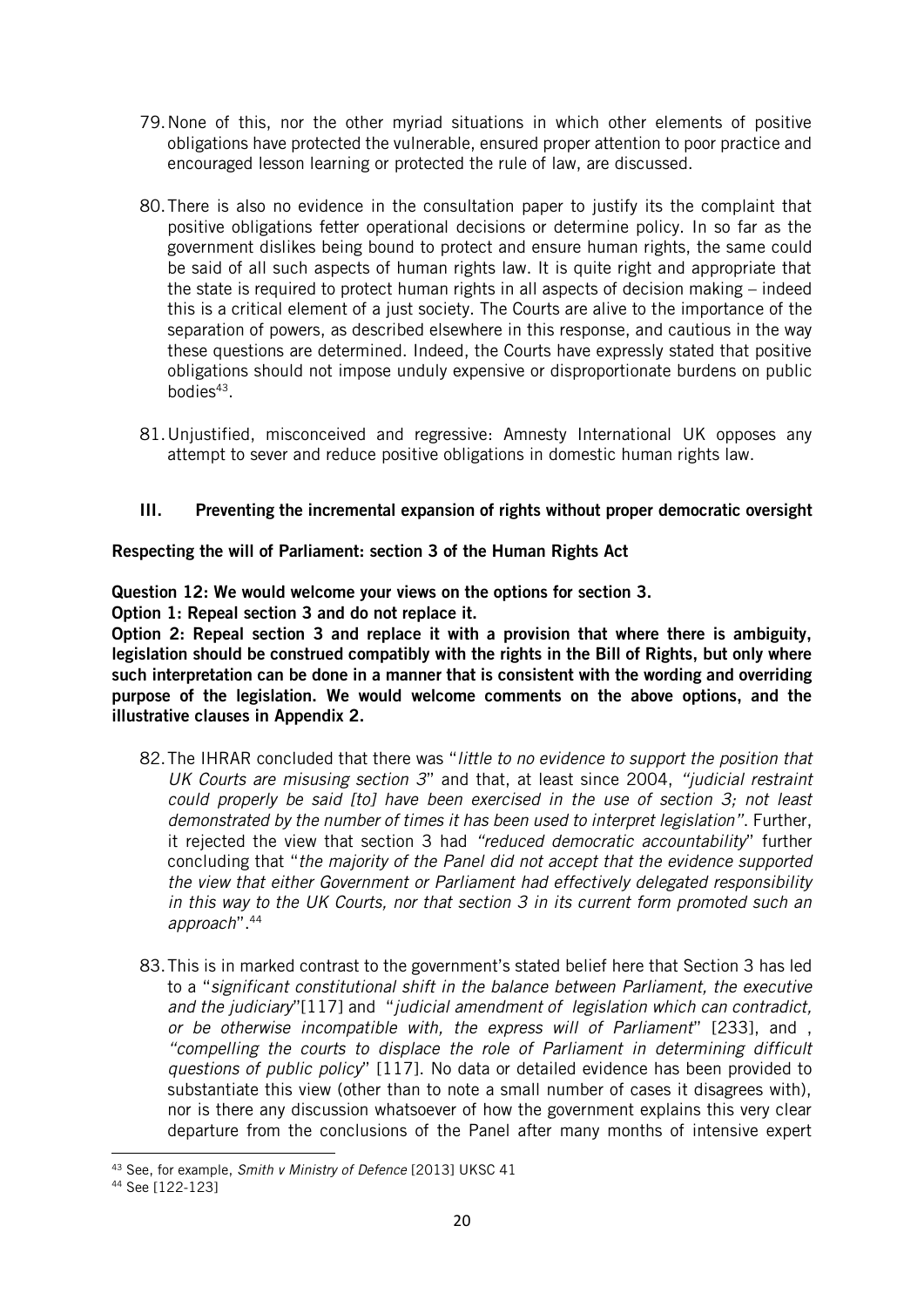79. None of this, nor the other myriad situations in which other elements of positive obligations have protected the vulnerable, ensured proper attention to poor practice and encouraged lesson learning or protected the rule of law, are discussed.

80. There is also no evidence in the consultation paper to justify its the complaint that positive obligations fetter operational decisions or determine policy. In so far as the government dislikes being bound to protect and ensure human rights, the same could be said of all such aspects of human rights law. It is quite right and appropriate that the state is required to protect human rights in all aspects of decision making – indeed this is a critical element of a just society. The Courts are alive to the importance of the separation of powers, as described elsewhere in this response, and cautious in the way these questions are determined. Indeed, the Courts have expressly stated that positive obligations should not impose unduly expensive or disproportionate burdens on public bodies[43].

81. Unjustified, misconceived and regressive: Amnesty International UK opposes any attempt to sever and reduce positive obligations in domestic human rights law.

### III. Preventing the incremental expansion of rights without proper democratic oversight

**Respecting the will of Parliament: section 3 of the Human Rights Act**

**Question 12: We would welcome your views on the options for section 3.**

**Option 1: Repeal section 3 and do not replace it.**

**Option 2: Repeal section 3 and replace it with a provision that where there is ambiguity, legislation should be construed compatibly with the rights in the Bill of Rights, but only where such interpretation can be done in a manner that is consistent with the wording and overriding purpose of the legislation. We would welcome comments on the above options, and the illustrative clauses in Appendix 2.**

82. The IHRAR concluded that there was "*little to no evidence to support the position that UK Courts are misusing section 3*" and that, at least since 2004, *"judicial restraint could properly be said [to] have been exercised in the use of section 3; not least demonstrated by the number of times it has been used to interpret legislation"*. Further, it rejected the view that section 3 had *"reduced democratic accountability*" further concluding that "*the majority of the Panel did not accept that the evidence supported the view that either Government or Parliament had effectively delegated responsibility in this way to the UK Courts, nor that section 3 in its current form promoted such an approach*".[44]

83. This is in marked contrast to the government's stated belief here that Section 3 has led to a "*significant constitutional shift in the balance between Parliament, the executive and the judiciary*"[117] and "*judicial amendment of legislation which can contradict, or be otherwise incompatible with, the express will of Parliament*" [233], and , *"compelling the courts to displace the role of Parliament in determining difficult questions of public policy*" [117]. No data or detailed evidence has been provided to substantiate this view (other than to note a small number of cases it disagrees with), nor is there any discussion whatsoever of how the government explains this very clear departure from the conclusions of the Panel after many months of intensive expert

---

[43] See, for example, *Smith v Ministry of Defence* [2013] UKSC 41

[44] See [122-123]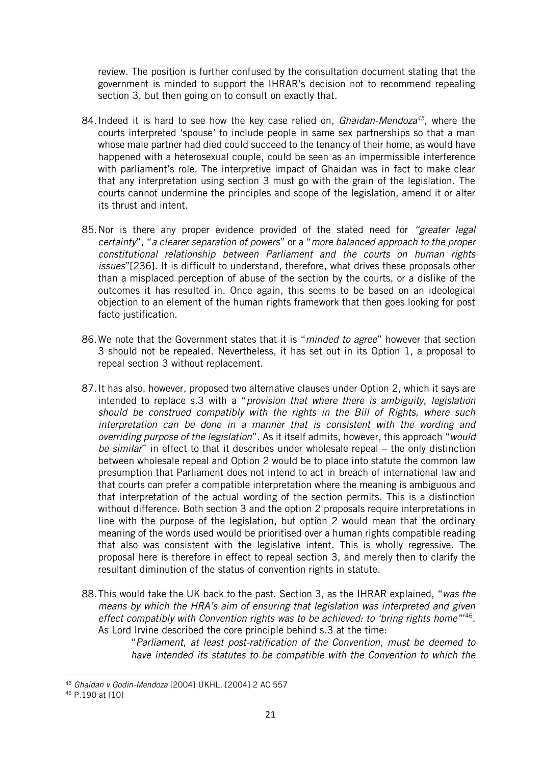review. The position is further confused by the consultation document stating that the government is minded to support the IHRAR's decision not to recommend repealing section 3, but then going on to consult on exactly that.

84. Indeed it is hard to see how the key case relied on, *Ghaidan-Mendoza*[45], where the courts interpreted 'spouse' to include people in same sex partnerships so that a man whose male partner had died could succeed to the tenancy of their home, as would have happened with a heterosexual couple, could be seen as an impermissible interference with parliament's role. The interpretive impact of Ghaidan was in fact to make clear that any interpretation using section 3 must go with the grain of the legislation. The courts cannot undermine the principles and scope of the legislation, amend it or alter its thrust and intent.

85. Nor is there any proper evidence provided of the stated need for *"greater legal certainty*", "*a clearer separation of powers*" or a "*more balanced approach to the proper constitutional relationship between Parliament and the courts on human rights issues*"[236]. It is difficult to understand, therefore, what drives these proposals other than a misplaced perception of abuse of the section by the courts, or a dislike of the outcomes it has resulted in. Once again, this seems to be based on an ideological objection to an element of the human rights framework that then goes looking for post facto justification.

86. We note that the Government states that it is "*minded to agree*" however that section 3 should not be repealed. Nevertheless, it has set out in its Option 1, a proposal to repeal section 3 without replacement.

87. It has also, however, proposed two alternative clauses under Option 2, which it says are intended to replace s.3 with a "*provision that where there is ambiguity, legislation should be construed compatibly with the rights in the Bill of Rights, where such interpretation can be done in a manner that is consistent with the wording and overriding purpose of the legislation*". As it itself admits, however, this approach "*would be similar*" in effect to that it describes under wholesale repeal – the only distinction between wholesale repeal and Option 2 would be to place into statute the common law presumption that Parliament does not intend to act in breach of international law and that courts can prefer a compatible interpretation where the meaning is ambiguous and that interpretation of the actual wording of the section permits. This is a distinction without difference. Both section 3 and the option 2 proposals require interpretations in line with the purpose of the legislation, but option 2 would mean that the ordinary meaning of the words used would be prioritised over a human rights compatible reading that also was consistent with the legislative intent. This is wholly regressive. The proposal here is therefore in effect to repeal section 3, and merely then to clarify the resultant diminution of the status of convention rights in statute.

88. This would take the UK back to the past. Section 3, as the IHRAR explained, "*was the means by which the HRA's aim of ensuring that legislation was interpreted and given effect compatibly with Convention rights was to be achieved: to 'bring rights home'*"[46]. As Lord Irvine described the core principle behind s.3 at the time:

> "*Parliament, at least post-ratification of the Convention, must be deemed to have intended its statutes to be compatible with the Convention to which the*

[45] *Ghaidan v Godin-Mendoza* [2004] UKHL, [2004] 2 AC 557

[46] P.190 at [10]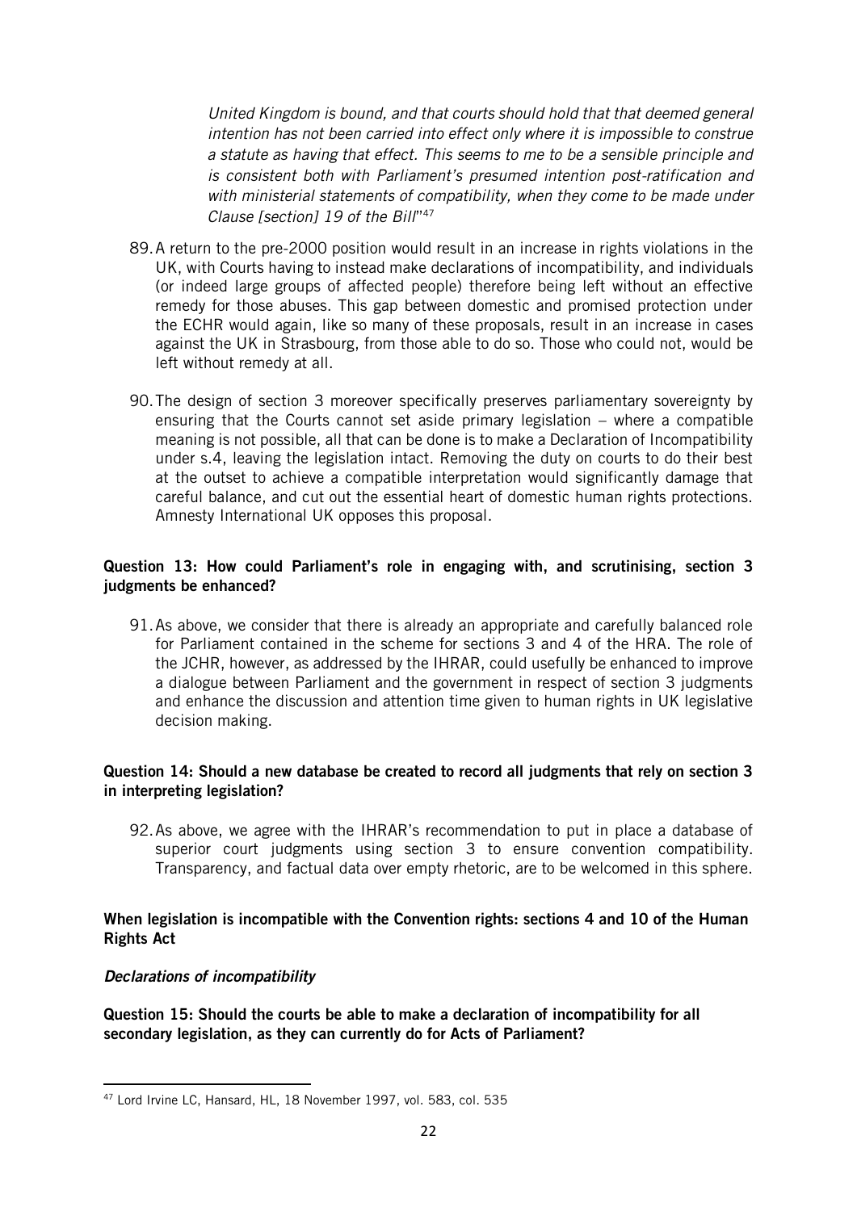*United Kingdom is bound, and that courts should hold that that deemed general intention has not been carried into effect only where it is impossible to construe a statute as having that effect. This seems to me to be a sensible principle and is consistent both with Parliament's presumed intention post-ratification and with ministerial statements of compatibility, when they come to be made under Clause [section] 19 of the Bill*"[47]

89. A return to the pre-2000 position would result in an increase in rights violations in the UK, with Courts having to instead make declarations of incompatibility, and individuals (or indeed large groups of affected people) therefore being left without an effective remedy for those abuses. This gap between domestic and promised protection under the ECHR would again, like so many of these proposals, result in an increase in cases against the UK in Strasbourg, from those able to do so. Those who could not, would be left without remedy at all.

90. The design of section 3 moreover specifically preserves parliamentary sovereignty by ensuring that the Courts cannot set aside primary legislation – where a compatible meaning is not possible, all that can be done is to make a Declaration of Incompatibility under s.4, leaving the legislation intact. Removing the duty on courts to do their best at the outset to achieve a compatible interpretation would significantly damage that careful balance, and cut out the essential heart of domestic human rights protections. Amnesty International UK opposes this proposal.

**Question 13: How could Parliament's role in engaging with, and scrutinising, section 3 judgments be enhanced?**

91. As above, we consider that there is already an appropriate and carefully balanced role for Parliament contained in the scheme for sections 3 and 4 of the HRA. The role of the JCHR, however, as addressed by the IHRAR, could usefully be enhanced to improve a dialogue between Parliament and the government in respect of section 3 judgments and enhance the discussion and attention time given to human rights in UK legislative decision making.

**Question 14: Should a new database be created to record all judgments that rely on section 3 in interpreting legislation?**

92. As above, we agree with the IHRAR's recommendation to put in place a database of superior court judgments using section 3 to ensure convention compatibility. Transparency, and factual data over empty rhetoric, are to be welcomed in this sphere.

**When legislation is incompatible with the Convention rights: sections 4 and 10 of the Human Rights Act**

***Declarations of incompatibility***

**Question 15: Should the courts be able to make a declaration of incompatibility for all secondary legislation, as they can currently do for Acts of Parliament?**

---

[47] Lord Irvine LC, Hansard, HL, 18 November 1997, vol. 583, col. 535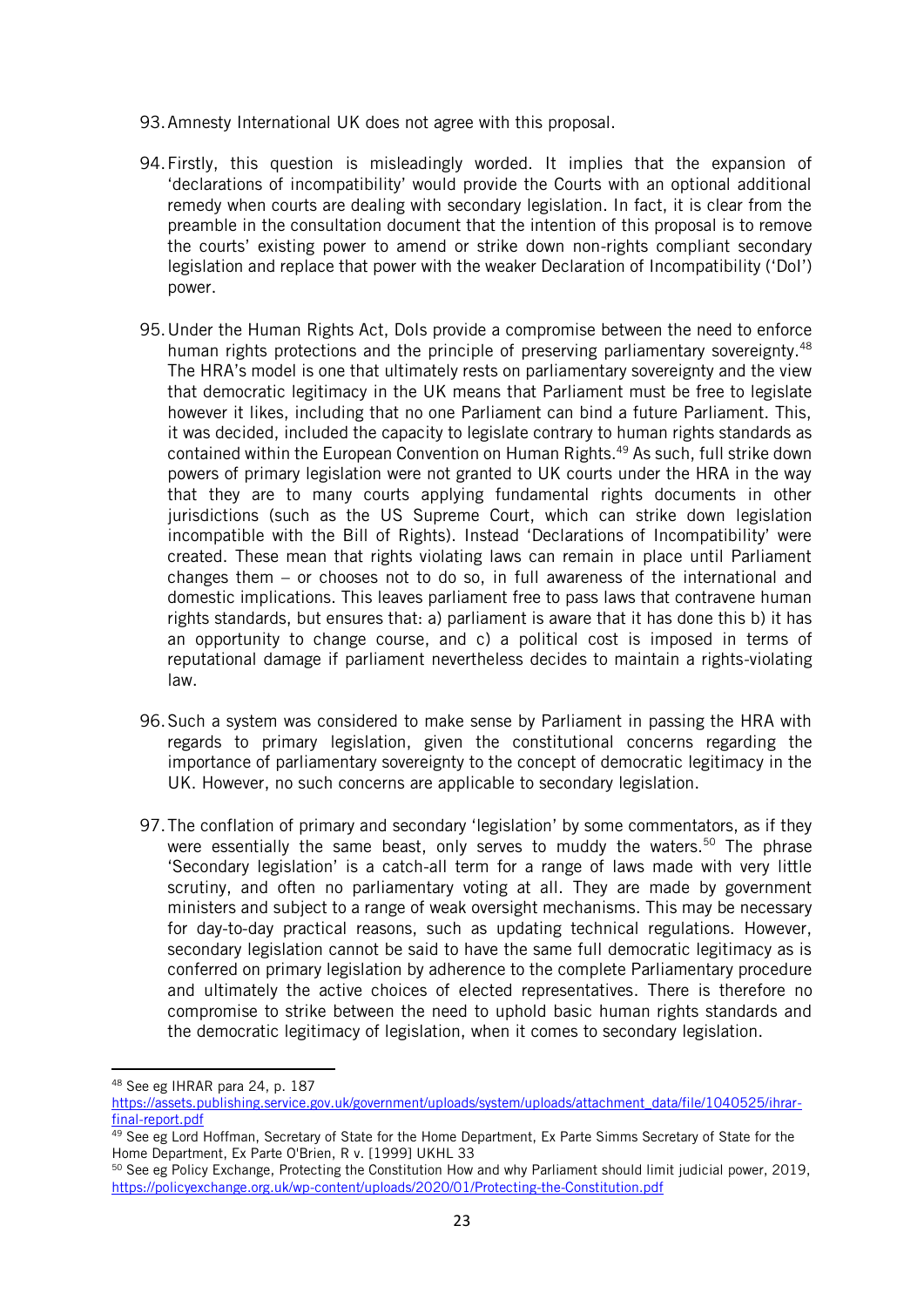93. Amnesty International UK does not agree with this proposal.

94. Firstly, this question is misleadingly worded. It implies that the expansion of 'declarations of incompatibility' would provide the Courts with an optional additional remedy when courts are dealing with secondary legislation. In fact, it is clear from the preamble in the consultation document that the intention of this proposal is to remove the courts' existing power to amend or strike down non-rights compliant secondary legislation and replace that power with the weaker Declaration of Incompatibility ('DoI') power.

95. Under the Human Rights Act, DoIs provide a compromise between the need to enforce human rights protections and the principle of preserving parliamentary sovereignty.[48] The HRA's model is one that ultimately rests on parliamentary sovereignty and the view that democratic legitimacy in the UK means that Parliament must be free to legislate however it likes, including that no one Parliament can bind a future Parliament. This, it was decided, included the capacity to legislate contrary to human rights standards as contained within the European Convention on Human Rights.[49] As such, full strike down powers of primary legislation were not granted to UK courts under the HRA in the way that they are to many courts applying fundamental rights documents in other jurisdictions (such as the US Supreme Court, which can strike down legislation incompatible with the Bill of Rights). Instead 'Declarations of Incompatibility' were created. These mean that rights violating laws can remain in place until Parliament changes them – or chooses not to do so, in full awareness of the international and domestic implications. This leaves parliament free to pass laws that contravene human rights standards, but ensures that: a) parliament is aware that it has done this b) it has an opportunity to change course, and c) a political cost is imposed in terms of reputational damage if parliament nevertheless decides to maintain a rights-violating law.

96. Such a system was considered to make sense by Parliament in passing the HRA with regards to primary legislation, given the constitutional concerns regarding the importance of parliamentary sovereignty to the concept of democratic legitimacy in the UK. However, no such concerns are applicable to secondary legislation.

97. The conflation of primary and secondary 'legislation' by some commentators, as if they were essentially the same beast, only serves to muddy the waters.[50] The phrase 'Secondary legislation' is a catch-all term for a range of laws made with very little scrutiny, and often no parliamentary voting at all. They are made by government ministers and subject to a range of weak oversight mechanisms. This may be necessary for day-to-day practical reasons, such as updating technical regulations. However, secondary legislation cannot be said to have the same full democratic legitimacy as is conferred on primary legislation by adherence to the complete Parliamentary procedure and ultimately the active choices of elected representatives. There is therefore no compromise to strike between the need to uphold basic human rights standards and the democratic legitimacy of legislation, when it comes to secondary legislation.

---

[48] See eg IHRAR para 24, p. 187 https://assets.publishing.service.gov.uk/government/uploads/system/uploads/attachment_data/file/1040525/ihrar-final-report.pdf

[49] See eg Lord Hoffman, Secretary of State for the Home Department, Ex Parte Simms Secretary of State for the Home Department, Ex Parte O'Brien, R v. [1999] UKHL 33

[50] See eg Policy Exchange, Protecting the Constitution How and why Parliament should limit judicial power, 2019, https://policyexchange.org.uk/wp-content/uploads/2020/01/Protecting-the-Constitution.pdf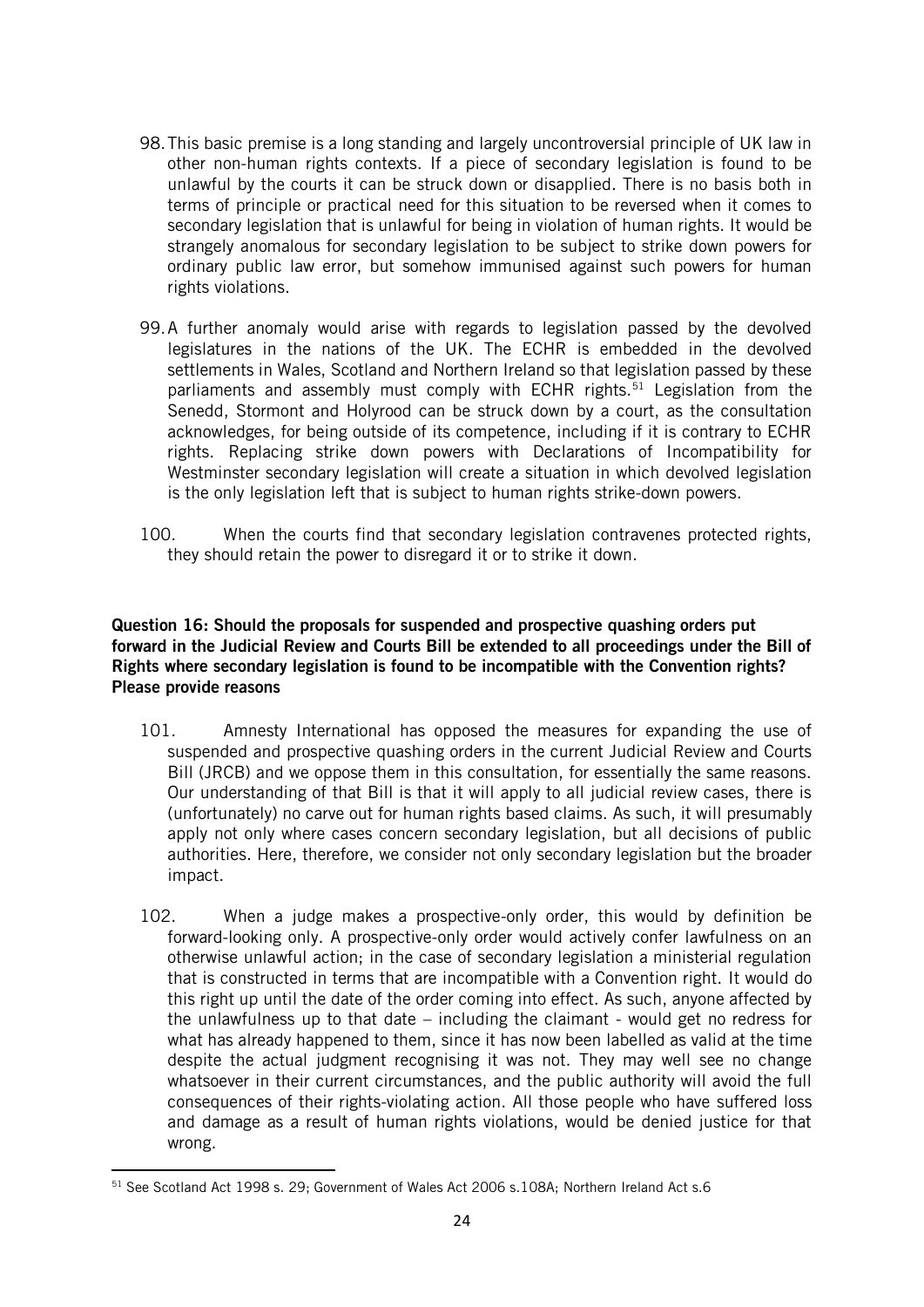98. This basic premise is a long standing and largely uncontroversial principle of UK law in other non-human rights contexts. If a piece of secondary legislation is found to be unlawful by the courts it can be struck down or disapplied. There is no basis both in terms of principle or practical need for this situation to be reversed when it comes to secondary legislation that is unlawful for being in violation of human rights. It would be strangely anomalous for secondary legislation to be subject to strike down powers for ordinary public law error, but somehow immunised against such powers for human rights violations.

99. A further anomaly would arise with regards to legislation passed by the devolved legislatures in the nations of the UK. The ECHR is embedded in the devolved settlements in Wales, Scotland and Northern Ireland so that legislation passed by these parliaments and assembly must comply with ECHR rights.[51] Legislation from the Senedd, Stormont and Holyrood can be struck down by a court, as the consultation acknowledges, for being outside of its competence, including if it is contrary to ECHR rights. Replacing strike down powers with Declarations of Incompatibility for Westminster secondary legislation will create a situation in which devolved legislation is the only legislation left that is subject to human rights strike-down powers.

100. When the courts find that secondary legislation contravenes protected rights, they should retain the power to disregard it or to strike it down.

**Question 16: Should the proposals for suspended and prospective quashing orders put forward in the Judicial Review and Courts Bill be extended to all proceedings under the Bill of Rights where secondary legislation is found to be incompatible with the Convention rights? Please provide reasons**

101. Amnesty International has opposed the measures for expanding the use of suspended and prospective quashing orders in the current Judicial Review and Courts Bill (JRCB) and we oppose them in this consultation, for essentially the same reasons. Our understanding of that Bill is that it will apply to all judicial review cases, there is (unfortunately) no carve out for human rights based claims. As such, it will presumably apply not only where cases concern secondary legislation, but all decisions of public authorities. Here, therefore, we consider not only secondary legislation but the broader impact.

102. When a judge makes a prospective-only order, this would by definition be forward-looking only. A prospective-only order would actively confer lawfulness on an otherwise unlawful action; in the case of secondary legislation a ministerial regulation that is constructed in terms that are incompatible with a Convention right. It would do this right up until the date of the order coming into effect. As such, anyone affected by the unlawfulness up to that date – including the claimant - would get no redress for what has already happened to them, since it has now been labelled as valid at the time despite the actual judgment recognising it was not. They may well see no change whatsoever in their current circumstances, and the public authority will avoid the full consequences of their rights-violating action. All those people who have suffered loss and damage as a result of human rights violations, would be denied justice for that wrong.

[51] See Scotland Act 1998 s. 29; Government of Wales Act 2006 s.108A; Northern Ireland Act s.6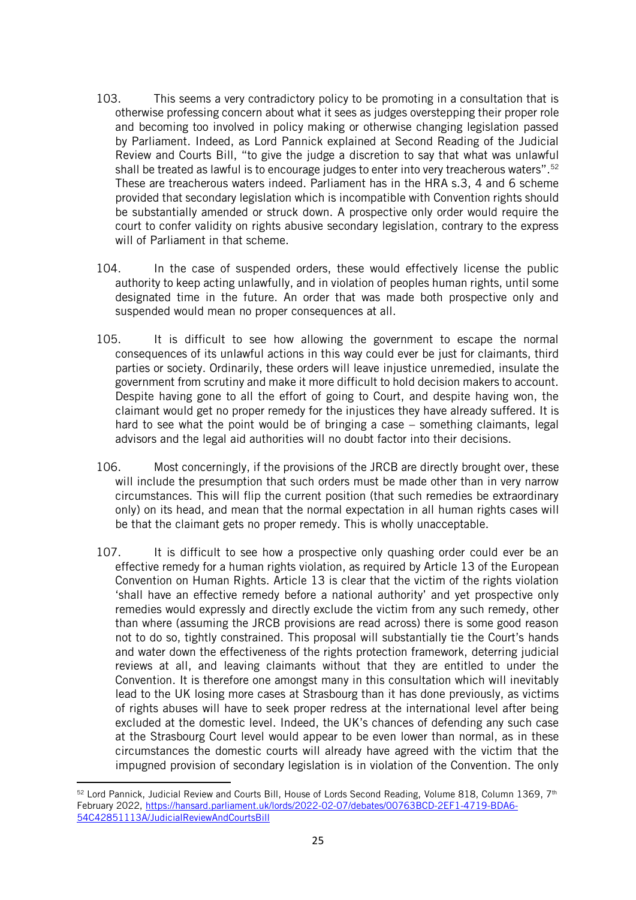103. This seems a very contradictory policy to be promoting in a consultation that is otherwise professing concern about what it sees as judges overstepping their proper role and becoming too involved in policy making or otherwise changing legislation passed by Parliament. Indeed, as Lord Pannick explained at Second Reading of the Judicial Review and Courts Bill, "to give the judge a discretion to say that what was unlawful shall be treated as lawful is to encourage judges to enter into very treacherous waters".[52] These are treacherous waters indeed. Parliament has in the HRA s.3, 4 and 6 scheme provided that secondary legislation which is incompatible with Convention rights should be substantially amended or struck down. A prospective only order would require the court to confer validity on rights abusive secondary legislation, contrary to the express will of Parliament in that scheme.

104. In the case of suspended orders, these would effectively license the public authority to keep acting unlawfully, and in violation of peoples human rights, until some designated time in the future. An order that was made both prospective only and suspended would mean no proper consequences at all.

105. It is difficult to see how allowing the government to escape the normal consequences of its unlawful actions in this way could ever be just for claimants, third parties or society. Ordinarily, these orders will leave injustice unremedied, insulate the government from scrutiny and make it more difficult to hold decision makers to account. Despite having gone to all the effort of going to Court, and despite having won, the claimant would get no proper remedy for the injustices they have already suffered. It is hard to see what the point would be of bringing a case – something claimants, legal advisors and the legal aid authorities will no doubt factor into their decisions.

106. Most concerningly, if the provisions of the JRCB are directly brought over, these will include the presumption that such orders must be made other than in very narrow circumstances. This will flip the current position (that such remedies be extraordinary only) on its head, and mean that the normal expectation in all human rights cases will be that the claimant gets no proper remedy. This is wholly unacceptable.

107. It is difficult to see how a prospective only quashing order could ever be an effective remedy for a human rights violation, as required by Article 13 of the European Convention on Human Rights. Article 13 is clear that the victim of the rights violation 'shall have an effective remedy before a national authority' and yet prospective only remedies would expressly and directly exclude the victim from any such remedy, other than where (assuming the JRCB provisions are read across) there is some good reason not to do so, tightly constrained. This proposal will substantially tie the Court's hands and water down the effectiveness of the rights protection framework, deterring judicial reviews at all, and leaving claimants without that they are entitled to under the Convention. It is therefore one amongst many in this consultation which will inevitably lead to the UK losing more cases at Strasbourg than it has done previously, as victims of rights abuses will have to seek proper redress at the international level after being excluded at the domestic level. Indeed, the UK's chances of defending any such case at the Strasbourg Court level would appear to be even lower than normal, as in these circumstances the domestic courts will already have agreed with the victim that the impugned provision of secondary legislation is in violation of the Convention. The only

---

[52] Lord Pannick, Judicial Review and Courts Bill, House of Lords Second Reading, Volume 818, Column 1369, 7th February 2022, https://hansard.parliament.uk/lords/2022-02-07/debates/00763BCD-2EF1-4719-BDA6-54C42851113A/JudicialReviewAndCourtsBill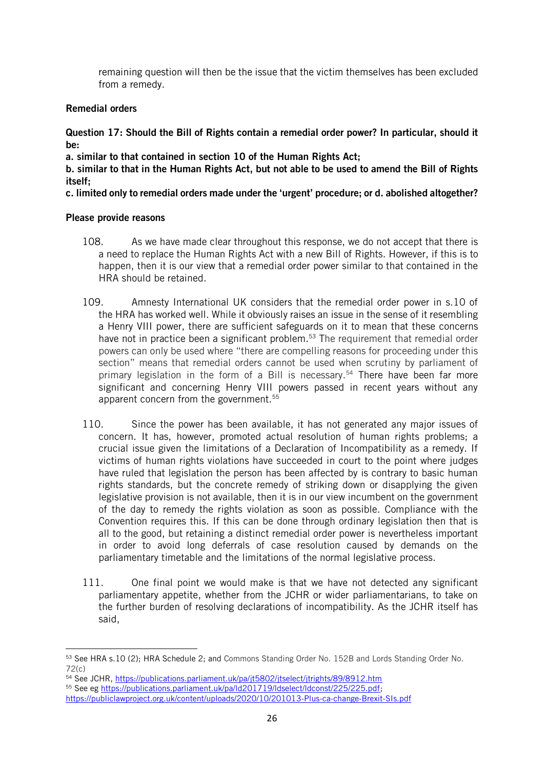remaining question will then be the issue that the victim themselves has been excluded from a remedy.

**Remedial orders**

**Question 17: Should the Bill of Rights contain a remedial order power? In particular, should it be:**
**a. similar to that contained in section 10 of the Human Rights Act;**
**b. similar to that in the Human Rights Act, but not able to be used to amend the Bill of Rights itself;**
**c. limited only to remedial orders made under the 'urgent' procedure; or d. abolished altogether?**

**Please provide reasons**

108. As we have made clear throughout this response, we do not accept that there is a need to replace the Human Rights Act with a new Bill of Rights. However, if this is to happen, then it is our view that a remedial order power similar to that contained in the HRA should be retained.

109. Amnesty International UK considers that the remedial order power in s.10 of the HRA has worked well. While it obviously raises an issue in the sense of it resembling a Henry VIII power, there are sufficient safeguards on it to mean that these concerns have not in practice been a significant problem.[53] The requirement that remedial order powers can only be used where "there are compelling reasons for proceeding under this section" means that remedial orders cannot be used when scrutiny by parliament of primary legislation in the form of a Bill is necessary.[54] There have been far more significant and concerning Henry VIII powers passed in recent years without any apparent concern from the government.[55]

110. Since the power has been available, it has not generated any major issues of concern. It has, however, promoted actual resolution of human rights problems; a crucial issue given the limitations of a Declaration of Incompatibility as a remedy. If victims of human rights violations have succeeded in court to the point where judges have ruled that legislation the person has been affected by is contrary to basic human rights standards, but the concrete remedy of striking down or disapplying the given legislative provision is not available, then it is in our view incumbent on the government of the day to remedy the rights violation as soon as possible. Compliance with the Convention requires this. If this can be done through ordinary legislation then that is all to the good, but retaining a distinct remedial order power is nevertheless important in order to avoid long deferrals of case resolution caused by demands on the parliamentary timetable and the limitations of the normal legislative process.

111. One final point we would make is that we have not detected any significant parliamentary appetite, whether from the JCHR or wider parliamentarians, to take on the further burden of resolving declarations of incompatibility. As the JCHR itself has said,

---

[53] See HRA s.10 (2); HRA Schedule 2; and Commons Standing Order No. 152B and Lords Standing Order No. 72(c)

[54] See JCHR, https://publications.parliament.uk/pa/jt5802/jtselect/jtrights/89/8912.htm

[55] See eg https://publications.parliament.uk/pa/ld201719/ldselect/ldconst/225/225.pdf; https://publiclawproject.org.uk/content/uploads/2020/10/201013-Plus-ca-change-Brexit-SIs.pdf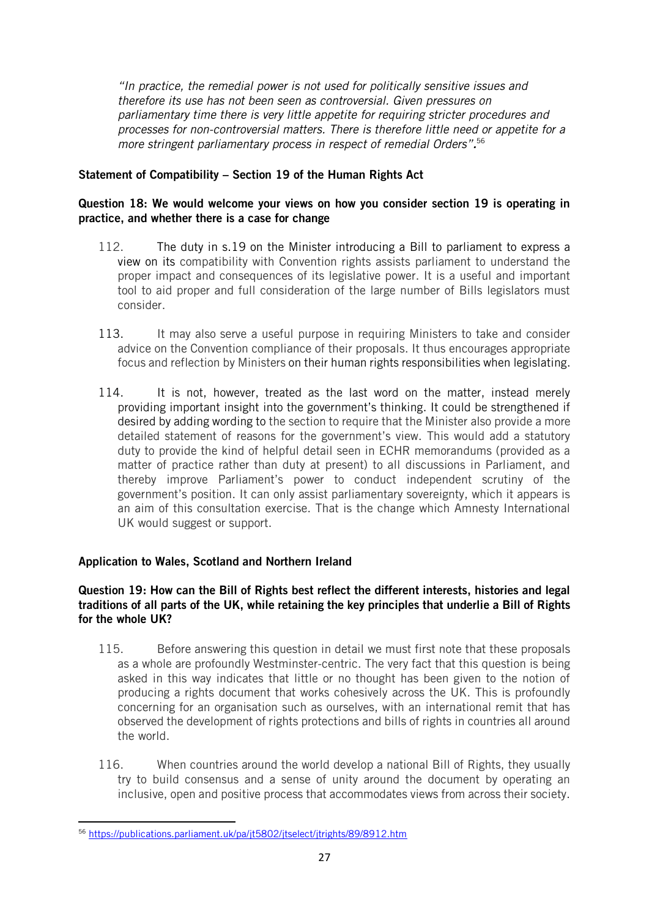*"In practice, the remedial power is not used for politically sensitive issues and therefore its use has not been seen as controversial. Given pressures on parliamentary time there is very little appetite for requiring stricter procedures and processes for non-controversial matters. There is therefore little need or appetite for a more stringent parliamentary process in respect of remedial Orders"***.**[56]

**Statement of Compatibility – Section 19 of the Human Rights Act**

**Question 18: We would welcome your views on how you consider section 19 is operating in practice, and whether there is a case for change**

112. The duty in s.19 on the Minister introducing a Bill to parliament to express a view on its compatibility with Convention rights assists parliament to understand the proper impact and consequences of its legislative power. It is a useful and important tool to aid proper and full consideration of the large number of Bills legislators must consider.

113. It may also serve a useful purpose in requiring Ministers to take and consider advice on the Convention compliance of their proposals. It thus encourages appropriate focus and reflection by Ministers on their human rights responsibilities when legislating.

114. It is not, however, treated as the last word on the matter, instead merely providing important insight into the government's thinking. It could be strengthened if desired by adding wording to the section to require that the Minister also provide a more detailed statement of reasons for the government's view. This would add a statutory duty to provide the kind of helpful detail seen in ECHR memorandums (provided as a matter of practice rather than duty at present) to all discussions in Parliament, and thereby improve Parliament's power to conduct independent scrutiny of the government's position. It can only assist parliamentary sovereignty, which it appears is an aim of this consultation exercise. That is the change which Amnesty International UK would suggest or support.

**Application to Wales, Scotland and Northern Ireland**

**Question 19: How can the Bill of Rights best reflect the different interests, histories and legal traditions of all parts of the UK, while retaining the key principles that underlie a Bill of Rights for the whole UK?**

115. Before answering this question in detail we must first note that these proposals as a whole are profoundly Westminster-centric. The very fact that this question is being asked in this way indicates that little or no thought has been given to the notion of producing a rights document that works cohesively across the UK. This is profoundly concerning for an organisation such as ourselves, with an international remit that has observed the development of rights protections and bills of rights in countries all around the world.

116. When countries around the world develop a national Bill of Rights, they usually try to build consensus and a sense of unity around the document by operating an inclusive, open and positive process that accommodates views from across their society.

[56] https://publications.parliament.uk/pa/jt5802/jtselect/jtrights/89/8912.htm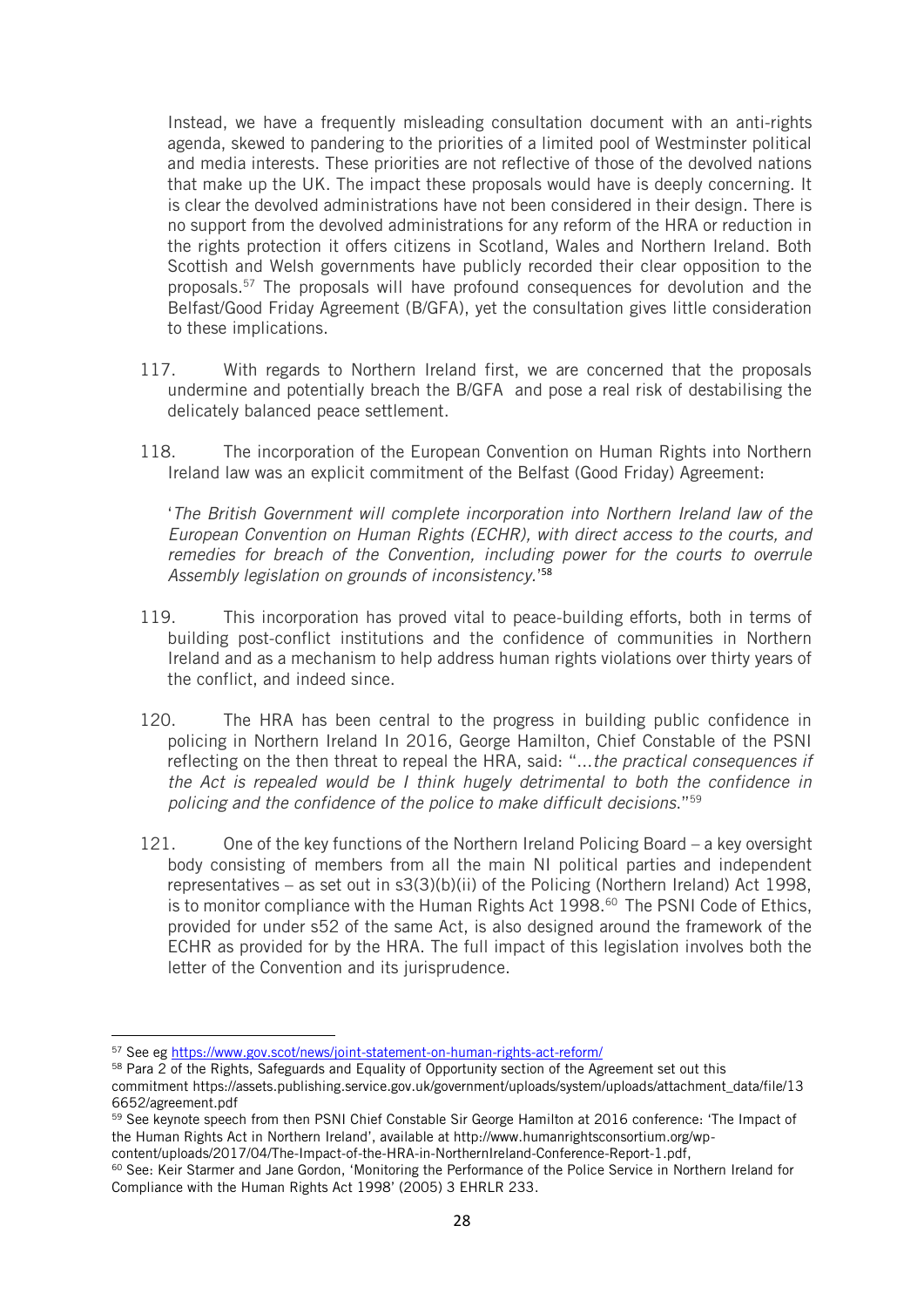Instead, we have a frequently misleading consultation document with an anti-rights agenda, skewed to pandering to the priorities of a limited pool of Westminster political and media interests. These priorities are not reflective of those of the devolved nations that make up the UK. The impact these proposals would have is deeply concerning. It is clear the devolved administrations have not been considered in their design. There is no support from the devolved administrations for any reform of the HRA or reduction in the rights protection it offers citizens in Scotland, Wales and Northern Ireland. Both Scottish and Welsh governments have publicly recorded their clear opposition to the proposals.[57] The proposals will have profound consequences for devolution and the Belfast/Good Friday Agreement (B/GFA), yet the consultation gives little consideration to these implications.

117. With regards to Northern Ireland first, we are concerned that the proposals undermine and potentially breach the B/GFA and pose a real risk of destabilising the delicately balanced peace settlement.

118. The incorporation of the European Convention on Human Rights into Northern Ireland law was an explicit commitment of the Belfast (Good Friday) Agreement:

'*The British Government will complete incorporation into Northern Ireland law of the European Convention on Human Rights (ECHR), with direct access to the courts, and remedies for breach of the Convention, including power for the courts to overrule Assembly legislation on grounds of inconsistency.*'[58]

119. This incorporation has proved vital to peace-building efforts, both in terms of building post-conflict institutions and the confidence of communities in Northern Ireland and as a mechanism to help address human rights violations over thirty years of the conflict, and indeed since.

120. The HRA has been central to the progress in building public confidence in policing in Northern Ireland In 2016, George Hamilton, Chief Constable of the PSNI reflecting on the then threat to repeal the HRA, said: "*…the practical consequences if the Act is repealed would be I think hugely detrimental to both the confidence in policing and the confidence of the police to make difficult decisions*."[59]

121. One of the key functions of the Northern Ireland Policing Board – a key oversight body consisting of members from all the main NI political parties and independent representatives – as set out in s3(3)(b)(ii) of the Policing (Northern Ireland) Act 1998, is to monitor compliance with the Human Rights Act 1998.[60] The PSNI Code of Ethics, provided for under s52 of the same Act, is also designed around the framework of the ECHR as provided for by the HRA. The full impact of this legislation involves both the letter of the Convention and its jurisprudence.

---

[57] See eg https://www.gov.scot/news/joint-statement-on-human-rights-act-reform/

[58] Para 2 of the Rights, Safeguards and Equality of Opportunity section of the Agreement set out this commitment https://assets.publishing.service.gov.uk/government/uploads/system/uploads/attachment_data/file/136652/agreement.pdf

[59] See keynote speech from then PSNI Chief Constable Sir George Hamilton at 2016 conference: 'The Impact of the Human Rights Act in Northern Ireland', available at http://www.humanrightsconsortium.org/wp-content/uploads/2017/04/The-Impact-of-the-HRA-in-NorthernIreland-Conference-Report-1.pdf,

[60] See: Keir Starmer and Jane Gordon, 'Monitoring the Performance of the Police Service in Northern Ireland for Compliance with the Human Rights Act 1998' (2005) 3 EHRLR 233.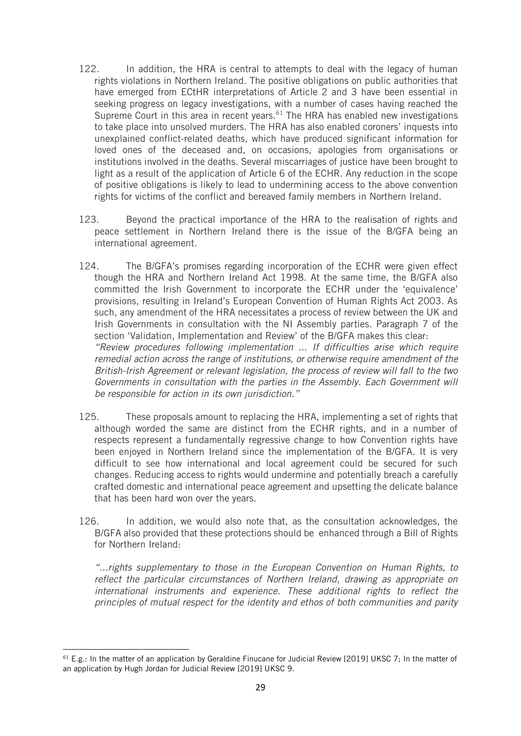122. In addition, the HRA is central to attempts to deal with the legacy of human rights violations in Northern Ireland. The positive obligations on public authorities that have emerged from ECtHR interpretations of Article 2 and 3 have been essential in seeking progress on legacy investigations, with a number of cases having reached the Supreme Court in this area in recent years.[61] The HRA has enabled new investigations to take place into unsolved murders. The HRA has also enabled coroners' inquests into unexplained conflict-related deaths, which have produced significant information for loved ones of the deceased and, on occasions, apologies from organisations or institutions involved in the deaths. Several miscarriages of justice have been brought to light as a result of the application of Article 6 of the ECHR. Any reduction in the scope of positive obligations is likely to lead to undermining access to the above convention rights for victims of the conflict and bereaved family members in Northern Ireland.

123. Beyond the practical importance of the HRA to the realisation of rights and peace settlement in Northern Ireland there is the issue of the B/GFA being an international agreement.

124. The B/GFA's promises regarding incorporation of the ECHR were given effect though the HRA and Northern Ireland Act 1998. At the same time, the B/GFA also committed the Irish Government to incorporate the ECHR under the 'equivalence' provisions, resulting in Ireland's European Convention of Human Rights Act 2003. As such, any amendment of the HRA necessitates a process of review between the UK and Irish Governments in consultation with the NI Assembly parties. Paragraph 7 of the section 'Validation, Implementation and Review' of the B/GFA makes this clear: *"Review procedures following implementation ... If difficulties arise which require remedial action across the range of institutions, or otherwise require amendment of the British-Irish Agreement or relevant legislation, the process of review will fall to the two Governments in consultation with the parties in the Assembly. Each Government will be responsible for action in its own jurisdiction."*

125. These proposals amount to replacing the HRA, implementing a set of rights that although worded the same are distinct from the ECHR rights, and in a number of respects represent a fundamentally regressive change to how Convention rights have been enjoyed in Northern Ireland since the implementation of the B/GFA. It is very difficult to see how international and local agreement could be secured for such changes. Reducing access to rights would undermine and potentially breach a carefully crafted domestic and international peace agreement and upsetting the delicate balance that has been hard won over the years.

126. In addition, we would also note that, as the consultation acknowledges, the B/GFA also provided that these protections should be enhanced through a Bill of Rights for Northern Ireland:

*"…rights supplementary to those in the European Convention on Human Rights, to reflect the particular circumstances of Northern Ireland, drawing as appropriate on international instruments and experience. These additional rights to reflect the principles of mutual respect for the identity and ethos of both communities and parity*

---

[61] E.g.: In the matter of an application by Geraldine Finucane for Judicial Review [2019] UKSC 7; In the matter of an application by Hugh Jordan for Judicial Review [2019] UKSC 9.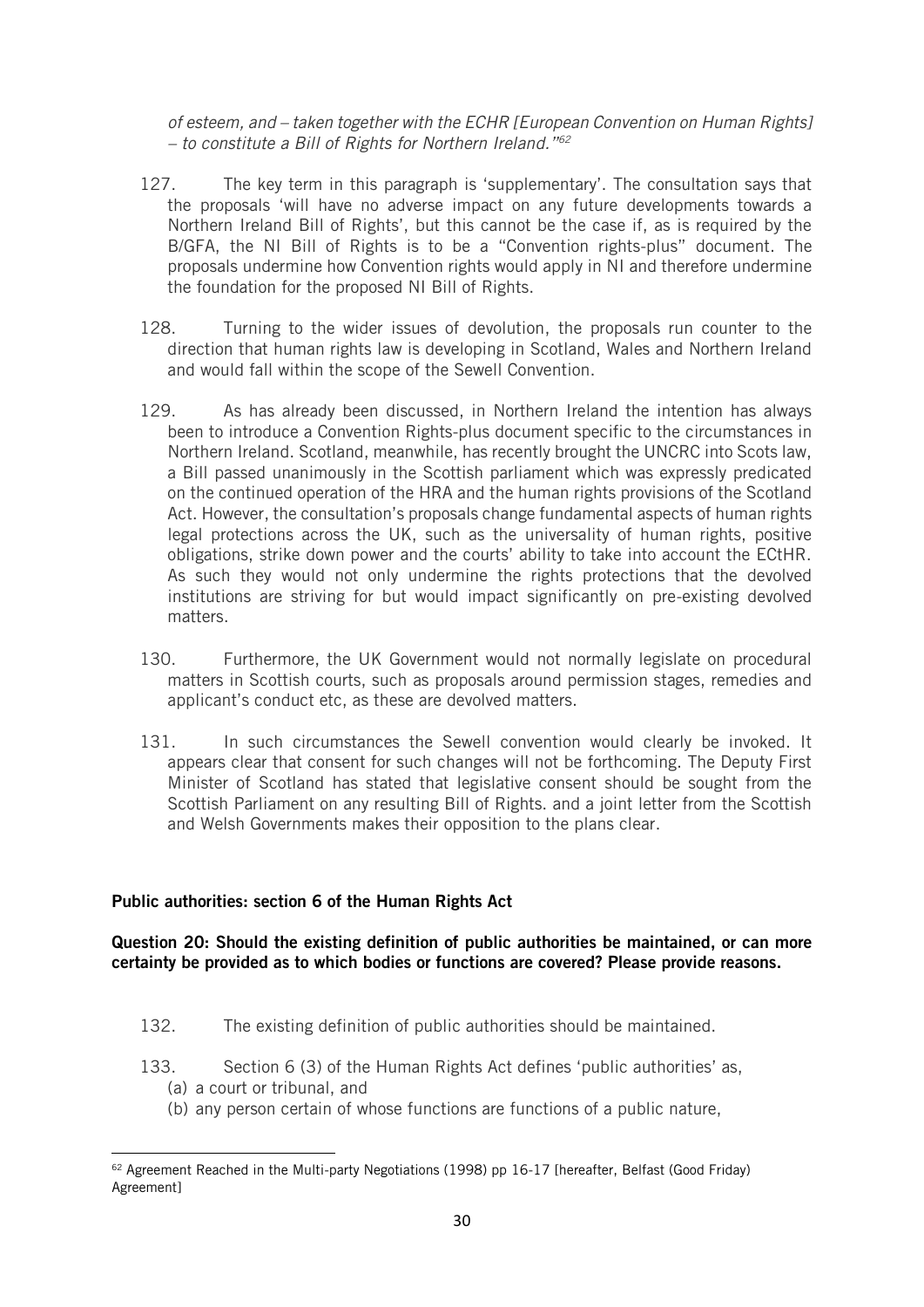*of esteem, and – taken together with the ECHR [European Convention on Human Rights] – to constitute a Bill of Rights for Northern Ireland."*[62]

127. The key term in this paragraph is 'supplementary'. The consultation says that the proposals 'will have no adverse impact on any future developments towards a Northern Ireland Bill of Rights', but this cannot be the case if, as is required by the B/GFA, the NI Bill of Rights is to be a "Convention rights-plus" document. The proposals undermine how Convention rights would apply in NI and therefore undermine the foundation for the proposed NI Bill of Rights.

128. Turning to the wider issues of devolution, the proposals run counter to the direction that human rights law is developing in Scotland, Wales and Northern Ireland and would fall within the scope of the Sewell Convention.

129. As has already been discussed, in Northern Ireland the intention has always been to introduce a Convention Rights-plus document specific to the circumstances in Northern Ireland. Scotland, meanwhile, has recently brought the UNCRC into Scots law, a Bill passed unanimously in the Scottish parliament which was expressly predicated on the continued operation of the HRA and the human rights provisions of the Scotland Act. However, the consultation's proposals change fundamental aspects of human rights legal protections across the UK, such as the universality of human rights, positive obligations, strike down power and the courts' ability to take into account the ECtHR. As such they would not only undermine the rights protections that the devolved institutions are striving for but would impact significantly on pre-existing devolved matters.

130. Furthermore, the UK Government would not normally legislate on procedural matters in Scottish courts, such as proposals around permission stages, remedies and applicant's conduct etc, as these are devolved matters.

131. In such circumstances the Sewell convention would clearly be invoked. It appears clear that consent for such changes will not be forthcoming. The Deputy First Minister of Scotland has stated that legislative consent should be sought from the Scottish Parliament on any resulting Bill of Rights. and a joint letter from the Scottish and Welsh Governments makes their opposition to the plans clear.

**Public authorities: section 6 of the Human Rights Act**

**Question 20: Should the existing definition of public authorities be maintained, or can more certainty be provided as to which bodies or functions are covered? Please provide reasons.**

132. The existing definition of public authorities should be maintained.

133. Section 6 (3) of the Human Rights Act defines 'public authorities' as,
   (a) a court or tribunal, and
   (b) any person certain of whose functions are functions of a public nature,

[62] Agreement Reached in the Multi-party Negotiations (1998) pp 16-17 [hereafter, Belfast (Good Friday) Agreement]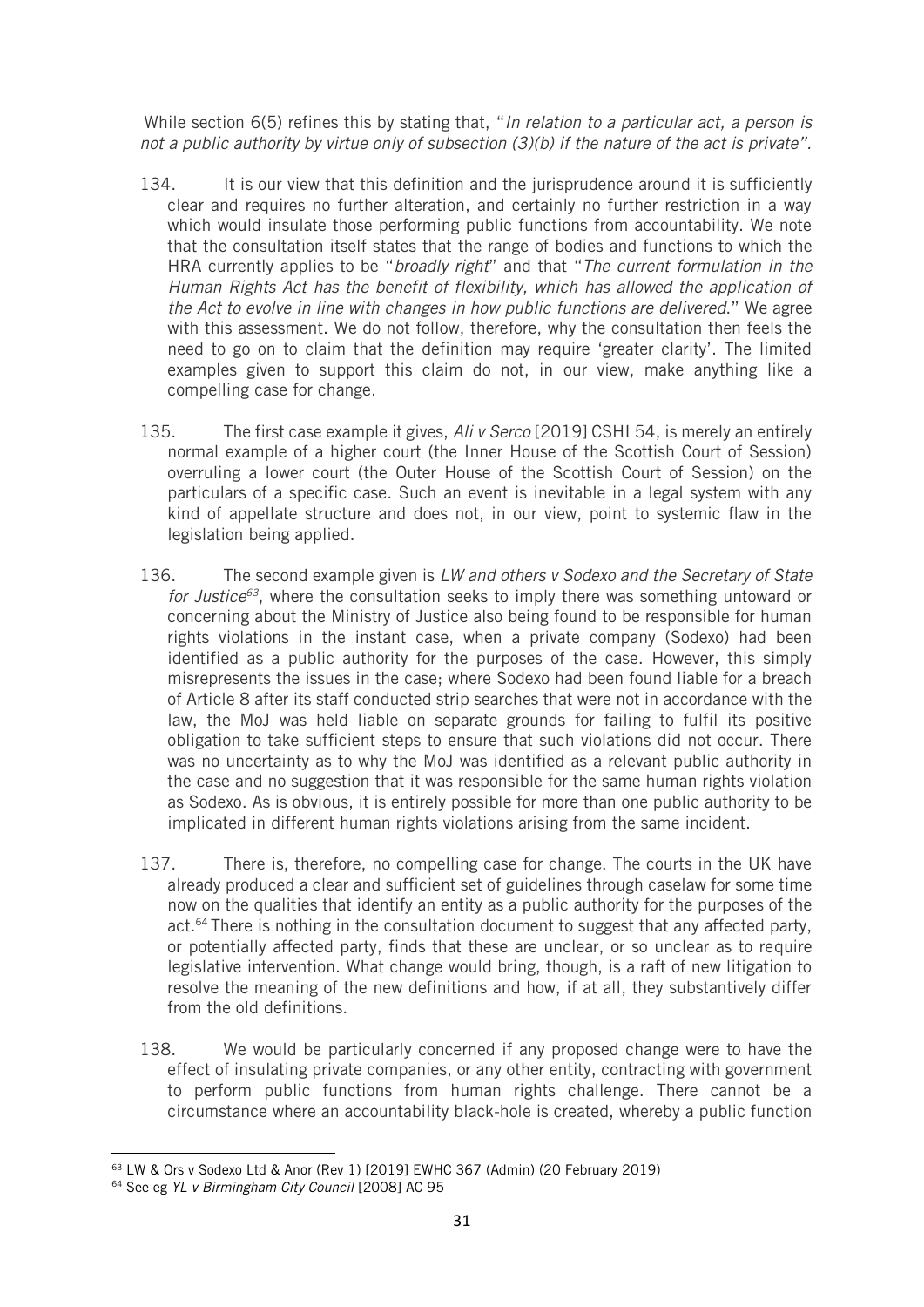While section 6(5) refines this by stating that, "*In relation to a particular act, a person is not a public authority by virtue only of subsection (3)(b) if the nature of the act is private".*

134. It is our view that this definition and the jurisprudence around it is sufficiently clear and requires no further alteration, and certainly no further restriction in a way which would insulate those performing public functions from accountability. We note that the consultation itself states that the range of bodies and functions to which the HRA currently applies to be "*broadly right*" and that "*The current formulation in the Human Rights Act has the benefit of flexibility, which has allowed the application of the Act to evolve in line with changes in how public functions are delivered*." We agree with this assessment. We do not follow, therefore, why the consultation then feels the need to go on to claim that the definition may require 'greater clarity'. The limited examples given to support this claim do not, in our view, make anything like a compelling case for change.

135. The first case example it gives, *Ali v Serco* [2019] CSHI 54, is merely an entirely normal example of a higher court (the Inner House of the Scottish Court of Session) overruling a lower court (the Outer House of the Scottish Court of Session) on the particulars of a specific case. Such an event is inevitable in a legal system with any kind of appellate structure and does not, in our view, point to systemic flaw in the legislation being applied.

136. The second example given is *LW and others v Sodexo and the Secretary of State for Justice*[63], where the consultation seeks to imply there was something untoward or concerning about the Ministry of Justice also being found to be responsible for human rights violations in the instant case, when a private company (Sodexo) had been identified as a public authority for the purposes of the case. However, this simply misrepresents the issues in the case; where Sodexo had been found liable for a breach of Article 8 after its staff conducted strip searches that were not in accordance with the law, the MoJ was held liable on separate grounds for failing to fulfil its positive obligation to take sufficient steps to ensure that such violations did not occur. There was no uncertainty as to why the MoJ was identified as a relevant public authority in the case and no suggestion that it was responsible for the same human rights violation as Sodexo. As is obvious, it is entirely possible for more than one public authority to be implicated in different human rights violations arising from the same incident.

137. There is, therefore, no compelling case for change. The courts in the UK have already produced a clear and sufficient set of guidelines through caselaw for some time now on the qualities that identify an entity as a public authority for the purposes of the act.[64] There is nothing in the consultation document to suggest that any affected party, or potentially affected party, finds that these are unclear, or so unclear as to require legislative intervention. What change would bring, though, is a raft of new litigation to resolve the meaning of the new definitions and how, if at all, they substantively differ from the old definitions.

138. We would be particularly concerned if any proposed change were to have the effect of insulating private companies, or any other entity, contracting with government to perform public functions from human rights challenge. There cannot be a circumstance where an accountability black-hole is created, whereby a public function

---

[63] LW & Ors v Sodexo Ltd & Anor (Rev 1) [2019] EWHC 367 (Admin) (20 February 2019)

[64] See eg *YL v Birmingham City Council* [2008] AC 95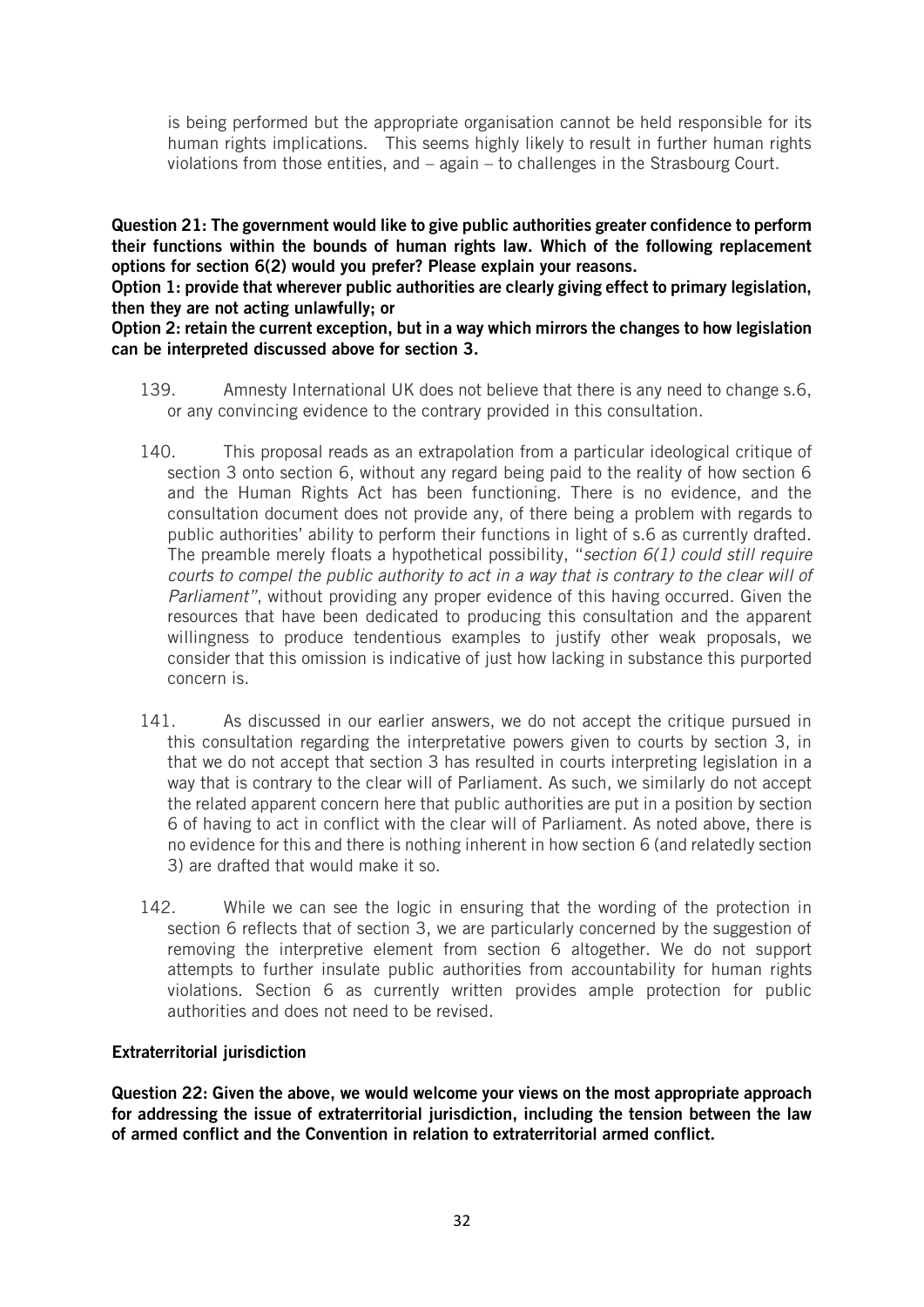is being performed but the appropriate organisation cannot be held responsible for its human rights implications. This seems highly likely to result in further human rights violations from those entities, and – again – to challenges in the Strasbourg Court.

**Question 21: The government would like to give public authorities greater confidence to perform their functions within the bounds of human rights law. Which of the following replacement options for section 6(2) would you prefer? Please explain your reasons.**

**Option 1: provide that wherever public authorities are clearly giving effect to primary legislation, then they are not acting unlawfully; or**

**Option 2: retain the current exception, but in a way which mirrors the changes to how legislation can be interpreted discussed above for section 3.**

139. Amnesty International UK does not believe that there is any need to change s.6, or any convincing evidence to the contrary provided in this consultation.

140. This proposal reads as an extrapolation from a particular ideological critique of section 3 onto section 6, without any regard being paid to the reality of how section 6 and the Human Rights Act has been functioning. There is no evidence, and the consultation document does not provide any, of there being a problem with regards to public authorities' ability to perform their functions in light of s.6 as currently drafted. The preamble merely floats a hypothetical possibility, "*section 6(1) could still require courts to compel the public authority to act in a way that is contrary to the clear will of Parliament*", without providing any proper evidence of this having occurred. Given the resources that have been dedicated to producing this consultation and the apparent willingness to produce tendentious examples to justify other weak proposals, we consider that this omission is indicative of just how lacking in substance this purported concern is.

141. As discussed in our earlier answers, we do not accept the critique pursued in this consultation regarding the interpretative powers given to courts by section 3, in that we do not accept that section 3 has resulted in courts interpreting legislation in a way that is contrary to the clear will of Parliament. As such, we similarly do not accept the related apparent concern here that public authorities are put in a position by section 6 of having to act in conflict with the clear will of Parliament. As noted above, there is no evidence for this and there is nothing inherent in how section 6 (and relatedly section 3) are drafted that would make it so.

142. While we can see the logic in ensuring that the wording of the protection in section 6 reflects that of section 3, we are particularly concerned by the suggestion of removing the interpretive element from section 6 altogether. We do not support attempts to further insulate public authorities from accountability for human rights violations. Section 6 as currently written provides ample protection for public authorities and does not need to be revised.

### Extraterritorial jurisdiction

**Question 22: Given the above, we would welcome your views on the most appropriate approach for addressing the issue of extraterritorial jurisdiction, including the tension between the law of armed conflict and the Convention in relation to extraterritorial armed conflict.**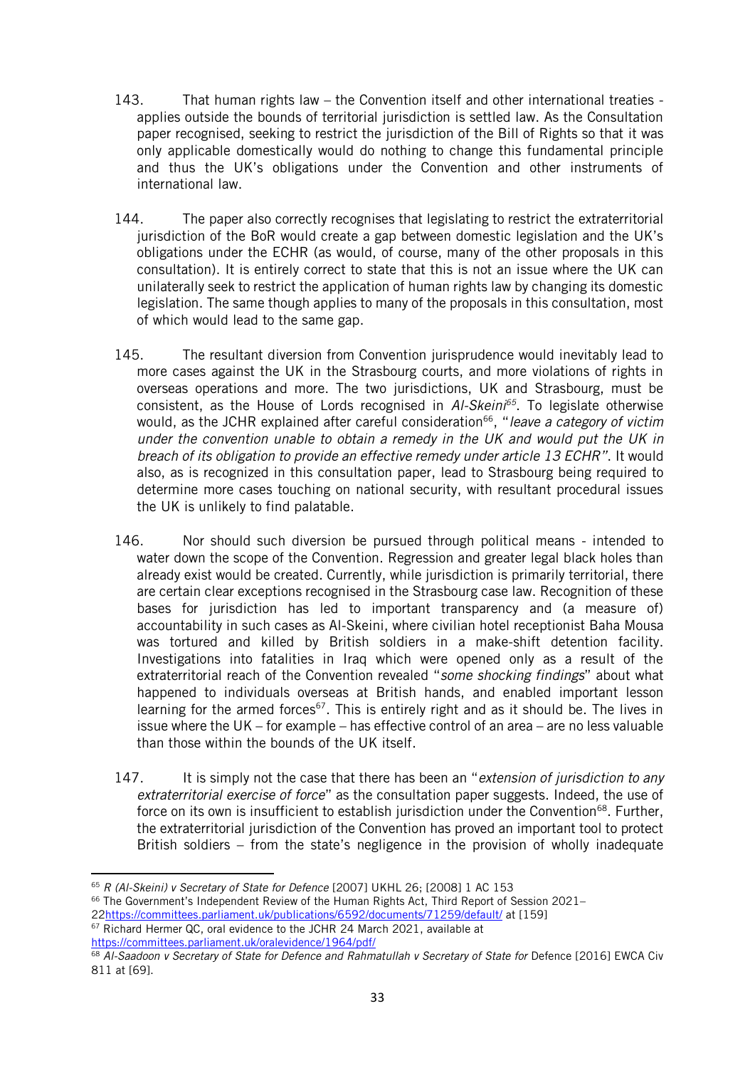143. That human rights law – the Convention itself and other international treaties - applies outside the bounds of territorial jurisdiction is settled law. As the Consultation paper recognised, seeking to restrict the jurisdiction of the Bill of Rights so that it was only applicable domestically would do nothing to change this fundamental principle and thus the UK's obligations under the Convention and other instruments of international law.

144. The paper also correctly recognises that legislating to restrict the extraterritorial jurisdiction of the BoR would create a gap between domestic legislation and the UK's obligations under the ECHR (as would, of course, many of the other proposals in this consultation). It is entirely correct to state that this is not an issue where the UK can unilaterally seek to restrict the application of human rights law by changing its domestic legislation. The same though applies to many of the proposals in this consultation, most of which would lead to the same gap.

145. The resultant diversion from Convention jurisprudence would inevitably lead to more cases against the UK in the Strasbourg courts, and more violations of rights in overseas operations and more. The two jurisdictions, UK and Strasbourg, must be consistent, as the House of Lords recognised in *Al-Skeini*[65]. To legislate otherwise would, as the JCHR explained after careful consideration[66], "*leave a category of victim under the convention unable to obtain a remedy in the UK and would put the UK in breach of its obligation to provide an effective remedy under article 13 ECHR*". It would also, as is recognized in this consultation paper, lead to Strasbourg being required to determine more cases touching on national security, with resultant procedural issues the UK is unlikely to find palatable.

146. Nor should such diversion be pursued through political means - intended to water down the scope of the Convention. Regression and greater legal black holes than already exist would be created. Currently, while jurisdiction is primarily territorial, there are certain clear exceptions recognised in the Strasbourg case law. Recognition of these bases for jurisdiction has led to important transparency and (a measure of) accountability in such cases as Al-Skeini, where civilian hotel receptionist Baha Mousa was tortured and killed by British soldiers in a make-shift detention facility. Investigations into fatalities in Iraq which were opened only as a result of the extraterritorial reach of the Convention revealed "*some shocking findings*" about what happened to individuals overseas at British hands, and enabled important lesson learning for the armed forces[67]. This is entirely right and as it should be. The lives in issue where the UK – for example – has effective control of an area – are no less valuable than those within the bounds of the UK itself.

147. It is simply not the case that there has been an "*extension of jurisdiction to any extraterritorial exercise of force*" as the consultation paper suggests. Indeed, the use of force on its own is insufficient to establish jurisdiction under the Convention[68]. Further, the extraterritorial jurisdiction of the Convention has proved an important tool to protect British soldiers – from the state's negligence in the provision of wholly inadequate

---

[65] *R (Al-Skeini) v Secretary of State for Defence* [2007] UKHL 26; [2008] 1 AC 153

[66] The Government's Independent Review of the Human Rights Act, Third Report of Session 2021–22https://committees.parliament.uk/publications/6592/documents/71259/default/ at [159]

[67] Richard Hermer QC, oral evidence to the JCHR 24 March 2021, available at https://committees.parliament.uk/oralevidence/1964/pdf/

[68] *Al-Saadoon v Secretary of State for Defence and Rahmatullah v Secretary of State for* Defence [2016] EWCA Civ 811 at [69].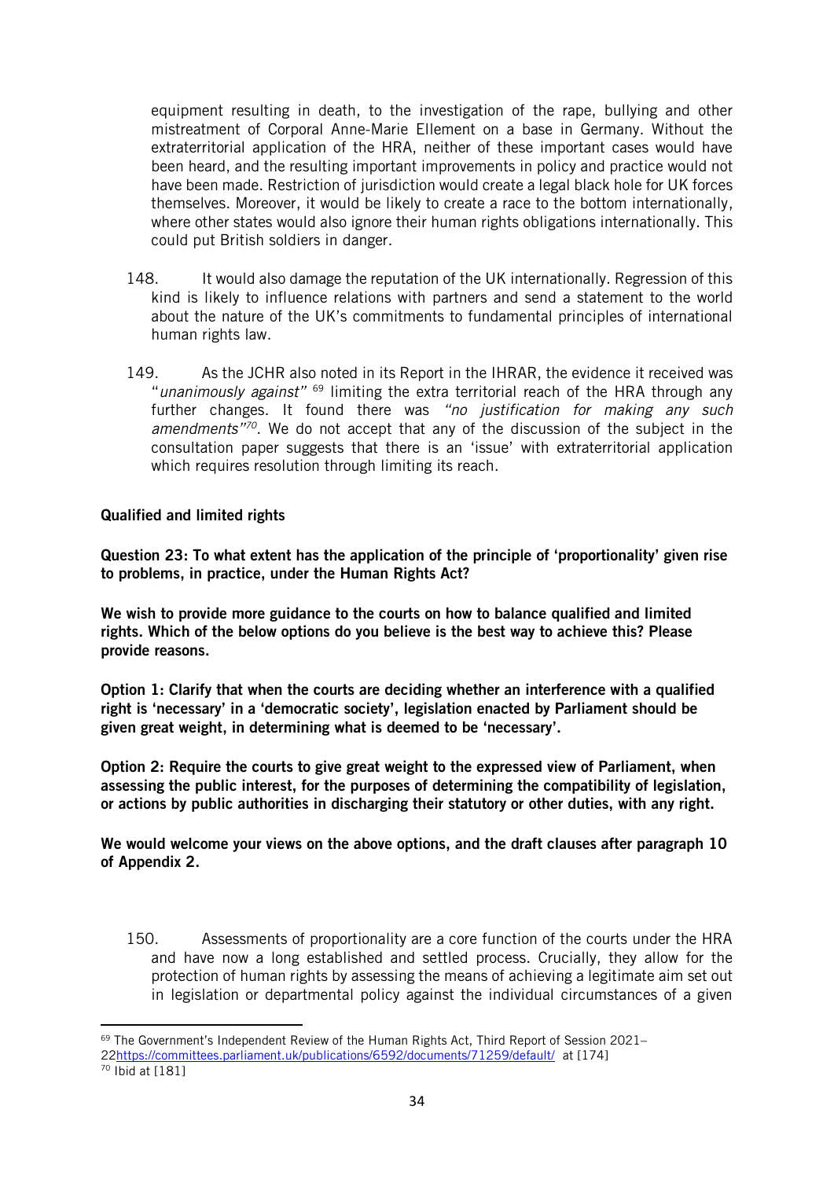equipment resulting in death, to the investigation of the rape, bullying and other mistreatment of Corporal Anne-Marie Ellement on a base in Germany. Without the extraterritorial application of the HRA, neither of these important cases would have been heard, and the resulting important improvements in policy and practice would not have been made. Restriction of jurisdiction would create a legal black hole for UK forces themselves. Moreover, it would be likely to create a race to the bottom internationally, where other states would also ignore their human rights obligations internationally. This could put British soldiers in danger.

148. It would also damage the reputation of the UK internationally. Regression of this kind is likely to influence relations with partners and send a statement to the world about the nature of the UK's commitments to fundamental principles of international human rights law.

149. As the JCHR also noted in its Report in the IHRAR, the evidence it received was "*unanimously against*"[69] limiting the extra territorial reach of the HRA through any further changes. It found there was *"no justification for making any such amendments"*[70]. We do not accept that any of the discussion of the subject in the consultation paper suggests that there is an 'issue' with extraterritorial application which requires resolution through limiting its reach.

**Qualified and limited rights**

**Question 23: To what extent has the application of the principle of 'proportionality' given rise to problems, in practice, under the Human Rights Act?**

**We wish to provide more guidance to the courts on how to balance qualified and limited rights. Which of the below options do you believe is the best way to achieve this? Please provide reasons.**

**Option 1: Clarify that when the courts are deciding whether an interference with a qualified right is 'necessary' in a 'democratic society', legislation enacted by Parliament should be given great weight, in determining what is deemed to be 'necessary'.**

**Option 2: Require the courts to give great weight to the expressed view of Parliament, when assessing the public interest, for the purposes of determining the compatibility of legislation, or actions by public authorities in discharging their statutory or other duties, with any right.**

**We would welcome your views on the above options, and the draft clauses after paragraph 10 of Appendix 2.**

150. Assessments of proportionality are a core function of the courts under the HRA and have now a long established and settled process. Crucially, they allow for the protection of human rights by assessing the means of achieving a legitimate aim set out in legislation or departmental policy against the individual circumstances of a given

---

[69] The Government's Independent Review of the Human Rights Act, Third Report of Session 2021–22https://committees.parliament.uk/publications/6592/documents/71259/default/ at [174]

[70] Ibid at [181]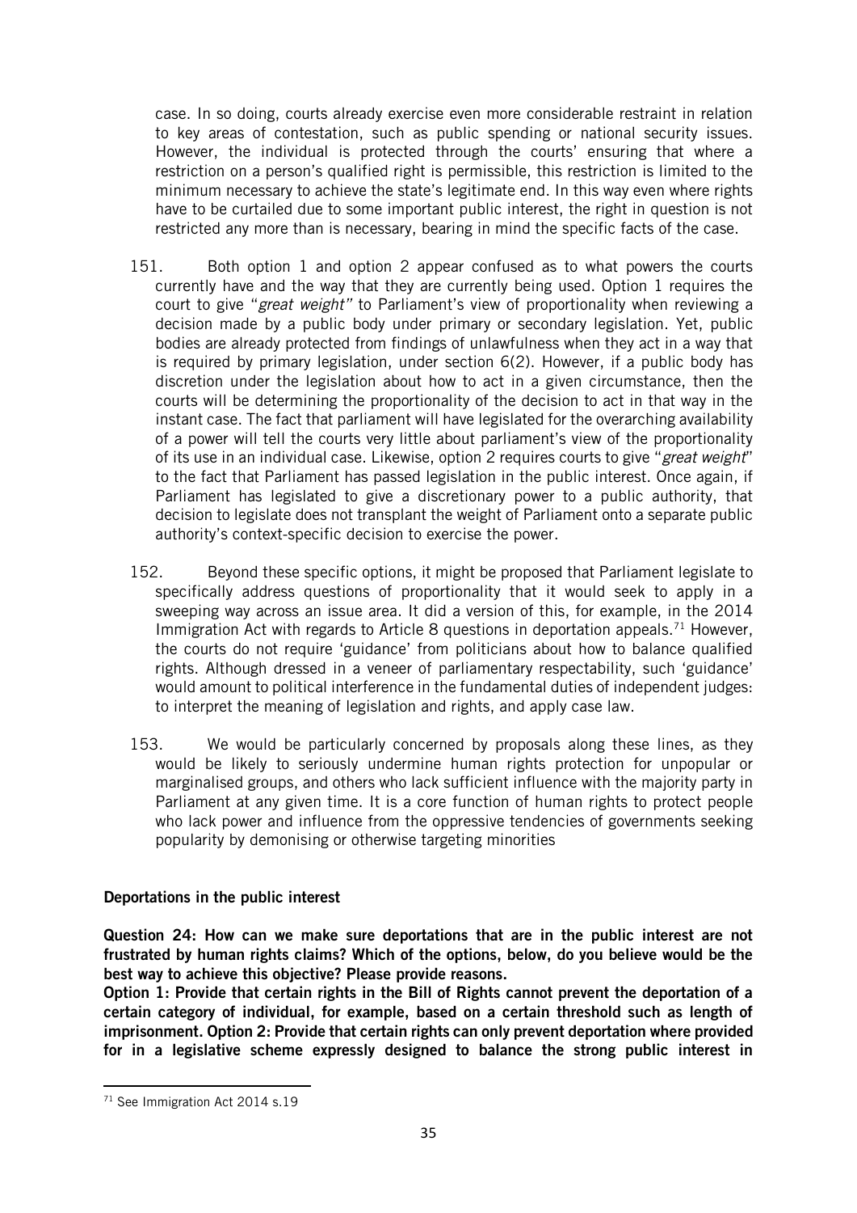case. In so doing, courts already exercise even more considerable restraint in relation to key areas of contestation, such as public spending or national security issues. However, the individual is protected through the courts' ensuring that where a restriction on a person's qualified right is permissible, this restriction is limited to the minimum necessary to achieve the state's legitimate end. In this way even where rights have to be curtailed due to some important public interest, the right in question is not restricted any more than is necessary, bearing in mind the specific facts of the case.

151. Both option 1 and option 2 appear confused as to what powers the courts currently have and the way that they are currently being used. Option 1 requires the court to give "*great weight"* to Parliament's view of proportionality when reviewing a decision made by a public body under primary or secondary legislation. Yet, public bodies are already protected from findings of unlawfulness when they act in a way that is required by primary legislation, under section 6(2). However, if a public body has discretion under the legislation about how to act in a given circumstance, then the courts will be determining the proportionality of the decision to act in that way in the instant case. The fact that parliament will have legislated for the overarching availability of a power will tell the courts very little about parliament's view of the proportionality of its use in an individual case. Likewise, option 2 requires courts to give "*great weight*" to the fact that Parliament has passed legislation in the public interest. Once again, if Parliament has legislated to give a discretionary power to a public authority, that decision to legislate does not transplant the weight of Parliament onto a separate public authority's context-specific decision to exercise the power.

152. Beyond these specific options, it might be proposed that Parliament legislate to specifically address questions of proportionality that it would seek to apply in a sweeping way across an issue area. It did a version of this, for example, in the 2014 Immigration Act with regards to Article 8 questions in deportation appeals.[71] However, the courts do not require 'guidance' from politicians about how to balance qualified rights. Although dressed in a veneer of parliamentary respectability, such 'guidance' would amount to political interference in the fundamental duties of independent judges: to interpret the meaning of legislation and rights, and apply case law.

153. We would be particularly concerned by proposals along these lines, as they would be likely to seriously undermine human rights protection for unpopular or marginalised groups, and others who lack sufficient influence with the majority party in Parliament at any given time. It is a core function of human rights to protect people who lack power and influence from the oppressive tendencies of governments seeking popularity by demonising or otherwise targeting minorities

**Deportations in the public interest**

**Question 24: How can we make sure deportations that are in the public interest are not frustrated by human rights claims? Which of the options, below, do you believe would be the best way to achieve this objective? Please provide reasons.**
**Option 1: Provide that certain rights in the Bill of Rights cannot prevent the deportation of a certain category of individual, for example, based on a certain threshold such as length of imprisonment. Option 2: Provide that certain rights can only prevent deportation where provided for in a legislative scheme expressly designed to balance the strong public interest in**

[71] See Immigration Act 2014 s.19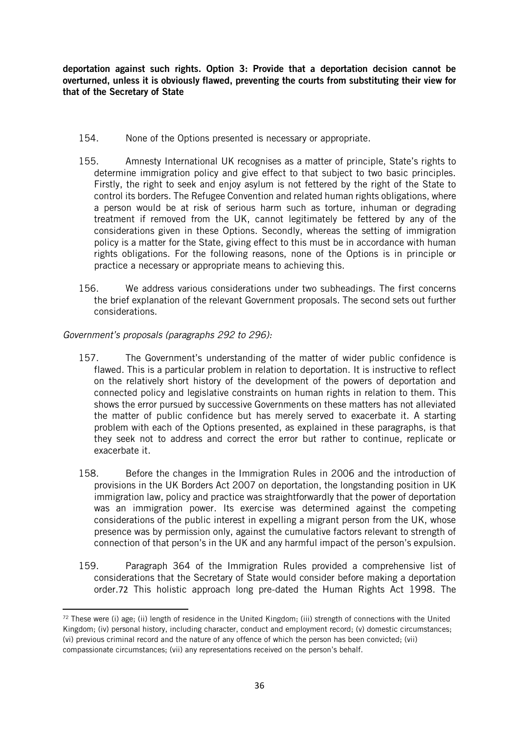**deportation against such rights. Option 3: Provide that a deportation decision cannot be overturned, unless it is obviously flawed, preventing the courts from substituting their view for that of the Secretary of State**

154. None of the Options presented is necessary or appropriate.

155. Amnesty International UK recognises as a matter of principle, State's rights to determine immigration policy and give effect to that subject to two basic principles. Firstly, the right to seek and enjoy asylum is not fettered by the right of the State to control its borders. The Refugee Convention and related human rights obligations, where a person would be at risk of serious harm such as torture, inhuman or degrading treatment if removed from the UK, cannot legitimately be fettered by any of the considerations given in these Options. Secondly, whereas the setting of immigration policy is a matter for the State, giving effect to this must be in accordance with human rights obligations. For the following reasons, none of the Options is in principle or practice a necessary or appropriate means to achieving this.

156. We address various considerations under two subheadings. The first concerns the brief explanation of the relevant Government proposals. The second sets out further considerations.

*Government's proposals (paragraphs 292 to 296):*

157. The Government's understanding of the matter of wider public confidence is flawed. This is a particular problem in relation to deportation. It is instructive to reflect on the relatively short history of the development of the powers of deportation and connected policy and legislative constraints on human rights in relation to them. This shows the error pursued by successive Governments on these matters has not alleviated the matter of public confidence but has merely served to exacerbate it. A starting problem with each of the Options presented, as explained in these paragraphs, is that they seek not to address and correct the error but rather to continue, replicate or exacerbate it.

158. Before the changes in the Immigration Rules in 2006 and the introduction of provisions in the UK Borders Act 2007 on deportation, the longstanding position in UK immigration law, policy and practice was straightforwardly that the power of deportation was an immigration power. Its exercise was determined against the competing considerations of the public interest in expelling a migrant person from the UK, whose presence was by permission only, against the cumulative factors relevant to strength of connection of that person's in the UK and any harmful impact of the person's expulsion.

159. Paragraph 364 of the Immigration Rules provided a comprehensive list of considerations that the Secretary of State would consider before making a deportation order.[72] This holistic approach long pre-dated the Human Rights Act 1998. The

[72] These were (i) age; (ii) length of residence in the United Kingdom; (iii) strength of connections with the United Kingdom; (iv) personal history, including character, conduct and employment record; (v) domestic circumstances; (vi) previous criminal record and the nature of any offence of which the person has been convicted; (vii) compassionate circumstances; (vii) any representations received on the person's behalf.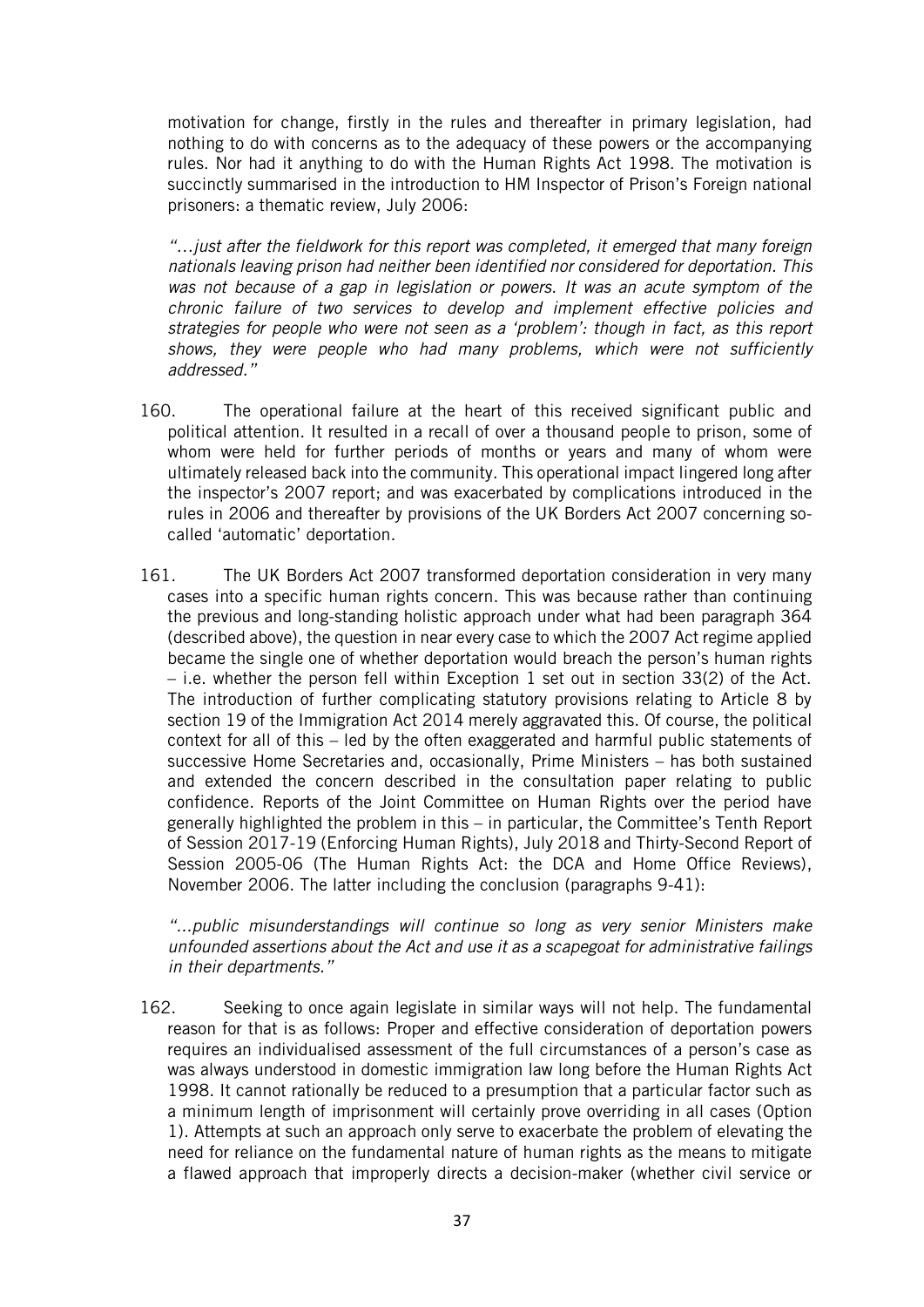motivation for change, firstly in the rules and thereafter in primary legislation, had nothing to do with concerns as to the adequacy of these powers or the accompanying rules. Nor had it anything to do with the Human Rights Act 1998. The motivation is succinctly summarised in the introduction to HM Inspector of Prison's Foreign national prisoners: a thematic review, July 2006:

> *"…just after the fieldwork for this report was completed, it emerged that many foreign nationals leaving prison had neither been identified nor considered for deportation. This was not because of a gap in legislation or powers. It was an acute symptom of the chronic failure of two services to develop and implement effective policies and strategies for people who were not seen as a 'problem': though in fact, as this report shows, they were people who had many problems, which were not sufficiently addressed."*

160. The operational failure at the heart of this received significant public and political attention. It resulted in a recall of over a thousand people to prison, some of whom were held for further periods of months or years and many of whom were ultimately released back into the community. This operational impact lingered long after the inspector's 2007 report; and was exacerbated by complications introduced in the rules in 2006 and thereafter by provisions of the UK Borders Act 2007 concerning so-called 'automatic' deportation.

161. The UK Borders Act 2007 transformed deportation consideration in very many cases into a specific human rights concern. This was because rather than continuing the previous and long-standing holistic approach under what had been paragraph 364 (described above), the question in near every case to which the 2007 Act regime applied became the single one of whether deportation would breach the person's human rights – i.e. whether the person fell within Exception 1 set out in section 33(2) of the Act. The introduction of further complicating statutory provisions relating to Article 8 by section 19 of the Immigration Act 2014 merely aggravated this. Of course, the political context for all of this – led by the often exaggerated and harmful public statements of successive Home Secretaries and, occasionally, Prime Ministers – has both sustained and extended the concern described in the consultation paper relating to public confidence. Reports of the Joint Committee on Human Rights over the period have generally highlighted the problem in this – in particular, the Committee's Tenth Report of Session 2017-19 (Enforcing Human Rights), July 2018 and Thirty-Second Report of Session 2005-06 (The Human Rights Act: the DCA and Home Office Reviews), November 2006. The latter including the conclusion (paragraphs 9-41):

> *"...public misunderstandings will continue so long as very senior Ministers make unfounded assertions about the Act and use it as a scapegoat for administrative failings in their departments."*

162. Seeking to once again legislate in similar ways will not help. The fundamental reason for that is as follows: Proper and effective consideration of deportation powers requires an individualised assessment of the full circumstances of a person's case as was always understood in domestic immigration law long before the Human Rights Act 1998. It cannot rationally be reduced to a presumption that a particular factor such as a minimum length of imprisonment will certainly prove overriding in all cases (Option 1). Attempts at such an approach only serve to exacerbate the problem of elevating the need for reliance on the fundamental nature of human rights as the means to mitigate a flawed approach that improperly directs a decision-maker (whether civil service or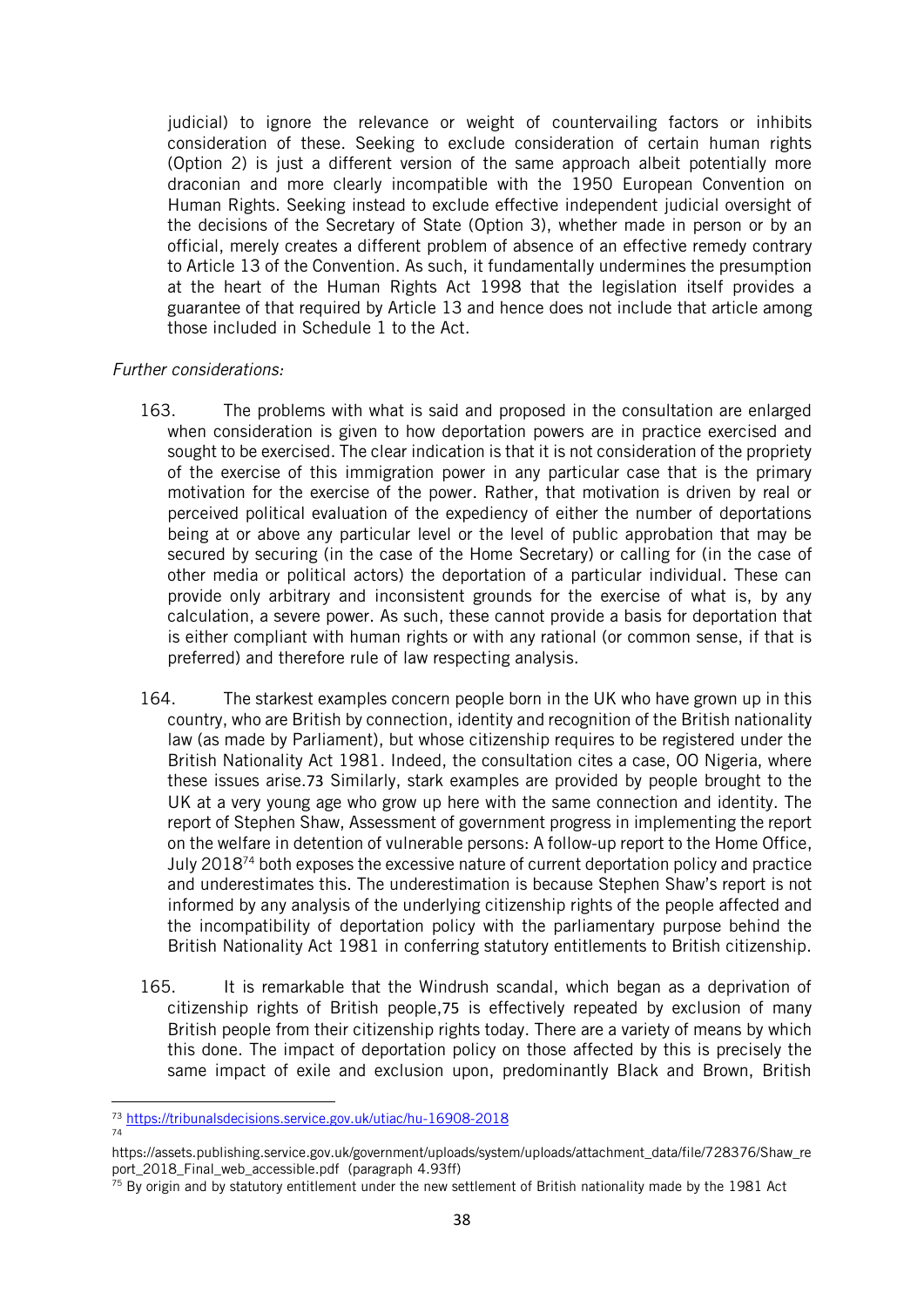judicial) to ignore the relevance or weight of countervailing factors or inhibits consideration of these. Seeking to exclude consideration of certain human rights (Option 2) is just a different version of the same approach albeit potentially more draconian and more clearly incompatible with the 1950 European Convention on Human Rights. Seeking instead to exclude effective independent judicial oversight of the decisions of the Secretary of State (Option 3), whether made in person or by an official, merely creates a different problem of absence of an effective remedy contrary to Article 13 of the Convention. As such, it fundamentally undermines the presumption at the heart of the Human Rights Act 1998 that the legislation itself provides a guarantee of that required by Article 13 and hence does not include that article among those included in Schedule 1 to the Act.

*Further considerations:*

163. The problems with what is said and proposed in the consultation are enlarged when consideration is given to how deportation powers are in practice exercised and sought to be exercised. The clear indication is that it is not consideration of the propriety of the exercise of this immigration power in any particular case that is the primary motivation for the exercise of the power. Rather, that motivation is driven by real or perceived political evaluation of the expediency of either the number of deportations being at or above any particular level or the level of public approbation that may be secured by securing (in the case of the Home Secretary) or calling for (in the case of other media or political actors) the deportation of a particular individual. These can provide only arbitrary and inconsistent grounds for the exercise of what is, by any calculation, a severe power. As such, these cannot provide a basis for deportation that is either compliant with human rights or with any rational (or common sense, if that is preferred) and therefore rule of law respecting analysis.

164. The starkest examples concern people born in the UK who have grown up in this country, who are British by connection, identity and recognition of the British nationality law (as made by Parliament), but whose citizenship requires to be registered under the British Nationality Act 1981. Indeed, the consultation cites a case, OO Nigeria, where these issues arise.[73] Similarly, stark examples are provided by people brought to the UK at a very young age who grow up here with the same connection and identity. The report of Stephen Shaw, Assessment of government progress in implementing the report on the welfare in detention of vulnerable persons: A follow-up report to the Home Office, July 2018[74] both exposes the excessive nature of current deportation policy and practice and underestimates this. The underestimation is because Stephen Shaw's report is not informed by any analysis of the underlying citizenship rights of the people affected and the incompatibility of deportation policy with the parliamentary purpose behind the British Nationality Act 1981 in conferring statutory entitlements to British citizenship.

165. It is remarkable that the Windrush scandal, which began as a deprivation of citizenship rights of British people,[75] is effectively repeated by exclusion of many British people from their citizenship rights today. There are a variety of means by which this done. The impact of deportation policy on those affected by this is precisely the same impact of exile and exclusion upon, predominantly Black and Brown, British

---

[73] https://tribunalsdecisions.service.gov.uk/utiac/hu-16908-2018

[74] https://assets.publishing.service.gov.uk/government/uploads/system/uploads/attachment_data/file/728376/Shaw_report_2018_Final_web_accessible.pdf (paragraph 4.93ff)

[75] By origin and by statutory entitlement under the new settlement of British nationality made by the 1981 Act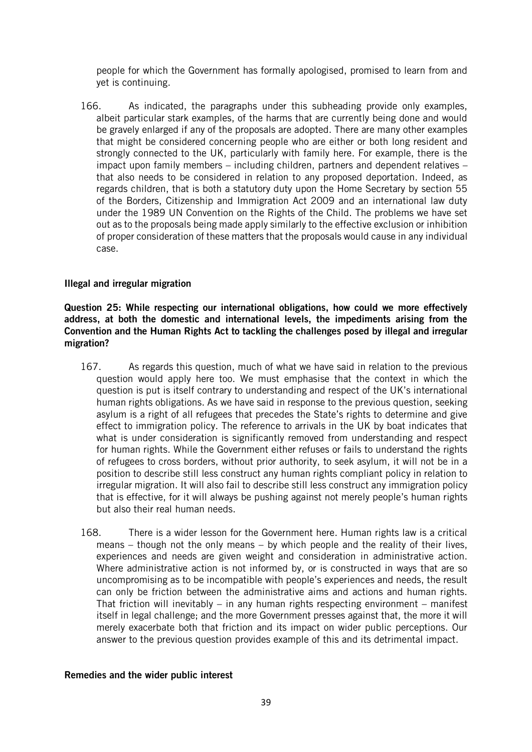people for which the Government has formally apologised, promised to learn from and yet is continuing.

166. As indicated, the paragraphs under this subheading provide only examples, albeit particular stark examples, of the harms that are currently being done and would be gravely enlarged if any of the proposals are adopted. There are many other examples that might be considered concerning people who are either or both long resident and strongly connected to the UK, particularly with family here. For example, there is the impact upon family members – including children, partners and dependent relatives – that also needs to be considered in relation to any proposed deportation. Indeed, as regards children, that is both a statutory duty upon the Home Secretary by section 55 of the Borders, Citizenship and Immigration Act 2009 and an international law duty under the 1989 UN Convention on the Rights of the Child. The problems we have set out as to the proposals being made apply similarly to the effective exclusion or inhibition of proper consideration of these matters that the proposals would cause in any individual case.

**Illegal and irregular migration**

**Question 25: While respecting our international obligations, how could we more effectively address, at both the domestic and international levels, the impediments arising from the Convention and the Human Rights Act to tackling the challenges posed by illegal and irregular migration?**

167. As regards this question, much of what we have said in relation to the previous question would apply here too. We must emphasise that the context in which the question is put is itself contrary to understanding and respect of the UK's international human rights obligations. As we have said in response to the previous question, seeking asylum is a right of all refugees that precedes the State's rights to determine and give effect to immigration policy. The reference to arrivals in the UK by boat indicates that what is under consideration is significantly removed from understanding and respect for human rights. While the Government either refuses or fails to understand the rights of refugees to cross borders, without prior authority, to seek asylum, it will not be in a position to describe still less construct any human rights compliant policy in relation to irregular migration. It will also fail to describe still less construct any immigration policy that is effective, for it will always be pushing against not merely people's human rights but also their real human needs.

168. There is a wider lesson for the Government here. Human rights law is a critical means – though not the only means – by which people and the reality of their lives, experiences and needs are given weight and consideration in administrative action. Where administrative action is not informed by, or is constructed in ways that are so uncompromising as to be incompatible with people's experiences and needs, the result can only be friction between the administrative aims and actions and human rights. That friction will inevitably – in any human rights respecting environment – manifest itself in legal challenge; and the more Government presses against that, the more it will merely exacerbate both that friction and its impact on wider public perceptions. Our answer to the previous question provides example of this and its detrimental impact.

**Remedies and the wider public interest**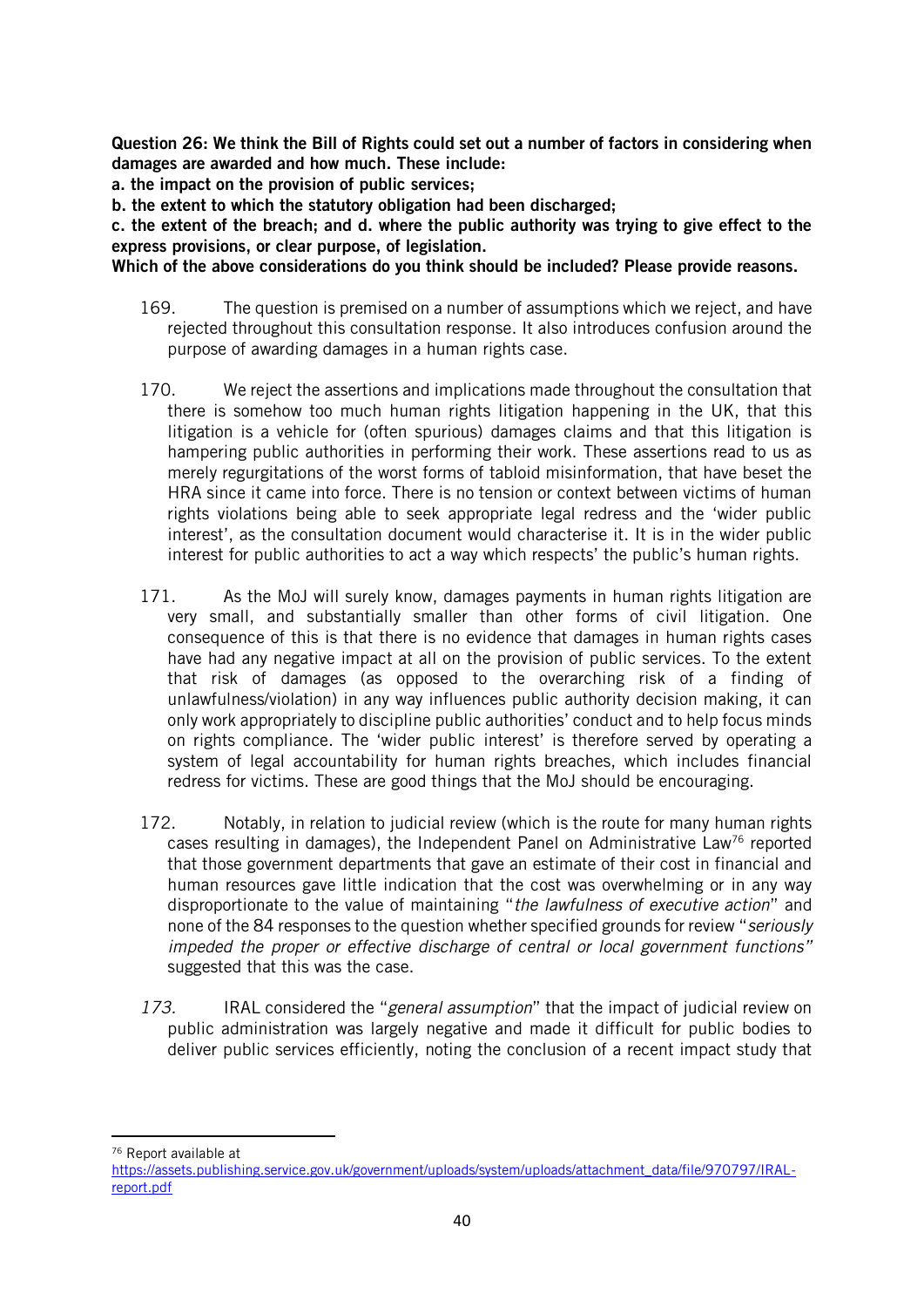**Question 26: We think the Bill of Rights could set out a number of factors in considering when damages are awarded and how much. These include:**
**a. the impact on the provision of public services;**
**b. the extent to which the statutory obligation had been discharged;**
**c. the extent of the breach; and d. where the public authority was trying to give effect to the express provisions, or clear purpose, of legislation.**
**Which of the above considerations do you think should be included? Please provide reasons.**

169. The question is premised on a number of assumptions which we reject, and have rejected throughout this consultation response. It also introduces confusion around the purpose of awarding damages in a human rights case.

170. We reject the assertions and implications made throughout the consultation that there is somehow too much human rights litigation happening in the UK, that this litigation is a vehicle for (often spurious) damages claims and that this litigation is hampering public authorities in performing their work. These assertions read to us as merely regurgitations of the worst forms of tabloid misinformation, that have beset the HRA since it came into force. There is no tension or context between victims of human rights violations being able to seek appropriate legal redress and the 'wider public interest', as the consultation document would characterise it. It is in the wider public interest for public authorities to act a way which respects' the public's human rights.

171. As the MoJ will surely know, damages payments in human rights litigation are very small, and substantially smaller than other forms of civil litigation. One consequence of this is that there is no evidence that damages in human rights cases have had any negative impact at all on the provision of public services. To the extent that risk of damages (as opposed to the overarching risk of a finding of unlawfulness/violation) in any way influences public authority decision making, it can only work appropriately to discipline public authorities' conduct and to help focus minds on rights compliance. The 'wider public interest' is therefore served by operating a system of legal accountability for human rights breaches, which includes financial redress for victims. These are good things that the MoJ should be encouraging.

172. Notably, in relation to judicial review (which is the route for many human rights cases resulting in damages), the Independent Panel on Administrative Law[76] reported that those government departments that gave an estimate of their cost in financial and human resources gave little indication that the cost was overwhelming or in any way disproportionate to the value of maintaining "*the lawfulness of executive action*" and none of the 84 responses to the question whether specified grounds for review "*seriously impeded the proper or effective discharge of central or local government functions*" suggested that this was the case.

*173.* IRAL considered the "*general assumption*" that the impact of judicial review on public administration was largely negative and made it difficult for public bodies to deliver public services efficiently, noting the conclusion of a recent impact study that

---

[76] Report available at https://assets.publishing.service.gov.uk/government/uploads/system/uploads/attachment_data/file/970797/IRAL-report.pdf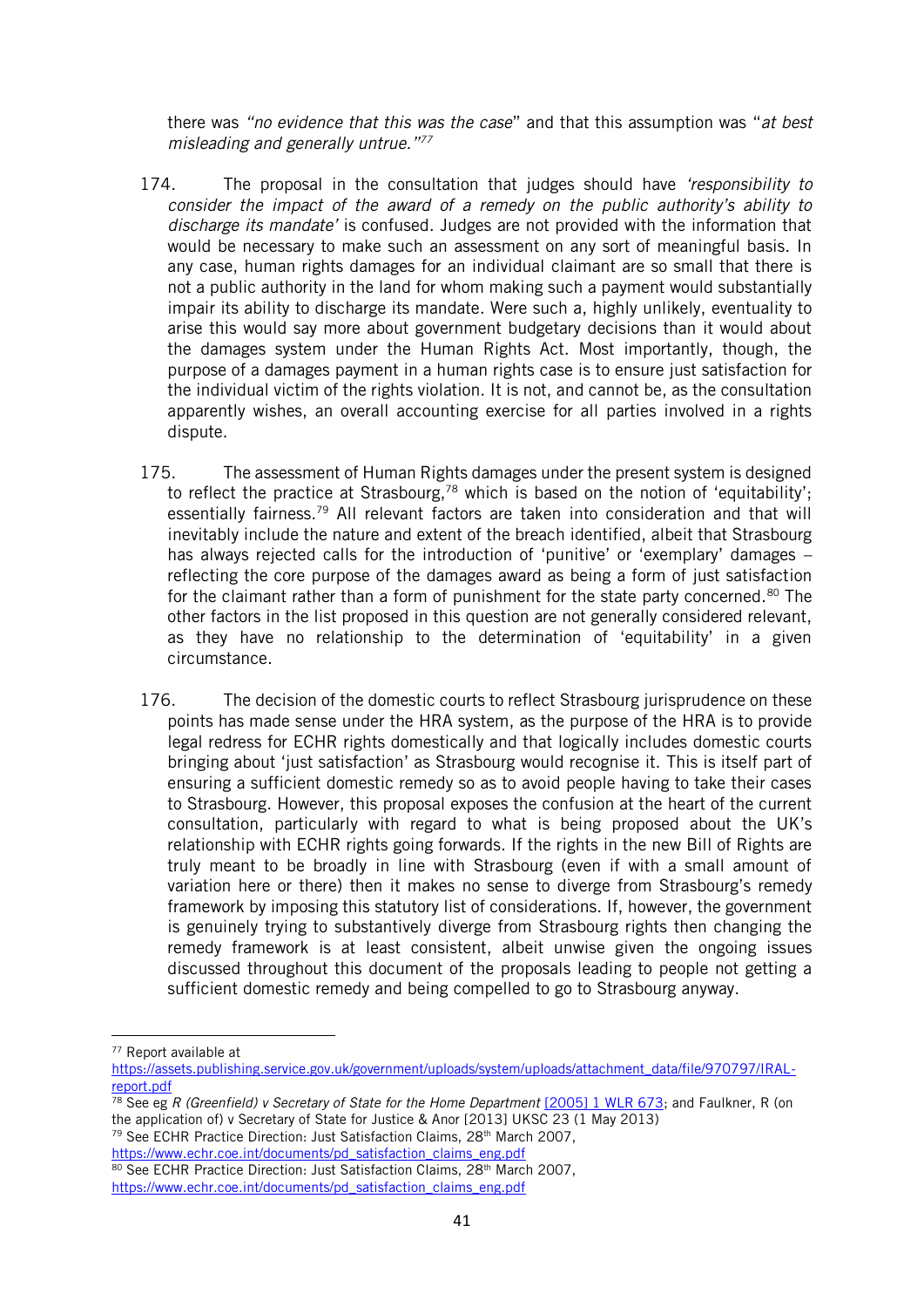there was *"no evidence that this was the case*" and that this assumption was "*at best misleading and generally untrue."*[77]

174. The proposal in the consultation that judges should have *'responsibility to consider the impact of the award of a remedy on the public authority's ability to discharge its mandate'* is confused. Judges are not provided with the information that would be necessary to make such an assessment on any sort of meaningful basis. In any case, human rights damages for an individual claimant are so small that there is not a public authority in the land for whom making such a payment would substantially impair its ability to discharge its mandate. Were such a, highly unlikely, eventuality to arise this would say more about government budgetary decisions than it would about the damages system under the Human Rights Act. Most importantly, though, the purpose of a damages payment in a human rights case is to ensure just satisfaction for the individual victim of the rights violation. It is not, and cannot be, as the consultation apparently wishes, an overall accounting exercise for all parties involved in a rights dispute.

175. The assessment of Human Rights damages under the present system is designed to reflect the practice at Strasbourg,[78] which is based on the notion of 'equitability'; essentially fairness.[79] All relevant factors are taken into consideration and that will inevitably include the nature and extent of the breach identified, albeit that Strasbourg has always rejected calls for the introduction of 'punitive' or 'exemplary' damages – reflecting the core purpose of the damages award as being a form of just satisfaction for the claimant rather than a form of punishment for the state party concerned.[80] The other factors in the list proposed in this question are not generally considered relevant, as they have no relationship to the determination of 'equitability' in a given circumstance.

176. The decision of the domestic courts to reflect Strasbourg jurisprudence on these points has made sense under the HRA system, as the purpose of the HRA is to provide legal redress for ECHR rights domestically and that logically includes domestic courts bringing about 'just satisfaction' as Strasbourg would recognise it. This is itself part of ensuring a sufficient domestic remedy so as to avoid people having to take their cases to Strasbourg. However, this proposal exposes the confusion at the heart of the current consultation, particularly with regard to what is being proposed about the UK's relationship with ECHR rights going forwards. If the rights in the new Bill of Rights are truly meant to be broadly in line with Strasbourg (even if with a small amount of variation here or there) then it makes no sense to diverge from Strasbourg's remedy framework by imposing this statutory list of considerations. If, however, the government is genuinely trying to substantively diverge from Strasbourg rights then changing the remedy framework is at least consistent, albeit unwise given the ongoing issues discussed throughout this document of the proposals leading to people not getting a sufficient domestic remedy and being compelled to go to Strasbourg anyway.

---

[77] Report available at https://assets.publishing.service.gov.uk/government/uploads/system/uploads/attachment_data/file/970797/IRAL-report.pdf

[78] See eg *R (Greenfield) v Secretary of State for the Home Department* [2005] 1 WLR 673; and Faulkner, R (on the application of) v Secretary of State for Justice & Anor [2013] UKSC 23 (1 May 2013)

[79] See ECHR Practice Direction: Just Satisfaction Claims, 28th March 2007, https://www.echr.coe.int/documents/pd_satisfaction_claims_eng.pdf

[80] See ECHR Practice Direction: Just Satisfaction Claims, 28th March 2007, https://www.echr.coe.int/documents/pd_satisfaction_claims_eng.pdf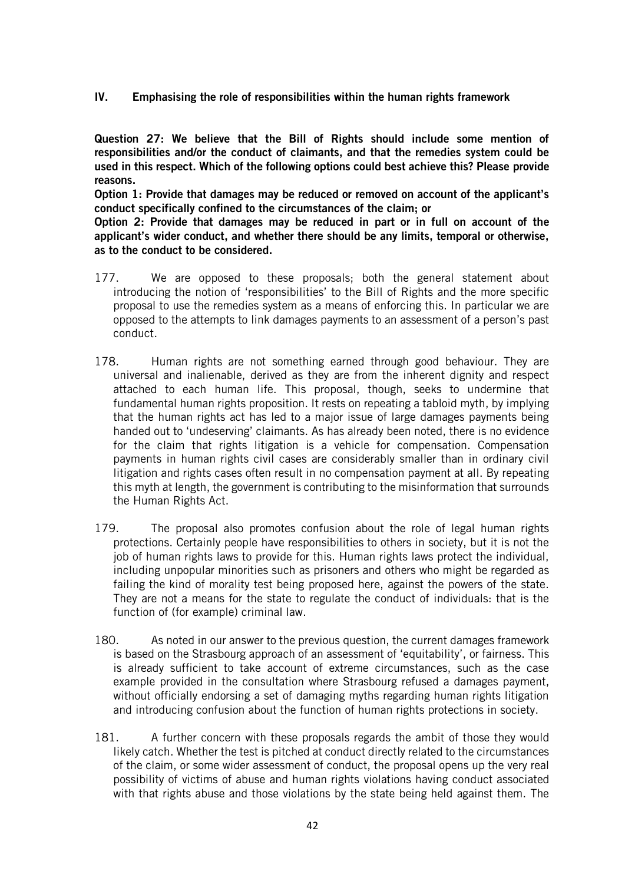## IV. Emphasising the role of responsibilities within the human rights framework

**Question 27: We believe that the Bill of Rights should include some mention of responsibilities and/or the conduct of claimants, and that the remedies system could be used in this respect. Which of the following options could best achieve this? Please provide reasons.**

**Option 1: Provide that damages may be reduced or removed on account of the applicant's conduct specifically confined to the circumstances of the claim; or**

**Option 2: Provide that damages may be reduced in part or in full on account of the applicant's wider conduct, and whether there should be any limits, temporal or otherwise, as to the conduct to be considered.**

177. We are opposed to these proposals; both the general statement about introducing the notion of 'responsibilities' to the Bill of Rights and the more specific proposal to use the remedies system as a means of enforcing this. In particular we are opposed to the attempts to link damages payments to an assessment of a person's past conduct.

178. Human rights are not something earned through good behaviour. They are universal and inalienable, derived as they are from the inherent dignity and respect attached to each human life. This proposal, though, seeks to undermine that fundamental human rights proposition. It rests on repeating a tabloid myth, by implying that the human rights act has led to a major issue of large damages payments being handed out to 'undeserving' claimants. As has already been noted, there is no evidence for the claim that rights litigation is a vehicle for compensation. Compensation payments in human rights civil cases are considerably smaller than in ordinary civil litigation and rights cases often result in no compensation payment at all. By repeating this myth at length, the government is contributing to the misinformation that surrounds the Human Rights Act.

179. The proposal also promotes confusion about the role of legal human rights protections. Certainly people have responsibilities to others in society, but it is not the job of human rights laws to provide for this. Human rights laws protect the individual, including unpopular minorities such as prisoners and others who might be regarded as failing the kind of morality test being proposed here, against the powers of the state. They are not a means for the state to regulate the conduct of individuals: that is the function of (for example) criminal law.

180. As noted in our answer to the previous question, the current damages framework is based on the Strasbourg approach of an assessment of 'equitability', or fairness. This is already sufficient to take account of extreme circumstances, such as the case example provided in the consultation where Strasbourg refused a damages payment, without officially endorsing a set of damaging myths regarding human rights litigation and introducing confusion about the function of human rights protections in society.

181. A further concern with these proposals regards the ambit of those they would likely catch. Whether the test is pitched at conduct directly related to the circumstances of the claim, or some wider assessment of conduct, the proposal opens up the very real possibility of victims of abuse and human rights violations having conduct associated with that rights abuse and those violations by the state being held against them. The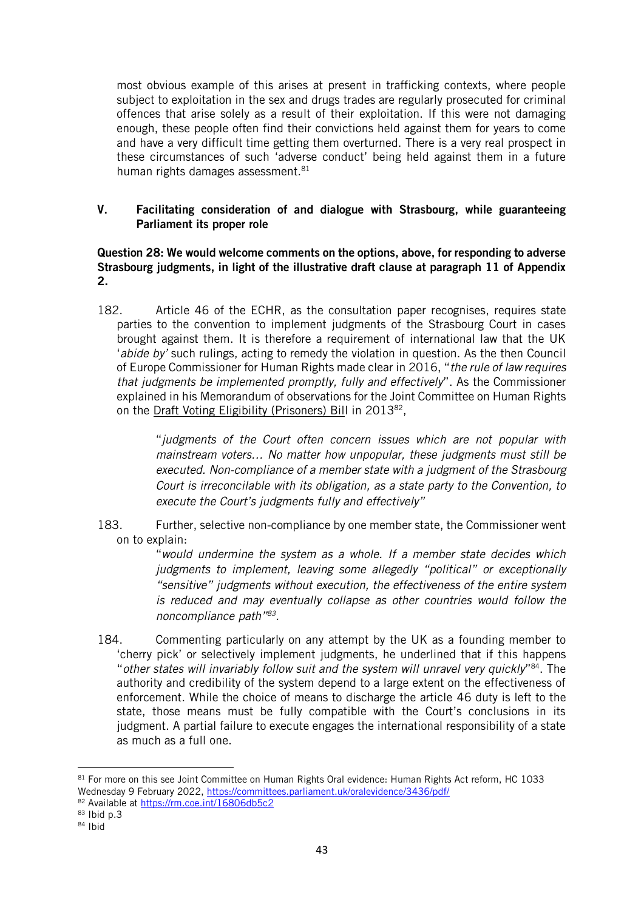most obvious example of this arises at present in trafficking contexts, where people subject to exploitation in the sex and drugs trades are regularly prosecuted for criminal offences that arise solely as a result of their exploitation. If this were not damaging enough, these people often find their convictions held against them for years to come and have a very difficult time getting them overturned. There is a very real prospect in these circumstances of such 'adverse conduct' being held against them in a future human rights damages assessment.[81]

## V. Facilitating consideration of and dialogue with Strasbourg, while guaranteeing Parliament its proper role

**Question 28: We would welcome comments on the options, above, for responding to adverse Strasbourg judgments, in light of the illustrative draft clause at paragraph 11 of Appendix 2.**

182. Article 46 of the ECHR, as the consultation paper recognises, requires state parties to the convention to implement judgments of the Strasbourg Court in cases brought against them. It is therefore a requirement of international law that the UK '*abide by*' such rulings, acting to remedy the violation in question. As the then Council of Europe Commissioner for Human Rights made clear in 2016, "*the rule of law requires that judgments be implemented promptly, fully and effectively*". As the Commissioner explained in his Memorandum of observations for the Joint Committee on Human Rights on the Draft Voting Eligibility (Prisoners) Bill in 2013[82],

> "*judgments of the Court often concern issues which are not popular with mainstream voters… No matter how unpopular, these judgments must still be executed. Non-compliance of a member state with a judgment of the Strasbourg Court is irreconcilable with its obligation, as a state party to the Convention, to execute the Court's judgments fully and effectively*"

183. Further, selective non-compliance by one member state, the Commissioner went on to explain:

> "*would undermine the system as a whole. If a member state decides which judgments to implement, leaving some allegedly "political" or exceptionally "sensitive" judgments without execution, the effectiveness of the entire system is reduced and may eventually collapse as other countries would follow the noncompliance path"*[83].

184. Commenting particularly on any attempt by the UK as a founding member to 'cherry pick' or selectively implement judgments, he underlined that if this happens "*other states will invariably follow suit and the system will unravel very quickly*"[84]. The authority and credibility of the system depend to a large extent on the effectiveness of enforcement. While the choice of means to discharge the article 46 duty is left to the state, those means must be fully compatible with the Court's conclusions in its judgment. A partial failure to execute engages the international responsibility of a state as much as a full one.

---

[81] For more on this see Joint Committee on Human Rights Oral evidence: Human Rights Act reform, HC 1033 Wednesday 9 February 2022, https://committees.parliament.uk/oralevidence/3436/pdf/

[82] Available at https://rm.coe.int/16806db5c2

[83] Ibid p.3

[84] Ibid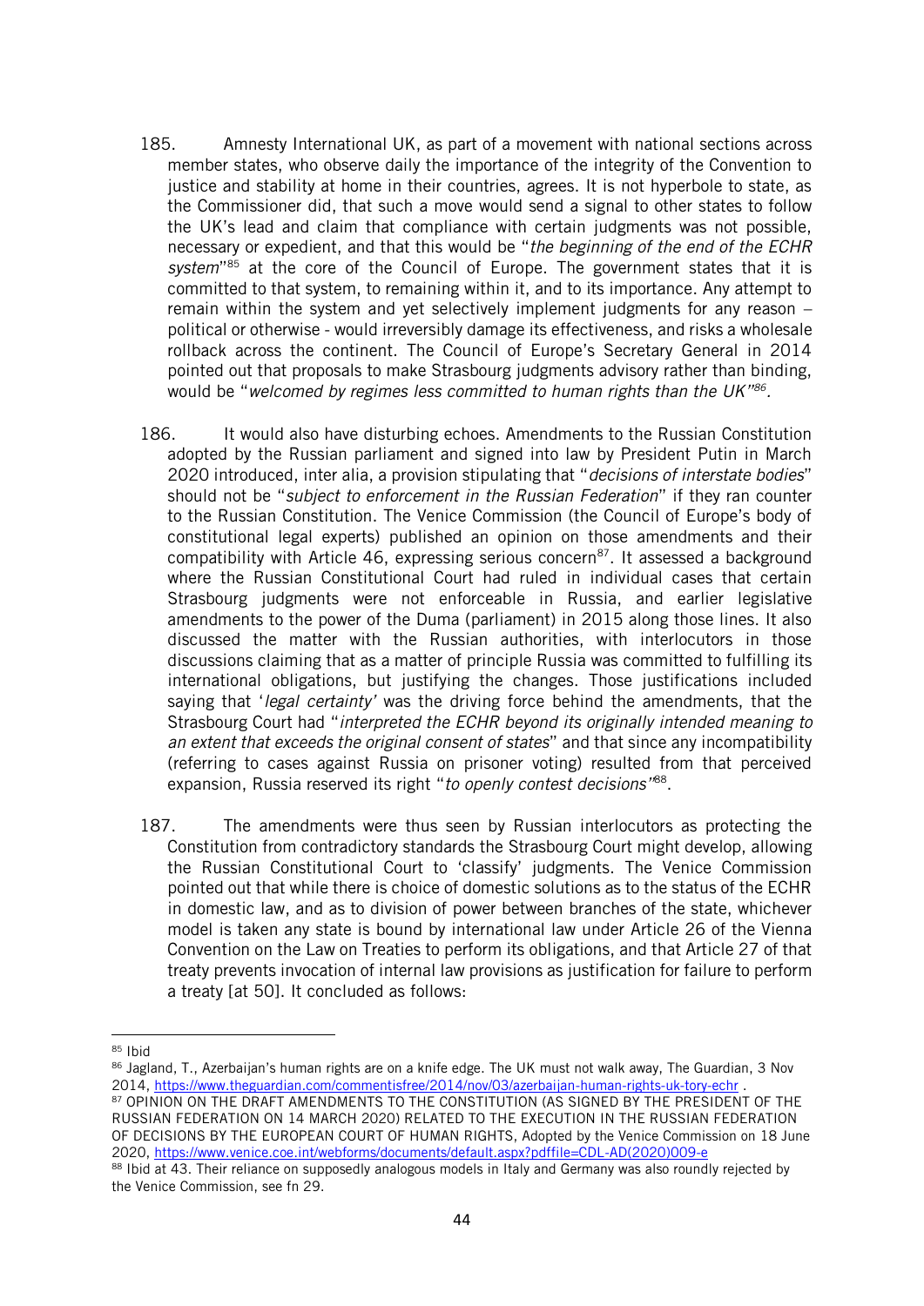185. Amnesty International UK, as part of a movement with national sections across member states, who observe daily the importance of the integrity of the Convention to justice and stability at home in their countries, agrees. It is not hyperbole to state, as the Commissioner did, that such a move would send a signal to other states to follow the UK's lead and claim that compliance with certain judgments was not possible, necessary or expedient, and that this would be "*the beginning of the end of the ECHR system*"[85] at the core of the Council of Europe. The government states that it is committed to that system, to remaining within it, and to its importance. Any attempt to remain within the system and yet selectively implement judgments for any reason – political or otherwise - would irreversibly damage its effectiveness, and risks a wholesale rollback across the continent. The Council of Europe's Secretary General in 2014 pointed out that proposals to make Strasbourg judgments advisory rather than binding, would be "*welcomed by regimes less committed to human rights than the UK*"[86].

186. It would also have disturbing echoes. Amendments to the Russian Constitution adopted by the Russian parliament and signed into law by President Putin in March 2020 introduced, inter alia, a provision stipulating that "*decisions of interstate bodies*" should not be "*subject to enforcement in the Russian Federation*" if they ran counter to the Russian Constitution. The Venice Commission (the Council of Europe's body of constitutional legal experts) published an opinion on those amendments and their compatibility with Article 46, expressing serious concern[87]. It assessed a background where the Russian Constitutional Court had ruled in individual cases that certain Strasbourg judgments were not enforceable in Russia, and earlier legislative amendments to the power of the Duma (parliament) in 2015 along those lines. It also discussed the matter with the Russian authorities, with interlocutors in those discussions claiming that as a matter of principle Russia was committed to fulfilling its international obligations, but justifying the changes. Those justifications included saying that '*legal certainty'* was the driving force behind the amendments, that the Strasbourg Court had "*interpreted the ECHR beyond its originally intended meaning to an extent that exceeds the original consent of states*" and that since any incompatibility (referring to cases against Russia on prisoner voting) resulted from that perceived expansion, Russia reserved its right "*to openly contest decisions*"[88].

187. The amendments were thus seen by Russian interlocutors as protecting the Constitution from contradictory standards the Strasbourg Court might develop, allowing the Russian Constitutional Court to 'classify' judgments. The Venice Commission pointed out that while there is choice of domestic solutions as to the status of the ECHR in domestic law, and as to division of power between branches of the state, whichever model is taken any state is bound by international law under Article 26 of the Vienna Convention on the Law on Treaties to perform its obligations, and that Article 27 of that treaty prevents invocation of internal law provisions as justification for failure to perform a treaty [at 50]. It concluded as follows:

---

[85] Ibid

[86] Jagland, T., Azerbaijan's human rights are on a knife edge. The UK must not walk away, The Guardian, 3 Nov 2014, https://www.theguardian.com/commentisfree/2014/nov/03/azerbaijan-human-rights-uk-tory-echr .

[87] OPINION ON THE DRAFT AMENDMENTS TO THE CONSTITUTION (AS SIGNED BY THE PRESIDENT OF THE RUSSIAN FEDERATION ON 14 MARCH 2020) RELATED TO THE EXECUTION IN THE RUSSIAN FEDERATION OF DECISIONS BY THE EUROPEAN COURT OF HUMAN RIGHTS, Adopted by the Venice Commission on 18 June 2020, https://www.venice.coe.int/webforms/documents/default.aspx?pdffile=CDL-AD(2020)009-e

[88] Ibid at 43. Their reliance on supposedly analogous models in Italy and Germany was also roundly rejected by the Venice Commission, see fn 29.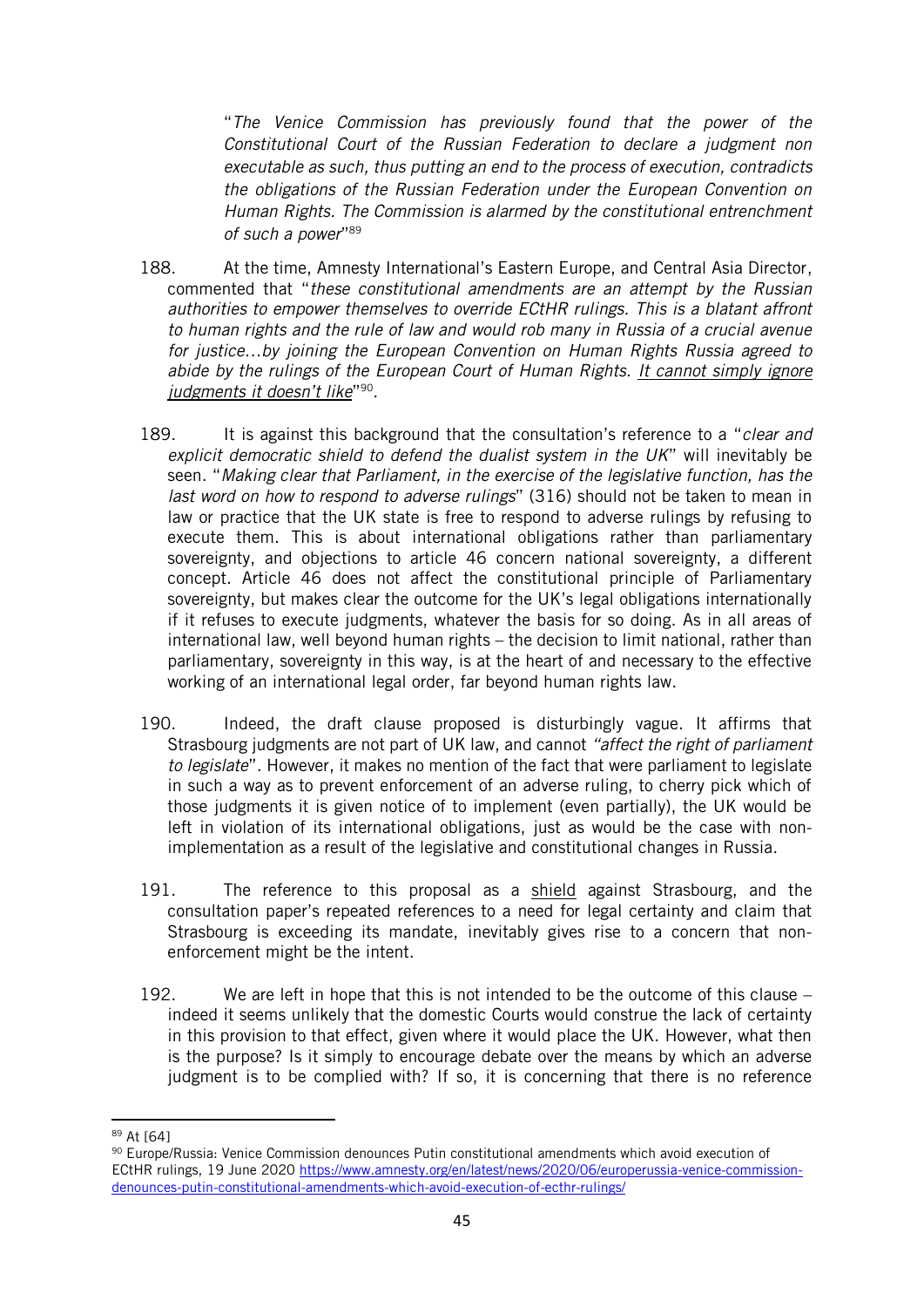> "*The Venice Commission has previously found that the power of the Constitutional Court of the Russian Federation to declare a judgment non executable as such, thus putting an end to the process of execution, contradicts the obligations of the Russian Federation under the European Convention on Human Rights. The Commission is alarmed by the constitutional entrenchment of such a power*"[89]

188. At the time, Amnesty International's Eastern Europe, and Central Asia Director, commented that "*these constitutional amendments are an attempt by the Russian authorities to empower themselves to override ECtHR rulings. This is a blatant affront to human rights and the rule of law and would rob many in Russia of a crucial avenue for justice…by joining the European Convention on Human Rights Russia agreed to abide by the rulings of the European Court of Human Rights. <u>It cannot simply ignore judgments it doesn't like</u>*"[90].

189. It is against this background that the consultation's reference to a "*clear and explicit democratic shield to defend the dualist system in the UK*" will inevitably be seen. "*Making clear that Parliament, in the exercise of the legislative function, has the last word on how to respond to adverse rulings*" (316) should not be taken to mean in law or practice that the UK state is free to respond to adverse rulings by refusing to execute them. This is about international obligations rather than parliamentary sovereignty, and objections to article 46 concern national sovereignty, a different concept. Article 46 does not affect the constitutional principle of Parliamentary sovereignty, but makes clear the outcome for the UK's legal obligations internationally if it refuses to execute judgments, whatever the basis for so doing. As in all areas of international law, well beyond human rights – the decision to limit national, rather than parliamentary, sovereignty in this way, is at the heart of and necessary to the effective working of an international legal order, far beyond human rights law.

190. Indeed, the draft clause proposed is disturbingly vague. It affirms that Strasbourg judgments are not part of UK law, and cannot *"affect the right of parliament to legislate*". However, it makes no mention of the fact that were parliament to legislate in such a way as to prevent enforcement of an adverse ruling, to cherry pick which of those judgments it is given notice of to implement (even partially), the UK would be left in violation of its international obligations, just as would be the case with non-implementation as a result of the legislative and constitutional changes in Russia.

191. The reference to this proposal as a <u>shield</u> against Strasbourg, and the consultation paper's repeated references to a need for legal certainty and claim that Strasbourg is exceeding its mandate, inevitably gives rise to a concern that non-enforcement might be the intent.

192. We are left in hope that this is not intended to be the outcome of this clause – indeed it seems unlikely that the domestic Courts would construe the lack of certainty in this provision to that effect, given where it would place the UK. However, what then is the purpose? Is it simply to encourage debate over the means by which an adverse judgment is to be complied with? If so, it is concerning that there is no reference

---

[89] At [64]

[90] Europe/Russia: Venice Commission denounces Putin constitutional amendments which avoid execution of ECtHR rulings, 19 June 2020 https://www.amnesty.org/en/latest/news/2020/06/europerussia-venice-commission-denounces-putin-constitutional-amendments-which-avoid-execution-of-ecthr-rulings/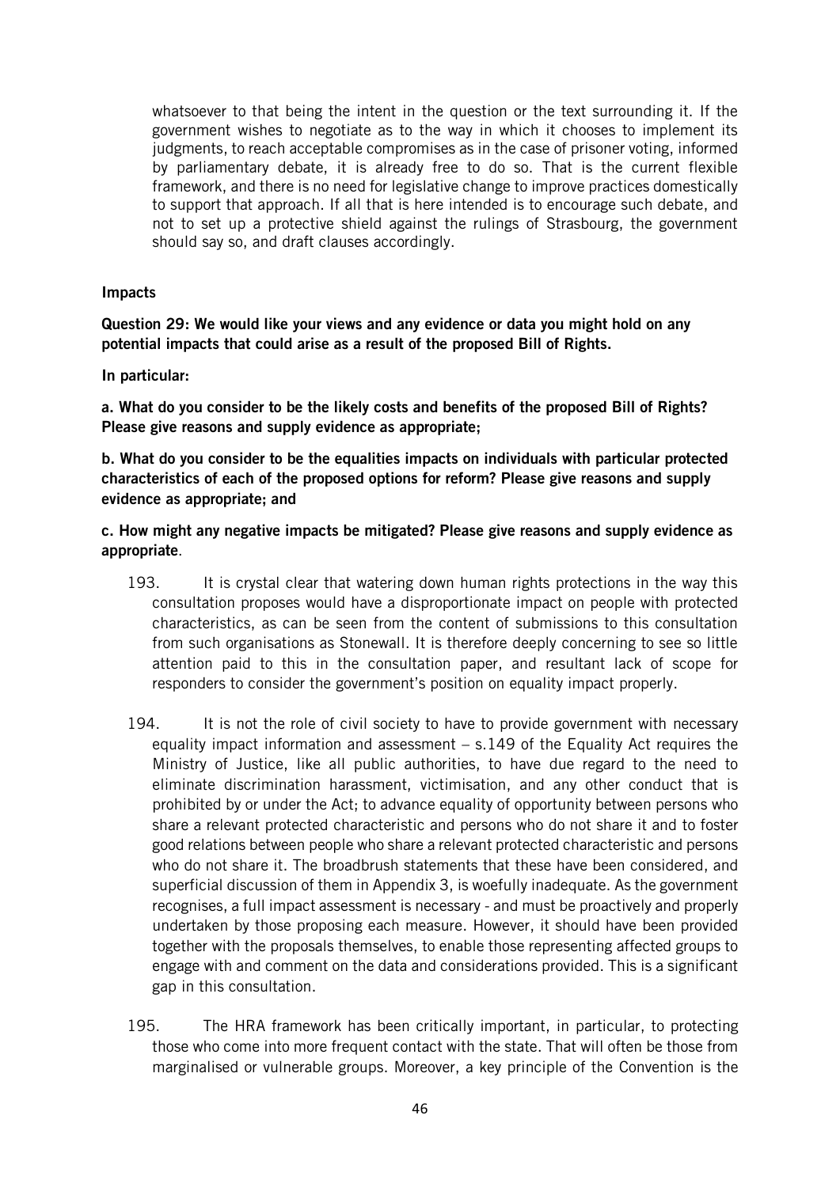whatsoever to that being the intent in the question or the text surrounding it. If the government wishes to negotiate as to the way in which it chooses to implement its judgments, to reach acceptable compromises as in the case of prisoner voting, informed by parliamentary debate, it is already free to do so. That is the current flexible framework, and there is no need for legislative change to improve practices domestically to support that approach. If all that is here intended is to encourage such debate, and not to set up a protective shield against the rulings of Strasbourg, the government should say so, and draft clauses accordingly.

**Impacts**

**Question 29: We would like your views and any evidence or data you might hold on any potential impacts that could arise as a result of the proposed Bill of Rights.**

**In particular:**

**a. What do you consider to be the likely costs and benefits of the proposed Bill of Rights? Please give reasons and supply evidence as appropriate;**

**b. What do you consider to be the equalities impacts on individuals with particular protected characteristics of each of the proposed options for reform? Please give reasons and supply evidence as appropriate; and**

**c. How might any negative impacts be mitigated? Please give reasons and supply evidence as appropriate**.

193. It is crystal clear that watering down human rights protections in the way this consultation proposes would have a disproportionate impact on people with protected characteristics, as can be seen from the content of submissions to this consultation from such organisations as Stonewall. It is therefore deeply concerning to see so little attention paid to this in the consultation paper, and resultant lack of scope for responders to consider the government's position on equality impact properly.

194. It is not the role of civil society to have to provide government with necessary equality impact information and assessment – s.149 of the Equality Act requires the Ministry of Justice, like all public authorities, to have due regard to the need to eliminate discrimination harassment, victimisation, and any other conduct that is prohibited by or under the Act; to advance equality of opportunity between persons who share a relevant protected characteristic and persons who do not share it and to foster good relations between people who share a relevant protected characteristic and persons who do not share it. The broadbrush statements that these have been considered, and superficial discussion of them in Appendix 3, is woefully inadequate. As the government recognises, a full impact assessment is necessary - and must be proactively and properly undertaken by those proposing each measure. However, it should have been provided together with the proposals themselves, to enable those representing affected groups to engage with and comment on the data and considerations provided. This is a significant gap in this consultation.

195. The HRA framework has been critically important, in particular, to protecting those who come into more frequent contact with the state. That will often be those from marginalised or vulnerable groups. Moreover, a key principle of the Convention is the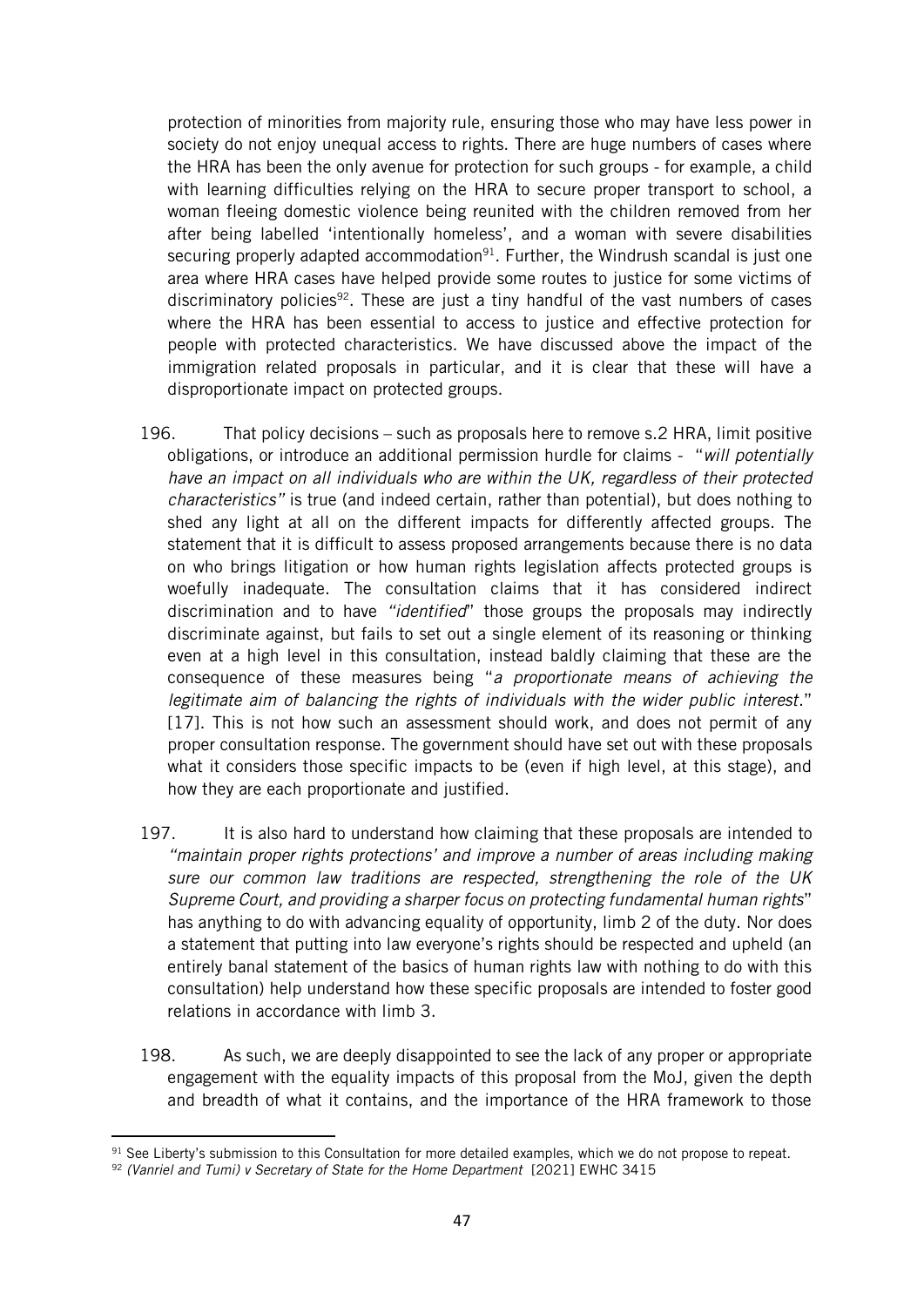protection of minorities from majority rule, ensuring those who may have less power in society do not enjoy unequal access to rights. There are huge numbers of cases where the HRA has been the only avenue for protection for such groups - for example, a child with learning difficulties relying on the HRA to secure proper transport to school, a woman fleeing domestic violence being reunited with the children removed from her after being labelled 'intentionally homeless', and a woman with severe disabilities securing properly adapted accommodation[91]. Further, the Windrush scandal is just one area where HRA cases have helped provide some routes to justice for some victims of discriminatory policies[92]. These are just a tiny handful of the vast numbers of cases where the HRA has been essential to access to justice and effective protection for people with protected characteristics. We have discussed above the impact of the immigration related proposals in particular, and it is clear that these will have a disproportionate impact on protected groups.

196. That policy decisions – such as proposals here to remove s.2 HRA, limit positive obligations, or introduce an additional permission hurdle for claims - "*will potentially have an impact on all individuals who are within the UK, regardless of their protected characteristics"* is true (and indeed certain, rather than potential), but does nothing to shed any light at all on the different impacts for differently affected groups. The statement that it is difficult to assess proposed arrangements because there is no data on who brings litigation or how human rights legislation affects protected groups is woefully inadequate. The consultation claims that it has considered indirect discrimination and to have *"identified*" those groups the proposals may indirectly discriminate against, but fails to set out a single element of its reasoning or thinking even at a high level in this consultation, instead baldly claiming that these are the consequence of these measures being "*a proportionate means of achieving the legitimate aim of balancing the rights of individuals with the wider public interest*." [17]. This is not how such an assessment should work, and does not permit of any proper consultation response. The government should have set out with these proposals what it considers those specific impacts to be (even if high level, at this stage), and how they are each proportionate and justified.

197. It is also hard to understand how claiming that these proposals are intended to *"maintain proper rights protections' and improve a number of areas including making sure our common law traditions are respected, strengthening the role of the UK Supreme Court, and providing a sharper focus on protecting fundamental human rights*" has anything to do with advancing equality of opportunity, limb 2 of the duty. Nor does a statement that putting into law everyone's rights should be respected and upheld (an entirely banal statement of the basics of human rights law with nothing to do with this consultation) help understand how these specific proposals are intended to foster good relations in accordance with limb 3.

198. As such, we are deeply disappointed to see the lack of any proper or appropriate engagement with the equality impacts of this proposal from the MoJ, given the depth and breadth of what it contains, and the importance of the HRA framework to those

---

[91] See Liberty's submission to this Consultation for more detailed examples, which we do not propose to repeat.

[92] *(Vanriel and Tumi) v Secretary of State for the Home Department* [2021] EWHC 3415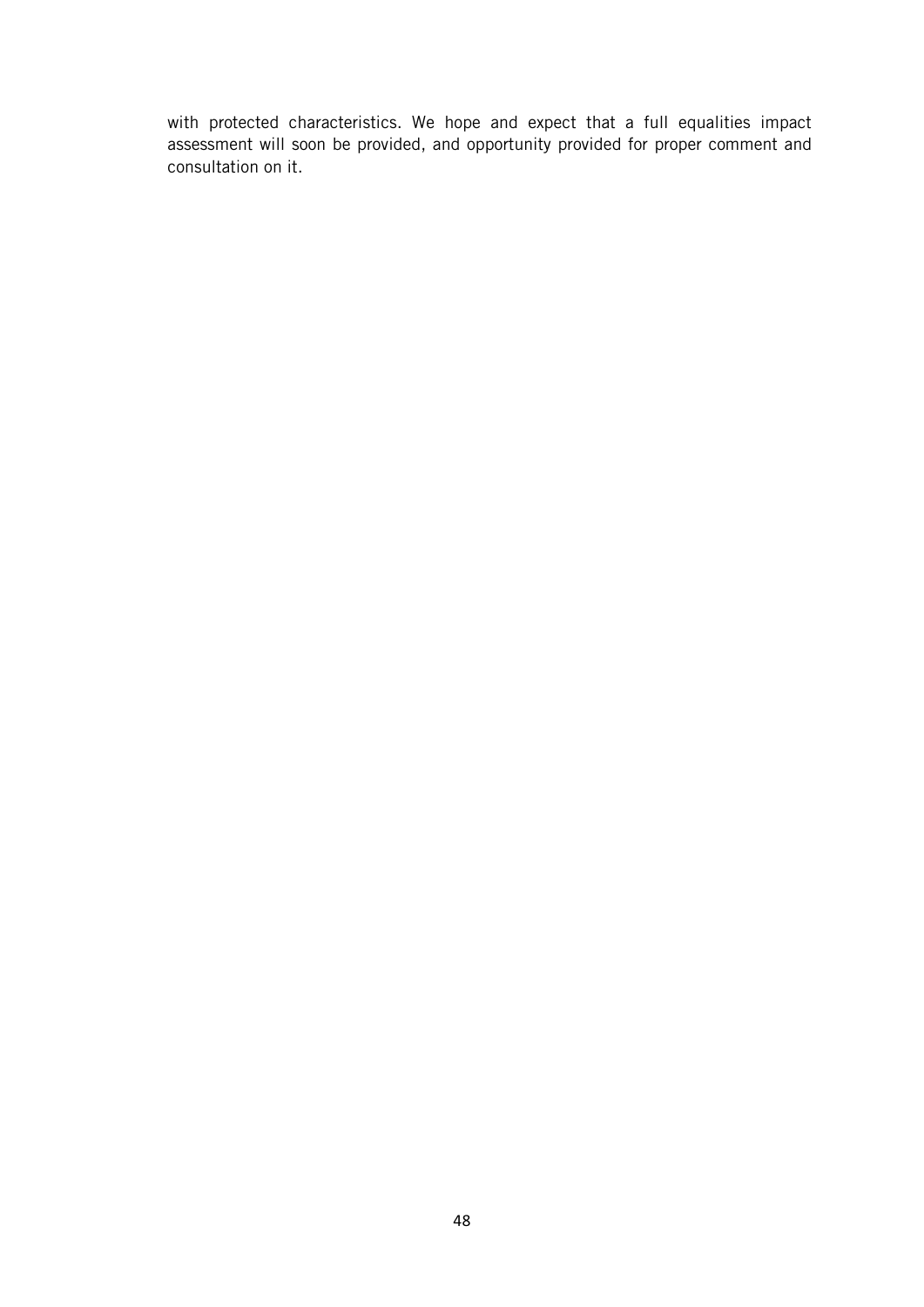with protected characteristics. We hope and expect that a full equalities impact assessment will soon be provided, and opportunity provided for proper comment and consultation on it.